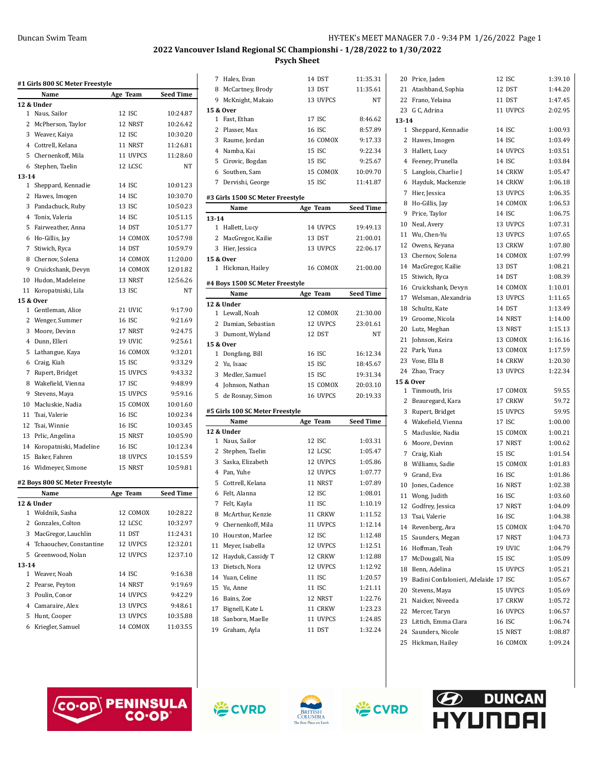Duncan Swim Team

HY-TEK's MEET MANAGER 7.0 - 9:34 PM 1/26/2022

# 2022 Vancouver Island Regional SC Championshi - 1/28/2022 to 1/30/2022

## Psych Sheet

### #1 Girls 800 SC Meter Freestyle

| | Name | Age | Team | Seed Time |
|---|---|---|---|---|
| **12 & Under** | | | | |
| 1 | Naus, Sailor | 12 | ISC | 10:24.87 |
| 2 | McPherson, Taylor | 12 | NRST | 10:26.42 |
| 3 | Weaver, Kaiya | 12 | ISC | 10:30.20 |
| 4 | Cottrell, Kelana | 11 | NRST | 11:26.81 |
| 5 | Chernenkoff, Mila | 11 | UVPCS | 11:28.60 |
| 6 | Stephen, Taelin | 12 | LCSC | NT |
| **13-14** | | | | |
| 1 | Sheppard, Kennadie | 14 | ISC | 10:01.23 |
| 2 | Hawes, Imogen | 14 | ISC | 10:30.70 |
| 3 | Pandachuck, Ruby | 13 | ISC | 10:50.23 |
| 4 | Tonix, Valeria | 14 | ISC | 10:51.15 |
| 5 | Fairweather, Anna | 14 | DST | 10:51.77 |
| 6 | Ho-Gillis, Jay | 14 | COMOX | 10:57.98 |
| 7 | Stiwich, Ryca | 14 | DST | 10:59.79 |
| 8 | Chernov, Solena | 14 | COMOX | 11:20.00 |
| 9 | Cruickshank, Devyn | 14 | COMOX | 12:01.82 |
| 10 | Hudon, Madeleine | 13 | NRST | 12:56.26 |
| 11 | Koropatniski, Lila | 13 | ISC | NT |
| **15 & Over** | | | | |
| 1 | Gentleman, Alice | 21 | UVIC | 9:17.90 |
| 2 | Wenger, Summer | 16 | ISC | 9:21.69 |
| 3 | Moore, Devinn | 17 | NRST | 9:24.75 |
| 4 | Dunn, Elleri | 19 | UVIC | 9:25.61 |
| 5 | Lathangue, Kaya | 16 | COMOX | 9:32.01 |
| 6 | Craig, Kiah | 15 | ISC | 9:33.29 |
| 7 | Rupert, Bridget | 15 | UVPCS | 9:43.32 |
| 8 | Wakefield, Vienna | 17 | ISC | 9:48.99 |
| 9 | Stevens, Maya | 15 | UVPCS | 9:59.16 |
| 10 | Macluskie, Nadia | 15 | COMOX | 10:01.60 |
| 11 | Tsai, Valerie | 16 | ISC | 10:02.34 |
| 12 | Tsai, Winnie | 16 | ISC | 10:03.45 |
| 13 | Prlic, Angelina | 15 | NRST | 10:05.90 |
| 14 | Koropatniski, Madeline | 16 | ISC | 10:12.34 |
| 15 | Baker, Fahren | 18 | UVPCS | 10:15.59 |
| 16 | Widmeyer, Simone | 15 | NRST | 10:59.81 |

### #2 Boys 800 SC Meter Freestyle

| | Name | Age | Team | Seed Time |
|---|---|---|---|---|
| **12 & Under** | | | | |
| 1 | Woldnik, Sasha | 12 | COMOX | 10:28.22 |
| 2 | Gonzales, Colton | 12 | LCSC | 10:32.97 |
| 3 | MacGregor, Lauchlin | 11 | DST | 11:24.31 |
| 4 | Tchaouchev, Constantine | 12 | UVPCS | 12:32.01 |
| 5 | Greenwood, Nolan | 12 | UVPCS | 12:37.10 |
| **13-14** | | | | |
| 1 | Weaver, Noah | 14 | ISC | 9:16.38 |
| 2 | Pearse, Peyton | 14 | NRST | 9:19.69 |
| 3 | Poulin, Conor | 14 | UVPCS | 9:42.29 |
| 4 | Camaraire, Alex | 13 | UVPCS | 9:48.61 |
| 5 | Hunt, Cooper | 13 | UVPCS | 10:35.88 |
| 6 | Kriegler, Samuel | 14 | COMOX | 11:03.55 |
| 7 | Hales, Evan | 14 | DST | 11:35.31 |
| 8 | McCartney, Brody | 13 | DST | 11:35.61 |
| 9 | McKnight, Makaio | 13 | UVPCS | NT |
| **15 & Over** | | | | |
| 1 | Fast, Ethan | 17 | ISC | 8:46.62 |
| 2 | Plasser, Max | 16 | ISC | 8:57.89 |
| 3 | Raume, Jordan | 16 | COMOX | 9:17.33 |
| 4 | Namba, Kai | 15 | ISC | 9:22.34 |
| 5 | Cirovic, Bogdan | 15 | ISC | 9:25.67 |
| 6 | Southen, Sam | 15 | COMOX | 10:09.70 |
| 7 | Dervishi, George | 15 | ISC | 11:41.87 |

### #3 Girls 1500 SC Meter Freestyle

| | Name | Age | Team | Seed Time |
|---|---|---|---|---|
| **13-14** | | | | |
| 1 | Hallett, Lucy | 14 | UVPCS | 19:49.13 |
| 2 | MacGregor, Kailie | 13 | DST | 21:00.01 |
| 3 | Hier, Jessica | 13 | UVPCS | 22:06.17 |
| **15 & Over** | | | | |
| 1 | Hickman, Hailey | 16 | COMOX | 21:00.00 |

### #4 Boys 1500 SC Meter Freestyle

| | Name | Age | Team | Seed Time |
|---|---|---|---|---|
| **12 & Under** | | | | |
| 1 | Lewall, Noah | 12 | COMOX | 21:30.00 |
| 2 | Damian, Sebastian | 12 | UVPCS | 23:01.61 |
| 3 | Dumont, Wyland | 12 | DST | NT |
| **15 & Over** | | | | |
| 1 | Dongfang, Bill | 16 | ISC | 16:12.34 |
| 2 | Yu, Isaac | 15 | ISC | 18:45.67 |
| 3 | Medler, Samuel | 15 | ISC | 19:31.34 |
| 4 | Johnson, Nathan | 15 | COMOX | 20:03.10 |
| 5 | de Rosnay, Simon | 16 | UVPCS | 20:19.33 |

### #5 Girls 100 SC Meter Freestyle

| | Name | Age | Team | Seed Time |
|---|---|---|---|---|
| **12 & Under** | | | | |
| 1 | Naus, Sailor | 12 | ISC | 1:03.31 |
| 2 | Stephen, Taelin | 12 | LCSC | 1:05.47 |
| 3 | Saska, Elizabeth | 12 | UVPCS | 1:05.86 |
| 4 | Pan, Yuhe | 12 | UVPCS | 1:07.77 |
| 5 | Cottrell, Kelana | 11 | NRST | 1:07.89 |
| 6 | Felt, Alanna | 12 | ISC | 1:08.01 |
| 7 | Felt, Kayla | 11 | ISC | 1:10.19 |
| 8 | McArthur, Kenzie | 11 | CRKW | 1:11.52 |
| 9 | Chernenkoff, Mila | 11 | UVPCS | 1:12.14 |
| 10 | Hourston, Marlee | 12 | ISC | 1:12.48 |
| 11 | Meyer, Isabella | 12 | UVPCS | 1:12.51 |
| 12 | Hayduk, Cassidy T | 12 | CRKW | 1:12.88 |
| 13 | Dietsch, Nora | 12 | UVPCS | 1:12.92 |
| 14 | Yuan, Celine | 11 | ISC | 1:20.57 |
| 15 | Yu, Anne | 11 | ISC | 1:21.11 |
| 16 | Bains, Zoe | 12 | NRST | 1:22.76 |
| 17 | Bignell, Kate L | 11 | CRKW | 1:23.23 |
| 18 | Sanborn, Maelle | 11 | UVPCS | 1:24.85 |
| 19 | Graham, Ayla | 11 | DST | 1:32.24 |
| 20 | Price, Jaden | 12 | ISC | 1:39.10 |
| 21 | Atashband, Sophia | 12 | DST | 1:44.20 |
| 22 | Frano, Yelaina | 11 | DST | 1:47.45 |
| 23 | G C, Adrina | 11 | UVPCS | 2:02.95 |
| **13-14** | | | | |
| 1 | Sheppard, Kennadie | 14 | ISC | 1:00.93 |
| 2 | Hawes, Imogen | 14 | ISC | 1:03.49 |
| 3 | Hallett, Lucy | 14 | UVPCS | 1:03.51 |
| 4 | Feeney, Prunella | 14 | ISC | 1:03.84 |
| 5 | Langlois, Charlie J | 14 | CRKW | 1:05.47 |
| 6 | Hayduk, Mackenzie | 14 | CRKW | 1:06.18 |
| 7 | Hier, Jessica | 13 | UVPCS | 1:06.35 |
| 8 | Ho-Gillis, Jay | 14 | COMOX | 1:06.53 |
| 9 | Price, Taylor | 14 | ISC | 1:06.75 |
| 10 | Neal, Avery | 13 | UVPCS | 1:07.31 |
| 11 | Wu, Chen-Yu | 13 | UVPCS | 1:07.65 |
| 12 | Owens, Keyana | 13 | CRKW | 1:07.80 |
| 13 | Chernov, Solena | 14 | COMOX | 1:07.99 |
| 14 | MacGregor, Kailie | 13 | DST | 1:08.21 |
| 15 | Stiwich, Ryca | 14 | DST | 1:08.39 |
| 16 | Cruickshank, Devyn | 14 | COMOX | 1:10.01 |
| 17 | Welsman, Alexandria | 13 | UVPCS | 1:11.65 |
| 18 | Schultz, Kate | 14 | DST | 1:13.49 |
| 19 | Groome, Nicola | 14 | NRST | 1:14.00 |
| 20 | Lutz, Meghan | 13 | NRST | 1:15.13 |
| 21 | Johnson, Keira | 13 | COMOX | 1:16.16 |
| 22 | Park, Yuna | 13 | COMOX | 1:17.59 |
| 23 | Vose, Ella B | 14 | CRKW | 1:20.30 |
| 24 | Zhao, Tracy | 13 | UVPCS | 1:22.34 |
| **15 & Over** | | | | |
| 1 | Tinmouth, Iris | 17 | COMOX | 59.55 |
| 2 | Beauregard, Kara | 17 | CRKW | 59.72 |
| 3 | Rupert, Bridget | 15 | UVPCS | 59.95 |
| 4 | Wakefield, Vienna | 17 | ISC | 1:00.00 |
| 5 | Macluskie, Nadia | 15 | COMOX | 1:00.21 |
| 6 | Moore, Devinn | 17 | NRST | 1:00.62 |
| 7 | Craig, Kiah | 15 | ISC | 1:01.54 |
| 8 | Williams, Sadie | 15 | COMOX | 1:01.83 |
| 9 | Grand, Eva | 16 | ISC | 1:01.86 |
| 10 | Jones, Cadence | 16 | NRST | 1:02.38 |
| 11 | Wong, Judith | 16 | ISC | 1:03.60 |
| 12 | Godfrey, Jessica | 17 | NRST | 1:04.09 |
| 13 | Tsai, Valerie | 16 | ISC | 1:04.38 |
| 14 | Revenberg, Ava | 15 | COMOX | 1:04.70 |
| 15 | Saunders, Megan | 17 | NRST | 1:04.73 |
| 16 | Hoffman, Teah | 19 | UVIC | 1:04.79 |
| 17 | McDougall, Nia | 15 | ISC | 1:05.09 |
| 18 | Benn, Adelina | 15 | UVPCS | 1:05.21 |
| 19 | Badini Confalonieri, Adelaide | 17 | ISC | 1:05.67 |
| 20 | Stevens, Maya | 15 | UVPCS | 1:05.69 |
| 21 | Naicker, Niveeda | 17 | CRKW | 1:05.72 |
| 22 | Mercer, Taryn | 16 | UVPCS | 1:06.57 |
| 23 | Littich, Emma Clara | 16 | ISC | 1:06.74 |
| 24 | Saunders, Nicole | 15 | NRST | 1:08.87 |
| 25 | Hickman, Hailey | 16 | COMOX | 1:09.24 |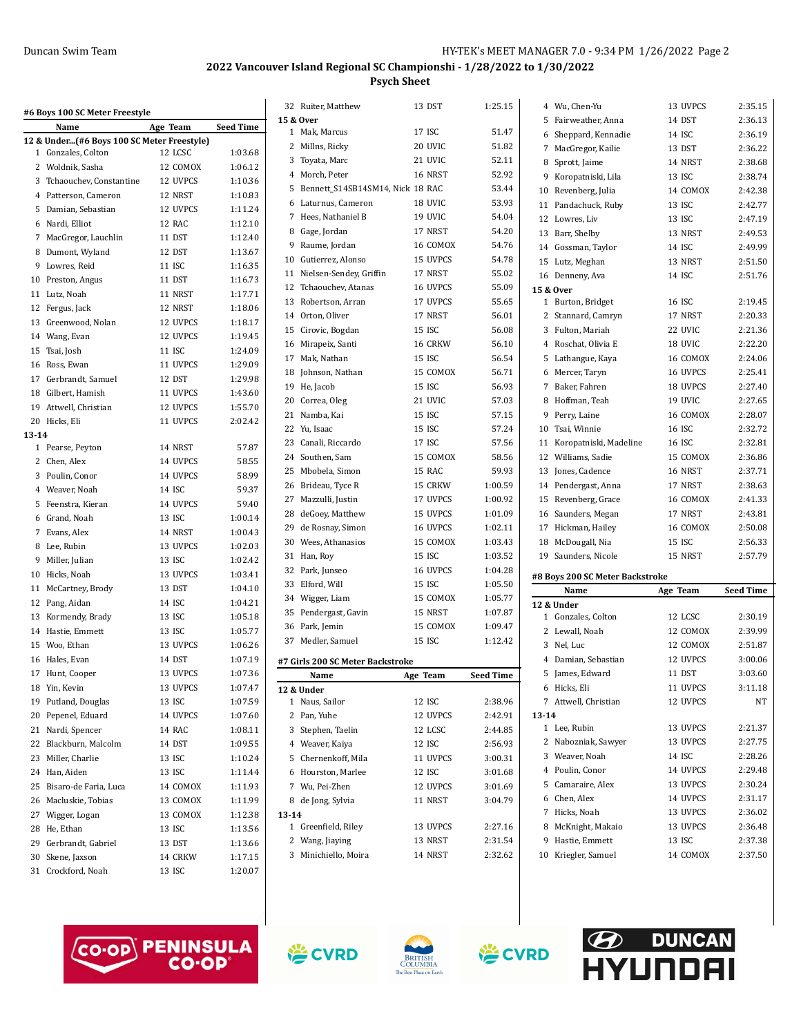Duncan Swim Team

2022 Vancouver Island Regional SC Championshi - 1/28/2022 to 1/30/2022

Psych Sheet

## #6 Boys 100 SC Meter Freestyle

| | Name | Age | Team | Seed Time |
|---|---|---|---|---|
| **12 & Under...(#6 Boys 100 SC Meter Freestyle)** | | | | |
| 1 | Gonzales, Colton | 12 | LCSC | 1:03.68 |
| 2 | Woldnik, Sasha | 12 | COMOX | 1:06.12 |
| 3 | Tchaouchev, Constantine | 12 | UVPCS | 1:10.36 |
| 4 | Patterson, Cameron | 12 | NRST | 1:10.83 |
| 5 | Damian, Sebastian | 12 | UVPCS | 1:11.24 |
| 6 | Nardi, Elliot | 12 | RAC | 1:12.10 |
| 7 | MacGregor, Lauchlin | 11 | DST | 1:12.40 |
| 8 | Dumont, Wyland | 12 | DST | 1:13.67 |
| 9 | Lowres, Reid | 11 | ISC | 1:16.35 |
| 10 | Preston, Angus | 11 | DST | 1:16.73 |
| 11 | Lutz, Noah | 11 | NRST | 1:17.71 |
| 12 | Fergus, Jack | 12 | NRST | 1:18.06 |
| 13 | Greenwood, Nolan | 12 | UVPCS | 1:18.17 |
| 14 | Wang, Evan | 12 | UVPCS | 1:19.45 |
| 15 | Tsai, Josh | 11 | ISC | 1:24.09 |
| 16 | Ross, Ewan | 11 | UVPCS | 1:29.09 |
| 17 | Gerbrandt, Samuel | 12 | DST | 1:29.98 |
| 18 | Gilbert, Hamish | 11 | UVPCS | 1:43.60 |
| 19 | Attwell, Christian | 12 | UVPCS | 1:55.70 |
| 20 | Hicks, Eli | 11 | UVPCS | 2:02.42 |
| **13-14** | | | | |
| 1 | Pearse, Peyton | 14 | NRST | 57.87 |
| 2 | Chen, Alex | 14 | UVPCS | 58.55 |
| 3 | Poulin, Conor | 14 | UVPCS | 58.99 |
| 4 | Weaver, Noah | 14 | ISC | 59.37 |
| 5 | Feenstra, Kieran | 14 | UVPCS | 59.40 |
| 6 | Grand, Noah | 13 | ISC | 1:00.14 |
| 7 | Evans, Alex | 14 | NRST | 1:00.43 |
| 8 | Lee, Rubin | 13 | UVPCS | 1:02.03 |
| 9 | Miller, Julian | 13 | ISC | 1:02.42 |
| 10 | Hicks, Noah | 13 | UVPCS | 1:03.41 |
| 11 | McCartney, Brody | 13 | DST | 1:04.10 |
| 12 | Pang, Aidan | 14 | ISC | 1:04.21 |
| 13 | Kormendy, Brady | 13 | ISC | 1:05.18 |
| 14 | Hastie, Emmett | 13 | ISC | 1:05.77 |
| 15 | Woo, Ethan | 13 | UVPCS | 1:06.26 |
| 16 | Hales, Evan | 14 | DST | 1:07.19 |
| 17 | Hunt, Cooper | 13 | UVPCS | 1:07.36 |
| 18 | Yin, Kevin | 13 | UVPCS | 1:07.47 |
| 19 | Putland, Douglas | 13 | ISC | 1:07.59 |
| 20 | Pepenel, Eduard | 14 | UVPCS | 1:07.60 |
| 21 | Nardi, Spencer | 14 | RAC | 1:08.11 |
| 22 | Blackburn, Malcolm | 14 | DST | 1:09.55 |
| 23 | Miller, Charlie | 13 | ISC | 1:10.24 |
| 24 | Han, Aiden | 13 | ISC | 1:11.44 |
| 25 | Bisaro-de Faria, Luca | 14 | COMOX | 1:11.93 |
| 26 | Macluskie, Tobias | 13 | COMOX | 1:11.99 |
| 27 | Wigger, Logan | 13 | COMOX | 1:12.38 |
| 28 | He, Ethan | 13 | ISC | 1:13.56 |
| 29 | Gerbrandt, Gabriel | 13 | DST | 1:13.66 |
| 30 | Skene, Jaxson | 14 | CRKW | 1:17.15 |
| 31 | Crockford, Noah | 13 | ISC | 1:20.07 |
| 32 | Ruiter, Matthew | 13 | DST | 1:25.15 |
| **15 & Over** | | | | |
| 1 | Mak, Marcus | 17 | ISC | 51.47 |
| 2 | Millns, Ricky | 20 | UVIC | 51.82 |
| 3 | Toyata, Marc | 21 | UVIC | 52.11 |
| 4 | Morch, Peter | 16 | NRST | 52.92 |
| 5 | Bennett_S14SB14SM14, Nick | 18 | RAC | 53.44 |
| 6 | Laturnus, Cameron | 18 | UVIC | 53.93 |
| 7 | Hees, Nathaniel B | 19 | UVIC | 54.04 |
| 8 | Gage, Jordan | 17 | NRST | 54.20 |
| 9 | Raume, Jordan | 16 | COMOX | 54.76 |
| 10 | Gutierrez, Alonso | 15 | UVPCS | 54.78 |
| 11 | Nielsen-Sendey, Griffin | 17 | NRST | 55.02 |
| 12 | Tchaouchev, Atanas | 16 | UVPCS | 55.09 |
| 13 | Robertson, Arran | 17 | UVPCS | 55.65 |
| 14 | Orton, Oliver | 17 | NRST | 56.01 |
| 15 | Cirovic, Bogdan | 15 | ISC | 56.08 |
| 16 | Mirapeix, Santi | 16 | CRKW | 56.10 |
| 17 | Mak, Nathan | 15 | ISC | 56.54 |
| 18 | Johnson, Nathan | 15 | COMOX | 56.71 |
| 19 | He, Jacob | 15 | ISC | 56.93 |
| 20 | Correa, Oleg | 21 | UVIC | 57.03 |
| 21 | Namba, Kai | 15 | ISC | 57.15 |
| 22 | Yu, Isaac | 15 | ISC | 57.24 |
| 23 | Canali, Riccardo | 17 | ISC | 57.56 |
| 24 | Southen, Sam | 15 | COMOX | 58.56 |
| 25 | Mbobela, Simon | 15 | RAC | 59.93 |
| 26 | Brideau, Tyce R | 15 | CRKW | 1:00.59 |
| 27 | Mazzulli, Justin | 17 | UVPCS | 1:00.92 |
| 28 | deGoey, Matthew | 15 | UVPCS | 1:01.09 |
| 29 | de Rosnay, Simon | 16 | UVPCS | 1:02.11 |
| 30 | Wees, Athanasios | 15 | COMOX | 1:03.43 |
| 31 | Han, Roy | 15 | ISC | 1:03.52 |
| 32 | Park, Junseo | 16 | UVPCS | 1:04.28 |
| 33 | Elford, Will | 15 | ISC | 1:05.50 |
| 34 | Wigger, Liam | 15 | COMOX | 1:05.77 |
| 35 | Pendergast, Gavin | 15 | NRST | 1:07.87 |
| 36 | Park, Jemin | 15 | COMOX | 1:09.47 |
| 37 | Medler, Samuel | 15 | ISC | 1:12.42 |

## #7 Girls 200 SC Meter Backstroke

| | Name | Age | Team | Seed Time |
|---|---|---|---|---|
| **12 & Under** | | | | |
| 1 | Naus, Sailor | 12 | ISC | 2:38.96 |
| 2 | Pan, Yuhe | 12 | UVPCS | 2:42.91 |
| 3 | Stephen, Taelin | 12 | LCSC | 2:44.85 |
| 4 | Weaver, Kaiya | 12 | ISC | 2:56.93 |
| 5 | Chernenkoff, Mila | 11 | UVPCS | 3:00.31 |
| 6 | Hourston, Marlee | 12 | ISC | 3:01.68 |
| 7 | Wu, Pei-Zhen | 12 | UVPCS | 3:01.69 |
| 8 | de Jong, Sylvia | 11 | NRST | 3:04.79 |
| **13-14** | | | | |
| 1 | Greenfield, Riley | 13 | UVPCS | 2:27.16 |
| 2 | Wang, Jiaying | 13 | NRST | 2:31.54 |
| 3 | Minichiello, Moira | 14 | NRST | 2:32.62 |
| 4 | Wu, Chen-Yu | 13 | UVPCS | 2:35.15 |
| 5 | Fairweather, Anna | 14 | DST | 2:36.13 |
| 6 | Sheppard, Kennadie | 14 | ISC | 2:36.19 |
| 7 | MacGregor, Kailie | 13 | DST | 2:36.22 |
| 8 | Sprott, Jaime | 14 | NRST | 2:38.68 |
| 9 | Koropatniski, Lila | 13 | ISC | 2:38.74 |
| 10 | Revenberg, Julia | 14 | COMOX | 2:42.38 |
| 11 | Pandachuck, Ruby | 13 | ISC | 2:42.77 |
| 12 | Lowres, Liv | 13 | ISC | 2:47.19 |
| 13 | Barr, Shelby | 13 | NRST | 2:49.53 |
| 14 | Gossman, Taylor | 14 | ISC | 2:49.99 |
| 15 | Lutz, Meghan | 13 | NRST | 2:51.50 |
| 16 | Denneny, Ava | 14 | ISC | 2:51.76 |
| **15 & Over** | | | | |
| 1 | Burton, Bridget | 16 | ISC | 2:19.45 |
| 2 | Stannard, Camryn | 17 | NRST | 2:20.33 |
| 3 | Fulton, Mariah | 22 | UVIC | 2:21.36 |
| 4 | Roschat, Olivia E | 18 | UVIC | 2:22.20 |
| 5 | Lathangue, Kaya | 16 | COMOX | 2:24.06 |
| 6 | Mercer, Taryn | 16 | UVPCS | 2:25.41 |
| 7 | Baker, Fahren | 18 | UVPCS | 2:27.40 |
| 8 | Hoffman, Teah | 19 | UVIC | 2:27.65 |
| 9 | Perry, Laine | 16 | COMOX | 2:28.07 |
| 10 | Tsai, Winnie | 16 | ISC | 2:32.72 |
| 11 | Koropatniski, Madeline | 16 | ISC | 2:32.81 |
| 12 | Williams, Sadie | 15 | COMOX | 2:36.86 |
| 13 | Jones, Cadence | 16 | NRST | 2:37.71 |
| 14 | Pendergast, Anna | 17 | NRST | 2:38.63 |
| 15 | Revenberg, Grace | 16 | COMOX | 2:41.33 |
| 16 | Saunders, Megan | 17 | NRST | 2:43.81 |
| 17 | Hickman, Hailey | 16 | COMOX | 2:50.08 |
| 18 | McDougall, Nia | 15 | ISC | 2:56.33 |
| 19 | Saunders, Nicole | 15 | NRST | 2:57.79 |

## #8 Boys 200 SC Meter Backstroke

| | Name | Age | Team | Seed Time |
|---|---|---|---|---|
| **12 & Under** | | | | |
| 1 | Gonzales, Colton | 12 | LCSC | 2:30.19 |
| 2 | Lewall, Noah | 12 | COMOX | 2:39.99 |
| 3 | Nel, Luc | 12 | COMOX | 2:51.87 |
| 4 | Damian, Sebastian | 12 | UVPCS | 3:00.06 |
| 5 | James, Edward | 11 | DST | 3:03.60 |
| 6 | Hicks, Eli | 11 | UVPCS | 3:11.18 |
| 7 | Attwell, Christian | 12 | UVPCS | NT |
| **13-14** | | | | |
| 1 | Lee, Rubin | 13 | UVPCS | 2:21.37 |
| 2 | Nabozniak, Sawyer | 13 | UVPCS | 2:27.75 |
| 3 | Weaver, Noah | 14 | ISC | 2:28.26 |
| 4 | Poulin, Conor | 14 | UVPCS | 2:29.48 |
| 5 | Camaraire, Alex | 13 | UVPCS | 2:30.24 |
| 6 | Chen, Alex | 14 | UVPCS | 2:31.17 |
| 7 | Hicks, Noah | 13 | UVPCS | 2:36.02 |
| 8 | McKnight, Makaio | 13 | UVPCS | 2:36.48 |
| 9 | Hastie, Emmett | 13 | ISC | 2:37.38 |
| 10 | Kriegler, Samuel | 14 | COMOX | 2:37.50 |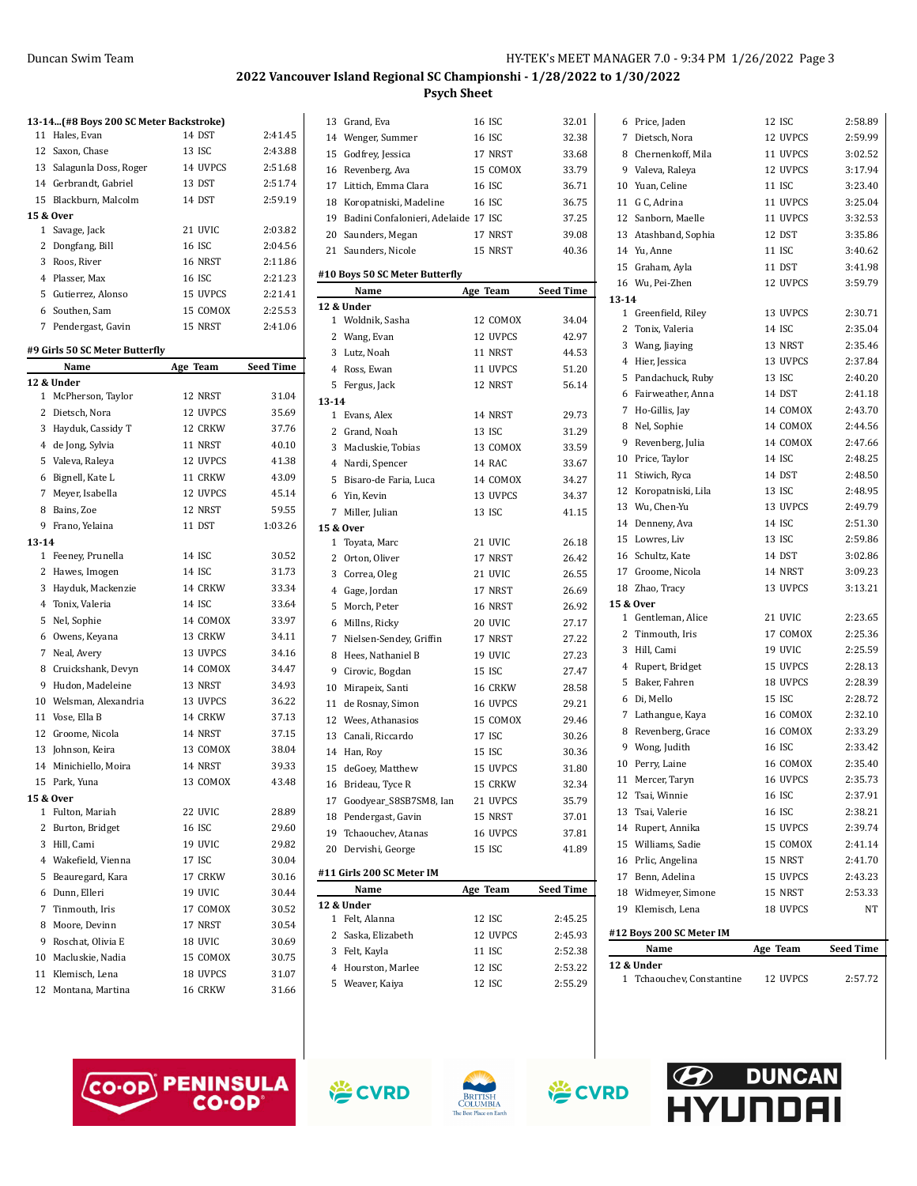## 2022 Vancouver Island Regional SC Championshi - 1/28/2022 to 1/30/2022

### Psych Sheet

#### 13-14...(#8 Boys 200 SC Meter Backstroke)

| | Name | Age | Team | Seed Time |
|---|---|---|---|---|
| 11 | Hales, Evan | 14 | DST | 2:41.45 |
| 12 | Saxon, Chase | 13 | ISC | 2:43.88 |
| 13 | Salagunla Doss, Roger | 14 | UVPCS | 2:51.68 |
| 14 | Gerbrandt, Gabriel | 13 | DST | 2:51.74 |
| 15 | Blackburn, Malcolm | 14 | DST | 2:59.19 |
| **15 & Over** | | | | |
| 1 | Savage, Jack | 21 | UVIC | 2:03.82 |
| 2 | Dongfang, Bill | 16 | ISC | 2:04.56 |
| 3 | Roos, River | 16 | NRST | 2:11.86 |
| 4 | Plasser, Max | 16 | ISC | 2:21.23 |
| 5 | Gutierrez, Alonso | 15 | UVPCS | 2:21.41 |
| 6 | Southen, Sam | 15 | COMOX | 2:25.53 |
| 7 | Pendergast, Gavin | 15 | NRST | 2:41.06 |

#### #9 Girls 50 SC Meter Butterfly

| | Name | Age | Team | Seed Time |
|---|---|---|---|---|
| **12 & Under** | | | | |
| 1 | McPherson, Taylor | 12 | NRST | 31.04 |
| 2 | Dietsch, Nora | 12 | UVPCS | 35.69 |
| 3 | Hayduk, Cassidy T | 12 | CRKW | 37.76 |
| 4 | de Jong, Sylvia | 11 | NRST | 40.10 |
| 5 | Valeva, Raleya | 12 | UVPCS | 41.38 |
| 6 | Bignell, Kate L | 11 | CRKW | 43.09 |
| 7 | Meyer, Isabella | 12 | UVPCS | 45.14 |
| 8 | Bains, Zoe | 12 | NRST | 59.55 |
| 9 | Frano, Yelaina | 11 | DST | 1:03.26 |
| **13-14** | | | | |
| 1 | Feeney, Prunella | 14 | ISC | 30.52 |
| 2 | Hawes, Imogen | 14 | ISC | 31.73 |
| 3 | Hayduk, Mackenzie | 14 | CRKW | 33.34 |
| 4 | Tonix, Valeria | 14 | ISC | 33.64 |
| 5 | Nel, Sophie | 14 | COMOX | 33.97 |
| 6 | Owens, Keyana | 13 | CRKW | 34.11 |
| 7 | Neal, Avery | 13 | UVPCS | 34.16 |
| 8 | Cruickshank, Devyn | 14 | COMOX | 34.47 |
| 9 | Hudon, Madeleine | 13 | NRST | 34.93 |
| 10 | Welsman, Alexandria | 13 | UVPCS | 36.22 |
| 11 | Vose, Ella B | 14 | CRKW | 37.13 |
| 12 | Groome, Nicola | 14 | NRST | 37.15 |
| 13 | Johnson, Keira | 13 | COMOX | 38.04 |
| 14 | Minichiello, Moira | 14 | NRST | 39.33 |
| 15 | Park, Yuna | 13 | COMOX | 43.48 |
| **15 & Over** | | | | |
| 1 | Fulton, Mariah | 22 | UVIC | 28.89 |
| 2 | Burton, Bridget | 16 | ISC | 29.60 |
| 3 | Hill, Cami | 19 | UVIC | 29.82 |
| 4 | Wakefield, Vienna | 17 | ISC | 30.04 |
| 5 | Beauregard, Kara | 17 | CRKW | 30.16 |
| 6 | Dunn, Elleri | 19 | UVIC | 30.44 |
| 7 | Tinmouth, Iris | 17 | COMOX | 30.52 |
| 8 | Moore, Devinn | 17 | NRST | 30.54 |
| 9 | Roschat, Olivia E | 18 | UVIC | 30.69 |
| 10 | Macluskie, Nadia | 15 | COMOX | 30.75 |
| 11 | Klemisch, Lena | 18 | UVPCS | 31.07 |
| 12 | Montana, Martina | 16 | CRKW | 31.66 |
| 13 | Grand, Eva | 16 | ISC | 32.01 |
| 14 | Wenger, Summer | 16 | ISC | 32.38 |
| 15 | Godfrey, Jessica | 17 | NRST | 33.68 |
| 16 | Revenberg, Ava | 15 | COMOX | 33.79 |
| 17 | Littich, Emma Clara | 16 | ISC | 36.71 |
| 18 | Koropatniski, Madeline | 16 | ISC | 36.75 |
| 19 | Badini Confalonieri, Adelaide | 17 | ISC | 37.25 |
| 20 | Saunders, Megan | 17 | NRST | 39.08 |
| 21 | Saunders, Nicole | 15 | NRST | 40.36 |

#### #10 Boys 50 SC Meter Butterfly

| | Name | Age | Team | Seed Time |
|---|---|---|---|---|
| **12 & Under** | | | | |
| 1 | Woldnik, Sasha | 12 | COMOX | 34.04 |
| 2 | Wang, Evan | 12 | UVPCS | 42.97 |
| 3 | Lutz, Noah | 11 | NRST | 44.53 |
| 4 | Ross, Ewan | 11 | UVPCS | 51.20 |
| 5 | Fergus, Jack | 12 | NRST | 56.14 |
| **13-14** | | | | |
| 1 | Evans, Alex | 14 | NRST | 29.73 |
| 2 | Grand, Noah | 13 | ISC | 31.29 |
| 3 | Macluskie, Tobias | 13 | COMOX | 33.59 |
| 4 | Nardi, Spencer | 14 | RAC | 33.67 |
| 5 | Bisaro-de Faria, Luca | 14 | COMOX | 34.27 |
| 6 | Yin, Kevin | 13 | UVPCS | 34.37 |
| 7 | Miller, Julian | 13 | ISC | 41.15 |
| **15 & Over** | | | | |
| 1 | Toyata, Marc | 21 | UVIC | 26.18 |
| 2 | Orton, Oliver | 17 | NRST | 26.42 |
| 3 | Correa, Oleg | 21 | UVIC | 26.55 |
| 4 | Gage, Jordan | 17 | NRST | 26.69 |
| 5 | Morch, Peter | 16 | NRST | 26.92 |
| 6 | Millns, Ricky | 20 | UVIC | 27.17 |
| 7 | Nielsen-Sendey, Griffin | 17 | NRST | 27.22 |
| 8 | Hees, Nathaniel B | 19 | UVIC | 27.23 |
| 9 | Cirovic, Bogdan | 15 | ISC | 27.47 |
| 10 | Mirapeix, Santi | 16 | CRKW | 28.58 |
| 11 | de Rosnay, Simon | 16 | UVPCS | 29.21 |
| 12 | Wees, Athanasios | 15 | COMOX | 29.46 |
| 13 | Canali, Riccardo | 17 | ISC | 30.26 |
| 14 | Han, Roy | 15 | ISC | 30.36 |
| 15 | deGoey, Matthew | 15 | UVPCS | 31.80 |
| 16 | Brideau, Tyce R | 15 | CRKW | 32.34 |
| 17 | Goodyear_S8SB7SM8, Ian | 21 | UVPCS | 35.79 |
| 18 | Pendergast, Gavin | 15 | NRST | 37.01 |
| 19 | Tchaouchev, Atanas | 16 | UVPCS | 37.81 |
| 20 | Dervishi, George | 15 | ISC | 41.89 |

#### #11 Girls 200 SC Meter IM

| | Name | Age | Team | Seed Time |
|---|---|---|---|---|
| **12 & Under** | | | | |
| 1 | Felt, Alanna | 12 | ISC | 2:45.25 |
| 2 | Saska, Elizabeth | 12 | UVPCS | 2:45.93 |
| 3 | Felt, Kayla | 11 | ISC | 2:52.38 |
| 4 | Hourston, Marlee | 12 | ISC | 2:53.22 |
| 5 | Weaver, Kaiya | 12 | ISC | 2:55.29 |
| 6 | Price, Jaden | 12 | ISC | 2:58.89 |
| 7 | Dietsch, Nora | 12 | UVPCS | 2:59.99 |
| 8 | Chernenkoff, Mila | 11 | UVPCS | 3:02.52 |
| 9 | Valeva, Raleya | 12 | UVPCS | 3:17.94 |
| 10 | Yuan, Celine | 11 | ISC | 3:23.40 |
| 11 | G C, Adrina | 11 | UVPCS | 3:25.04 |
| 12 | Sanborn, Maelle | 11 | UVPCS | 3:32.53 |
| 13 | Atashband, Sophia | 12 | DST | 3:35.86 |
| 14 | Yu, Anne | 11 | ISC | 3:40.62 |
| 15 | Graham, Ayla | 11 | DST | 3:41.98 |
| 16 | Wu, Pei-Zhen | 12 | UVPCS | 3:59.79 |
| **13-14** | | | | |
| 1 | Greenfield, Riley | 13 | UVPCS | 2:30.71 |
| 2 | Tonix, Valeria | 14 | ISC | 2:35.04 |
| 3 | Wang, Jiaying | 13 | NRST | 2:35.46 |
| 4 | Hier, Jessica | 13 | UVPCS | 2:37.84 |
| 5 | Pandachuck, Ruby | 13 | ISC | 2:40.20 |
| 6 | Fairweather, Anna | 14 | DST | 2:41.18 |
| 7 | Ho-Gillis, Jay | 14 | COMOX | 2:43.70 |
| 8 | Nel, Sophie | 14 | COMOX | 2:44.56 |
| 9 | Revenberg, Julia | 14 | COMOX | 2:47.66 |
| 10 | Price, Taylor | 14 | ISC | 2:48.25 |
| 11 | Stiwich, Ryca | 14 | DST | 2:48.50 |
| 12 | Koropatniski, Lila | 13 | ISC | 2:48.95 |
| 13 | Wu, Chen-Yu | 13 | UVPCS | 2:49.79 |
| 14 | Denneny, Ava | 14 | ISC | 2:51.30 |
| 15 | Lowres, Liv | 13 | ISC | 2:59.86 |
| 16 | Schultz, Kate | 14 | DST | 3:02.86 |
| 17 | Groome, Nicola | 14 | NRST | 3:09.23 |
| 18 | Zhao, Tracy | 13 | UVPCS | 3:13.21 |
| **15 & Over** | | | | |
| 1 | Gentleman, Alice | 21 | UVIC | 2:23.65 |
| 2 | Tinmouth, Iris | 17 | COMOX | 2:25.36 |
| 3 | Hill, Cami | 19 | UVIC | 2:25.59 |
| 4 | Rupert, Bridget | 15 | UVPCS | 2:28.13 |
| 5 | Baker, Fahren | 18 | UVPCS | 2:28.39 |
| 6 | Di, Mello | 15 | ISC | 2:28.72 |
| 7 | Lathangue, Kaya | 16 | COMOX | 2:32.10 |
| 8 | Revenberg, Grace | 16 | COMOX | 2:33.29 |
| 9 | Wong, Judith | 16 | ISC | 2:33.42 |
| 10 | Perry, Laine | 16 | COMOX | 2:35.40 |
| 11 | Mercer, Taryn | 16 | UVPCS | 2:35.73 |
| 12 | Tsai, Winnie | 16 | ISC | 2:37.91 |
| 13 | Tsai, Valerie | 16 | ISC | 2:38.21 |
| 14 | Rupert, Annika | 15 | UVPCS | 2:39.74 |
| 15 | Williams, Sadie | 15 | COMOX | 2:41.14 |
| 16 | Prlic, Angelina | 15 | NRST | 2:41.70 |
| 17 | Benn, Adelina | 15 | UVPCS | 2:43.23 |
| 18 | Widmeyer, Simone | 15 | NRST | 2:53.33 |
| 19 | Klemisch, Lena | 18 | UVPCS | NT |

#### #12 Boys 200 SC Meter IM

| | Name | Age | Team | Seed Time |
|---|---|---|---|---|
| **12 & Under** | | | | |
| 1 | Tchaouchev, Constantine | 12 | UVPCS | 2:57.72 |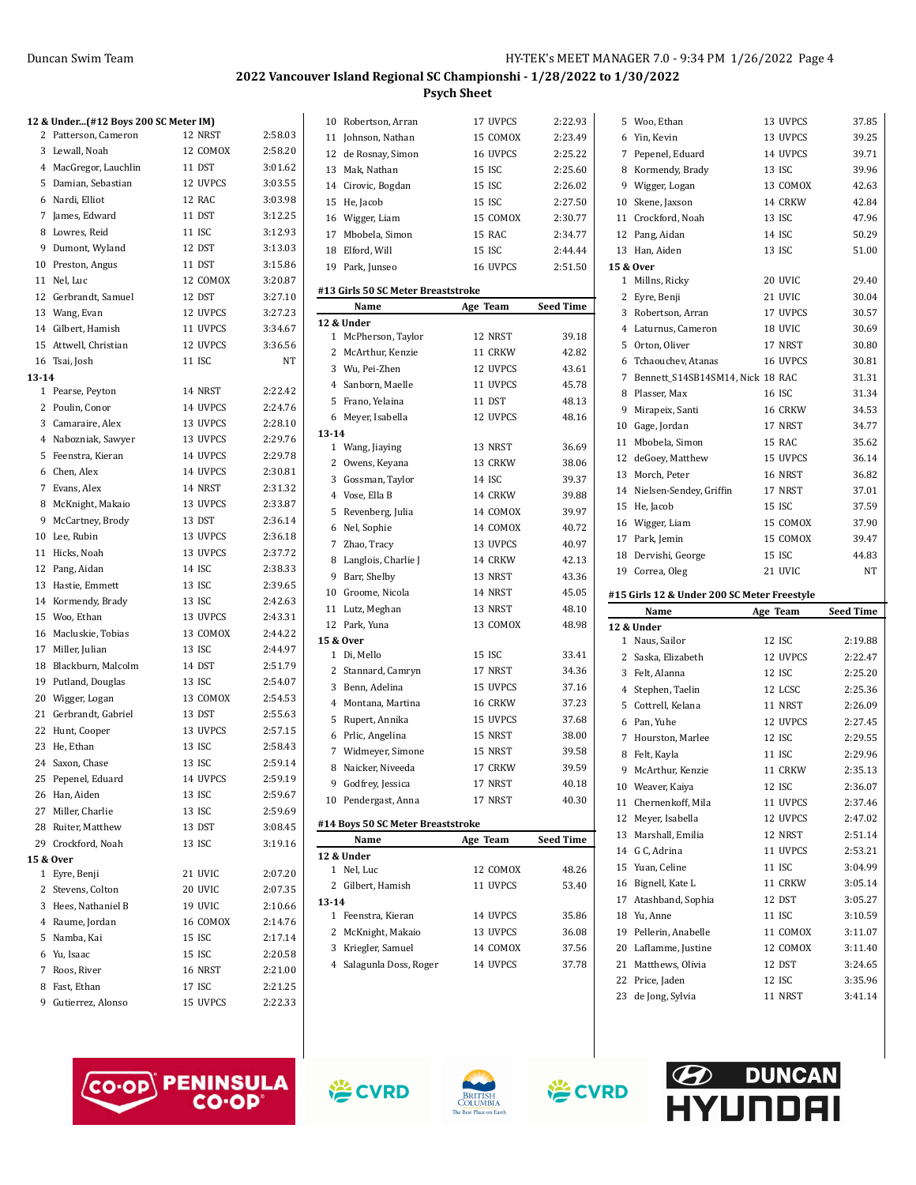## 2022 Vancouver Island Regional SC Championshi - 1/28/2022 to 1/30/2022

### Psych Sheet

#### 12 & Under...(#12 Boys 200 SC Meter IM)

| | Name | Age | Team | Seed Time |
|---|---|---|---|---|
| 2 | Patterson, Cameron | 12 | NRST | 2:58.03 |
| 3 | Lewall, Noah | 12 | COMOX | 2:58.20 |
| 4 | MacGregor, Lauchlin | 11 | DST | 3:01.62 |
| 5 | Damian, Sebastian | 12 | UVPCS | 3:03.55 |
| 6 | Nardi, Elliot | 12 | RAC | 3:03.98 |
| 7 | James, Edward | 11 | DST | 3:12.25 |
| 8 | Lowres, Reid | 11 | ISC | 3:12.93 |
| 9 | Dumont, Wyland | 12 | DST | 3:13.03 |
| 10 | Preston, Angus | 11 | DST | 3:15.86 |
| 11 | Nel, Luc | 12 | COMOX | 3:20.87 |
| 12 | Gerbrandt, Samuel | 12 | DST | 3:27.10 |
| 13 | Wang, Evan | 12 | UVPCS | 3:27.23 |
| 14 | Gilbert, Hamish | 11 | UVPCS | 3:34.67 |
| 15 | Attwell, Christian | 12 | UVPCS | 3:36.56 |
| 16 | Tsai, Josh | 11 | ISC | NT |
| **13-14** | | | | |
| 1 | Pearse, Peyton | 14 | NRST | 2:22.42 |
| 2 | Poulin, Conor | 14 | UVPCS | 2:24.76 |
| 3 | Camaraire, Alex | 13 | UVPCS | 2:28.10 |
| 4 | Nabozniak, Sawyer | 13 | UVPCS | 2:29.76 |
| 5 | Feenstra, Kieran | 14 | UVPCS | 2:29.78 |
| 6 | Chen, Alex | 14 | UVPCS | 2:30.81 |
| 7 | Evans, Alex | 14 | NRST | 2:31.32 |
| 8 | McKnight, Makaio | 13 | UVPCS | 2:33.87 |
| 9 | McCartney, Brody | 13 | DST | 2:36.14 |
| 10 | Lee, Rubin | 13 | UVPCS | 2:36.18 |
| 11 | Hicks, Noah | 13 | UVPCS | 2:37.72 |
| 12 | Pang, Aidan | 14 | ISC | 2:38.33 |
| 13 | Hastie, Emmett | 13 | ISC | 2:39.65 |
| 14 | Kormendy, Brady | 13 | ISC | 2:42.63 |
| 15 | Woo, Ethan | 13 | UVPCS | 2:43.31 |
| 16 | Macluskie, Tobias | 13 | COMOX | 2:44.22 |
| 17 | Miller, Julian | 13 | ISC | 2:44.97 |
| 18 | Blackburn, Malcolm | 14 | DST | 2:51.79 |
| 19 | Putland, Douglas | 13 | ISC | 2:54.07 |
| 20 | Wigger, Logan | 13 | COMOX | 2:54.53 |
| 21 | Gerbrandt, Gabriel | 13 | DST | 2:55.63 |
| 22 | Hunt, Cooper | 13 | UVPCS | 2:57.15 |
| 23 | He, Ethan | 13 | ISC | 2:58.43 |
| 24 | Saxon, Chase | 13 | ISC | 2:59.14 |
| 25 | Pepenel, Eduard | 14 | UVPCS | 2:59.19 |
| 26 | Han, Aiden | 13 | ISC | 2:59.67 |
| 27 | Miller, Charlie | 13 | ISC | 2:59.69 |
| 28 | Ruiter, Matthew | 13 | DST | 3:08.45 |
| 29 | Crockford, Noah | 13 | ISC | 3:19.16 |
| **15 & Over** | | | | |
| 1 | Eyre, Benji | 21 | UVIC | 2:07.20 |
| 2 | Stevens, Colton | 20 | UVIC | 2:07.35 |
| 3 | Hees, Nathaniel B | 19 | UVIC | 2:10.66 |
| 4 | Raume, Jordan | 16 | COMOX | 2:14.76 |
| 5 | Namba, Kai | 15 | ISC | 2:17.14 |
| 6 | Yu, Isaac | 15 | ISC | 2:20.58 |
| 7 | Roos, River | 16 | NRST | 2:21.00 |
| 8 | Fast, Ethan | 17 | ISC | 2:21.25 |
| 9 | Gutierrez, Alonso | 15 | UVPCS | 2:22.33 |
| 10 | Robertson, Arran | 17 | UVPCS | 2:22.93 |
| 11 | Johnson, Nathan | 15 | COMOX | 2:23.49 |
| 12 | de Rosnay, Simon | 16 | UVPCS | 2:25.22 |
| 13 | Mak, Nathan | 15 | ISC | 2:25.60 |
| 14 | Cirovic, Bogdan | 15 | ISC | 2:26.02 |
| 15 | He, Jacob | 15 | ISC | 2:27.50 |
| 16 | Wigger, Liam | 15 | COMOX | 2:30.77 |
| 17 | Mbobela, Simon | 15 | RAC | 2:34.77 |
| 18 | Elford, Will | 15 | ISC | 2:44.44 |
| 19 | Park, Junseo | 16 | UVPCS | 2:51.50 |

#### #13 Girls 50 SC Meter Breaststroke

| | Name | Age | Team | Seed Time |
|---|---|---|---|---|
| **12 & Under** | | | | |
| 1 | McPherson, Taylor | 12 | NRST | 39.18 |
| 2 | McArthur, Kenzie | 11 | CRKW | 42.82 |
| 3 | Wu, Pei-Zhen | 12 | UVPCS | 43.61 |
| 4 | Sanborn, Maelle | 11 | UVPCS | 45.78 |
| 5 | Frano, Yelaina | 11 | DST | 48.13 |
| 6 | Meyer, Isabella | 12 | UVPCS | 48.16 |
| **13-14** | | | | |
| 1 | Wang, Jiaying | 13 | NRST | 36.69 |
| 2 | Owens, Keyana | 13 | CRKW | 38.06 |
| 3 | Gossman, Taylor | 14 | ISC | 39.37 |
| 4 | Vose, Ella B | 14 | CRKW | 39.88 |
| 5 | Revenberg, Julia | 14 | COMOX | 39.97 |
| 6 | Nel, Sophie | 14 | COMOX | 40.72 |
| 7 | Zhao, Tracy | 13 | UVPCS | 40.97 |
| 8 | Langlois, Charlie J | 14 | CRKW | 42.13 |
| 9 | Barr, Shelby | 13 | NRST | 43.36 |
| 10 | Groome, Nicola | 14 | NRST | 45.05 |
| 11 | Lutz, Meghan | 13 | NRST | 48.10 |
| 12 | Park, Yuna | 13 | COMOX | 48.98 |
| **15 & Over** | | | | |
| 1 | Di, Mello | 15 | ISC | 33.41 |
| 2 | Stannard, Camryn | 17 | NRST | 34.36 |
| 3 | Benn, Adelina | 15 | UVPCS | 37.16 |
| 4 | Montana, Martina | 16 | CRKW | 37.23 |
| 5 | Rupert, Annika | 15 | UVPCS | 37.68 |
| 6 | Prlic, Angelina | 15 | NRST | 38.00 |
| 7 | Widmeyer, Simone | 15 | NRST | 39.58 |
| 8 | Naicker, Niveeda | 17 | CRKW | 39.59 |
| 9 | Godfrey, Jessica | 17 | NRST | 40.18 |
| 10 | Pendergast, Anna | 17 | NRST | 40.30 |

#### #14 Boys 50 SC Meter Breaststroke

| | Name | Age | Team | Seed Time |
|---|---|---|---|---|
| **12 & Under** | | | | |
| 1 | Nel, Luc | 12 | COMOX | 48.26 |
| 2 | Gilbert, Hamish | 11 | UVPCS | 53.40 |
| **13-14** | | | | |
| 1 | Feenstra, Kieran | 14 | UVPCS | 35.86 |
| 2 | McKnight, Makaio | 13 | UVPCS | 36.08 |
| 3 | Kriegler, Samuel | 14 | COMOX | 37.56 |
| 4 | Salagunla Doss, Roger | 14 | UVPCS | 37.78 |
| 5 | Woo, Ethan | 13 | UVPCS | 37.85 |
| 6 | Yin, Kevin | 13 | UVPCS | 39.25 |
| 7 | Pepenel, Eduard | 14 | UVPCS | 39.71 |
| 8 | Kormendy, Brady | 13 | ISC | 39.96 |
| 9 | Wigger, Logan | 13 | COMOX | 42.63 |
| 10 | Skene, Jaxson | 14 | CRKW | 42.84 |
| 11 | Crockford, Noah | 13 | ISC | 47.96 |
| 12 | Pang, Aidan | 14 | ISC | 50.29 |
| 13 | Han, Aiden | 13 | ISC | 51.00 |
| **15 & Over** | | | | |
| 1 | Millns, Ricky | 20 | UVIC | 29.40 |
| 2 | Eyre, Benji | 21 | UVIC | 30.04 |
| 3 | Robertson, Arran | 17 | UVPCS | 30.57 |
| 4 | Laturnus, Cameron | 18 | UVIC | 30.69 |
| 5 | Orton, Oliver | 17 | NRST | 30.80 |
| 6 | Tchaouchev, Atanas | 16 | UVPCS | 30.81 |
| 7 | Bennett_S14SB14SM14, Nick | 18 | RAC | 31.31 |
| 8 | Plasser, Max | 16 | ISC | 31.34 |
| 9 | Mirapeix, Santi | 16 | CRKW | 34.53 |
| 10 | Gage, Jordan | 17 | NRST | 34.77 |
| 11 | Mbobela, Simon | 15 | RAC | 35.62 |
| 12 | deGoey, Matthew | 15 | UVPCS | 36.14 |
| 13 | Morch, Peter | 16 | NRST | 36.82 |
| 14 | Nielsen-Sendey, Griffin | 17 | NRST | 37.01 |
| 15 | He, Jacob | 15 | ISC | 37.59 |
| 16 | Wigger, Liam | 15 | COMOX | 37.90 |
| 17 | Park, Jemin | 15 | COMOX | 39.47 |
| 18 | Dervishi, George | 15 | ISC | 44.83 |
| 19 | Correa, Oleg | 21 | UVIC | NT |

#### #15 Girls 12 & Under 200 SC Meter Freestyle

| | Name | Age | Team | Seed Time |
|---|---|---|---|---|
| **12 & Under** | | | | |
| 1 | Naus, Sailor | 12 | ISC | 2:19.88 |
| 2 | Saska, Elizabeth | 12 | UVPCS | 2:22.47 |
| 3 | Felt, Alanna | 12 | ISC | 2:25.20 |
| 4 | Stephen, Taelin | 12 | LCSC | 2:25.36 |
| 5 | Cottrell, Kelana | 11 | NRST | 2:26.09 |
| 6 | Pan, Yuhe | 12 | UVPCS | 2:27.45 |
| 7 | Hourston, Marlee | 12 | ISC | 2:29.55 |
| 8 | Felt, Kayla | 11 | ISC | 2:29.96 |
| 9 | McArthur, Kenzie | 11 | CRKW | 2:35.13 |
| 10 | Weaver, Kaiya | 12 | ISC | 2:36.07 |
| 11 | Chernenkoff, Mila | 11 | UVPCS | 2:37.46 |
| 12 | Meyer, Isabella | 12 | UVPCS | 2:47.02 |
| 13 | Marshall, Emilia | 12 | NRST | 2:51.14 |
| 14 | G C, Adrina | 11 | UVPCS | 2:53.21 |
| 15 | Yuan, Celine | 11 | ISC | 3:04.99 |
| 16 | Bignell, Kate L | 11 | CRKW | 3:05.14 |
| 17 | Atashband, Sophia | 12 | DST | 3:05.27 |
| 18 | Yu, Anne | 11 | ISC | 3:10.59 |
| 19 | Pellerin, Anabelle | 11 | COMOX | 3:11.07 |
| 20 | Laflamme, Justine | 12 | COMOX | 3:11.40 |
| 21 | Matthews, Olivia | 12 | DST | 3:24.65 |
| 22 | Price, Jaden | 12 | ISC | 3:35.96 |
| 23 | de Jong, Sylvia | 11 | NRST | 3:41.14 |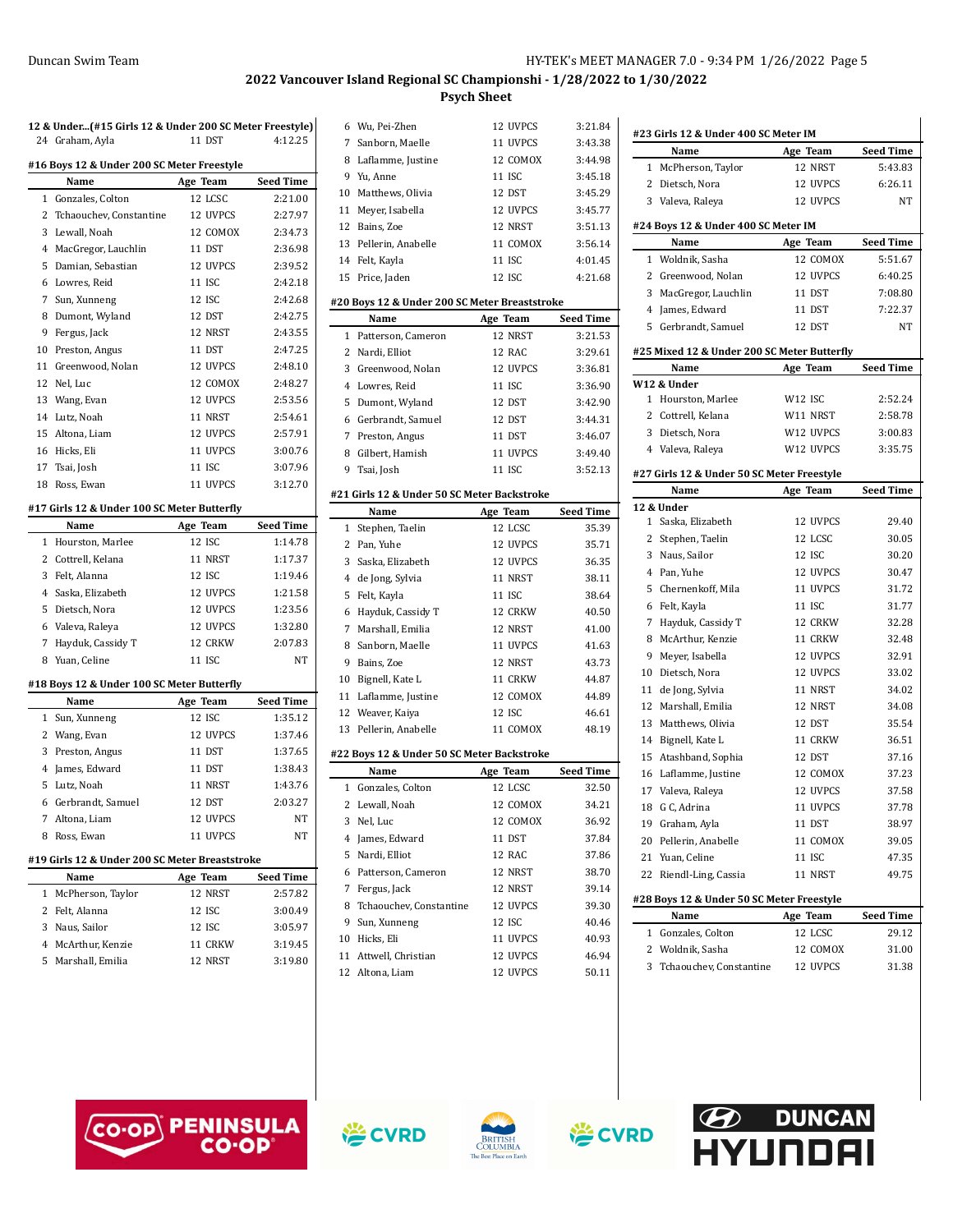## 2022 Vancouver Island Regional SC Championshi - 1/28/2022 to 1/30/2022

### Psych Sheet

**12 & Under...(#15 Girls 12 & Under 200 SC Meter Freestyle)**

| | Name | Age | Team | Seed Time |
|---|---|---|---|---|
| 24 | Graham, Ayla | 11 | DST | 4:12.25 |

**#16 Boys 12 & Under 200 SC Meter Freestyle**

| | Name | Age | Team | Seed Time |
|---|---|---|---|---|
| 1 | Gonzales, Colton | 12 | LCSC | 2:21.00 |
| 2 | Tchaouchev, Constantine | 12 | UVPCS | 2:27.97 |
| 3 | Lewall, Noah | 12 | COMOX | 2:34.73 |
| 4 | MacGregor, Lauchlin | 11 | DST | 2:36.98 |
| 5 | Damian, Sebastian | 12 | UVPCS | 2:39.52 |
| 6 | Lowres, Reid | 11 | ISC | 2:42.18 |
| 7 | Sun, Xunneng | 12 | ISC | 2:42.68 |
| 8 | Dumont, Wyland | 12 | DST | 2:42.75 |
| 9 | Fergus, Jack | 12 | NRST | 2:43.55 |
| 10 | Preston, Angus | 11 | DST | 2:47.25 |
| 11 | Greenwood, Nolan | 12 | UVPCS | 2:48.10 |
| 12 | Nel, Luc | 12 | COMOX | 2:48.27 |
| 13 | Wang, Evan | 12 | UVPCS | 2:53.56 |
| 14 | Lutz, Noah | 11 | NRST | 2:54.61 |
| 15 | Altona, Liam | 12 | UVPCS | 2:57.91 |
| 16 | Hicks, Eli | 11 | UVPCS | 3:00.76 |
| 17 | Tsai, Josh | 11 | ISC | 3:07.96 |
| 18 | Ross, Ewan | 11 | UVPCS | 3:12.70 |

**#17 Girls 12 & Under 100 SC Meter Butterfly**

| | Name | Age | Team | Seed Time |
|---|---|---|---|---|
| 1 | Hourston, Marlee | 12 | ISC | 1:14.78 |
| 2 | Cottrell, Kelana | 11 | NRST | 1:17.37 |
| 3 | Felt, Alanna | 12 | ISC | 1:19.46 |
| 4 | Saska, Elizabeth | 12 | UVPCS | 1:21.58 |
| 5 | Dietsch, Nora | 12 | UVPCS | 1:23.56 |
| 6 | Valeva, Raleya | 12 | UVPCS | 1:32.80 |
| 7 | Hayduk, Cassidy T | 12 | CRKW | 2:07.83 |
| 8 | Yuan, Celine | 11 | ISC | NT |

**#18 Boys 12 & Under 100 SC Meter Butterfly**

| | Name | Age | Team | Seed Time |
|---|---|---|---|---|
| 1 | Sun, Xunneng | 12 | ISC | 1:35.12 |
| 2 | Wang, Evan | 12 | UVPCS | 1:37.46 |
| 3 | Preston, Angus | 11 | DST | 1:37.65 |
| 4 | James, Edward | 11 | DST | 1:38.43 |
| 5 | Lutz, Noah | 11 | NRST | 1:43.76 |
| 6 | Gerbrandt, Samuel | 12 | DST | 2:03.27 |
| 7 | Altona, Liam | 12 | UVPCS | NT |
| 8 | Ross, Ewan | 11 | UVPCS | NT |

**#19 Girls 12 & Under 200 SC Meter Breaststroke**

| | Name | Age | Team | Seed Time |
|---|---|---|---|---|
| 1 | McPherson, Taylor | 12 | NRST | 2:57.82 |
| 2 | Felt, Alanna | 12 | ISC | 3:00.49 |
| 3 | Naus, Sailor | 12 | ISC | 3:05.97 |
| 4 | McArthur, Kenzie | 11 | CRKW | 3:19.45 |
| 5 | Marshall, Emilia | 12 | NRST | 3:19.80 |
| 6 | Wu, Pei-Zhen | 12 | UVPCS | 3:21.84 |
| 7 | Sanborn, Maelle | 11 | UVPCS | 3:43.38 |
| 8 | Laflamme, Justine | 12 | COMOX | 3:44.98 |
| 9 | Yu, Anne | 11 | ISC | 3:45.18 |
| 10 | Matthews, Olivia | 12 | DST | 3:45.29 |
| 11 | Meyer, Isabella | 12 | UVPCS | 3:45.77 |
| 12 | Bains, Zoe | 12 | NRST | 3:51.13 |
| 13 | Pellerin, Anabelle | 11 | COMOX | 3:56.14 |
| 14 | Felt, Kayla | 11 | ISC | 4:01.45 |
| 15 | Price, Jaden | 12 | ISC | 4:21.68 |

**#20 Boys 12 & Under 200 SC Meter Breaststroke**

| | Name | Age | Team | Seed Time |
|---|---|---|---|---|
| 1 | Patterson, Cameron | 12 | NRST | 3:21.53 |
| 2 | Nardi, Elliot | 12 | RAC | 3:29.61 |
| 3 | Greenwood, Nolan | 12 | UVPCS | 3:36.81 |
| 4 | Lowres, Reid | 11 | ISC | 3:36.90 |
| 5 | Dumont, Wyland | 12 | DST | 3:42.90 |
| 6 | Gerbrandt, Samuel | 12 | DST | 3:44.31 |
| 7 | Preston, Angus | 11 | DST | 3:46.07 |
| 8 | Gilbert, Hamish | 11 | UVPCS | 3:49.40 |
| 9 | Tsai, Josh | 11 | ISC | 3:52.13 |

**#21 Girls 12 & Under 50 SC Meter Backstroke**

| | Name | Age | Team | Seed Time |
|---|---|---|---|---|
| 1 | Stephen, Taelin | 12 | LCSC | 35.39 |
| 2 | Pan, Yuhe | 12 | UVPCS | 35.71 |
| 3 | Saska, Elizabeth | 12 | UVPCS | 36.35 |
| 4 | de Jong, Sylvia | 11 | NRST | 38.11 |
| 5 | Felt, Kayla | 11 | ISC | 38.64 |
| 6 | Hayduk, Cassidy T | 12 | CRKW | 40.50 |
| 7 | Marshall, Emilia | 12 | NRST | 41.00 |
| 8 | Sanborn, Maelle | 11 | UVPCS | 41.63 |
| 9 | Bains, Zoe | 12 | NRST | 43.73 |
| 10 | Bignell, Kate L | 11 | CRKW | 44.87 |
| 11 | Laflamme, Justine | 12 | COMOX | 44.89 |
| 12 | Weaver, Kaiya | 12 | ISC | 46.61 |
| 13 | Pellerin, Anabelle | 11 | COMOX | 48.19 |

**#22 Boys 12 & Under 50 SC Meter Backstroke**

| | Name | Age | Team | Seed Time |
|---|---|---|---|---|
| 1 | Gonzales, Colton | 12 | LCSC | 32.50 |
| 2 | Lewall, Noah | 12 | COMOX | 34.21 |
| 3 | Nel, Luc | 12 | COMOX | 36.92 |
| 4 | James, Edward | 11 | DST | 37.84 |
| 5 | Nardi, Elliot | 12 | RAC | 37.86 |
| 6 | Patterson, Cameron | 12 | NRST | 38.70 |
| 7 | Fergus, Jack | 12 | NRST | 39.14 |
| 8 | Tchaouchev, Constantine | 12 | UVPCS | 39.30 |
| 9 | Sun, Xunneng | 12 | ISC | 40.46 |
| 10 | Hicks, Eli | 11 | UVPCS | 40.93 |
| 11 | Attwell, Christian | 12 | UVPCS | 46.94 |
| 12 | Altona, Liam | 12 | UVPCS | 50.11 |

**#23 Girls 12 & Under 400 SC Meter IM**

| | Name | Age | Team | Seed Time |
|---|---|---|---|---|
| 1 | McPherson, Taylor | 12 | NRST | 5:43.83 |
| 2 | Dietsch, Nora | 12 | UVPCS | 6:26.11 |
| 3 | Valeva, Raleya | 12 | UVPCS | NT |

**#24 Boys 12 & Under 400 SC Meter IM**

| | Name | Age | Team | Seed Time |
|---|---|---|---|---|
| 1 | Woldnik, Sasha | 12 | COMOX | 5:51.67 |
| 2 | Greenwood, Nolan | 12 | UVPCS | 6:40.25 |
| 3 | MacGregor, Lauchlin | 11 | DST | 7:08.80 |
| 4 | James, Edward | 11 | DST | 7:22.37 |
| 5 | Gerbrandt, Samuel | 12 | DST | NT |

**#25 Mixed 12 & Under 200 SC Meter Butterfly**

| | Name | Age | Team | Seed Time |
|---|---|---|---|---|
| **W12 & Under** | | | | |
| 1 | Hourston, Marlee | W12 | ISC | 2:52.24 |
| 2 | Cottrell, Kelana | W11 | NRST | 2:58.78 |
| 3 | Dietsch, Nora | W12 | UVPCS | 3:00.83 |
| 4 | Valeva, Raleya | W12 | UVPCS | 3:35.75 |

**#27 Girls 12 & Under 50 SC Meter Freestyle**

| | Name | Age | Team | Seed Time |
|---|---|---|---|---|
| **12 & Under** | | | | |
| 1 | Saska, Elizabeth | 12 | UVPCS | 29.40 |
| 2 | Stephen, Taelin | 12 | LCSC | 30.05 |
| 3 | Naus, Sailor | 12 | ISC | 30.20 |
| 4 | Pan, Yuhe | 12 | UVPCS | 30.47 |
| 5 | Chernenkoff, Mila | 11 | UVPCS | 31.72 |
| 6 | Felt, Kayla | 11 | ISC | 31.77 |
| 7 | Hayduk, Cassidy T | 12 | CRKW | 32.28 |
| 8 | McArthur, Kenzie | 11 | CRKW | 32.48 |
| 9 | Meyer, Isabella | 12 | UVPCS | 32.91 |
| 10 | Dietsch, Nora | 12 | UVPCS | 33.02 |
| 11 | de Jong, Sylvia | 11 | NRST | 34.02 |
| 12 | Marshall, Emilia | 12 | NRST | 34.08 |
| 13 | Matthews, Olivia | 12 | DST | 35.54 |
| 14 | Bignell, Kate L | 11 | CRKW | 36.51 |
| 15 | Atashband, Sophia | 12 | DST | 37.16 |
| 16 | Laflamme, Justine | 12 | COMOX | 37.23 |
| 17 | Valeva, Raleya | 12 | UVPCS | 37.58 |
| 18 | G C, Adrina | 11 | UVPCS | 37.78 |
| 19 | Graham, Ayla | 11 | DST | 38.97 |
| 20 | Pellerin, Anabelle | 11 | COMOX | 39.05 |
| 21 | Yuan, Celine | 11 | ISC | 47.35 |
| 22 | Riendl-Ling, Cassia | 11 | NRST | 49.75 |

**#28 Boys 12 & Under 50 SC Meter Freestyle**

| | Name | Age | Team | Seed Time |
|---|---|---|---|---|
| 1 | Gonzales, Colton | 12 | LCSC | 29.12 |
| 2 | Woldnik, Sasha | 12 | COMOX | 31.00 |
| 3 | Tchaouchev, Constantine | 12 | UVPCS | 31.38 |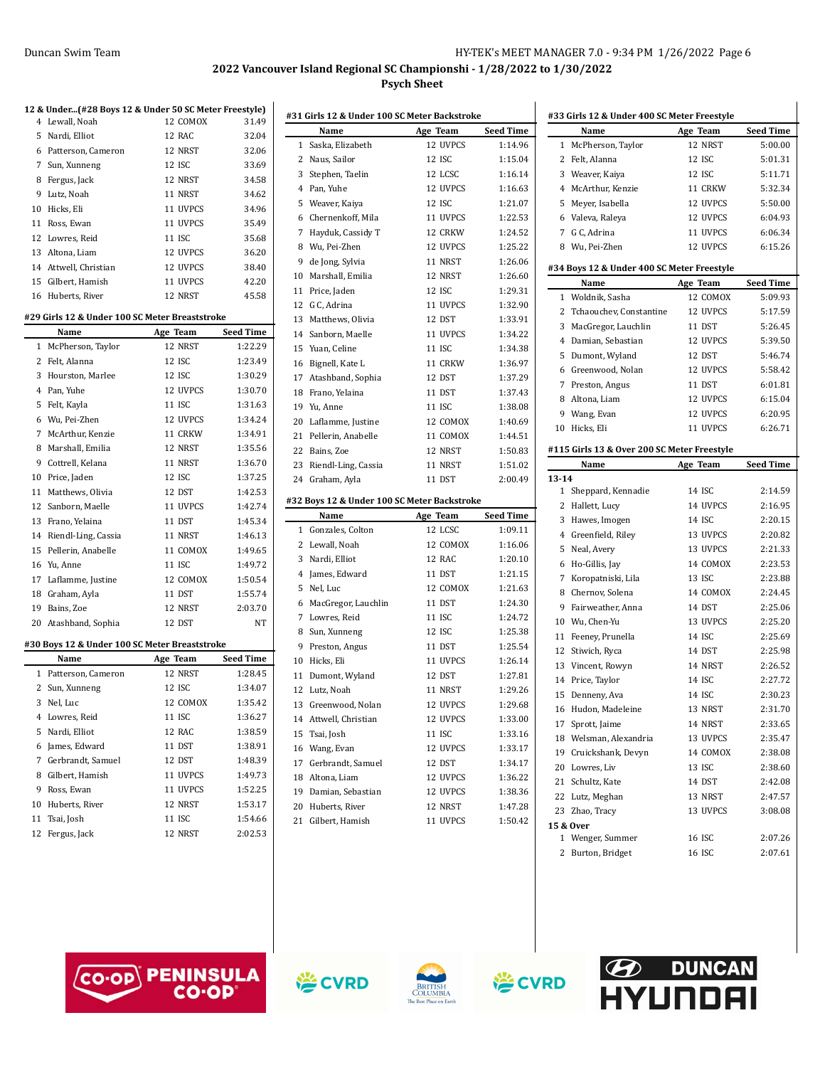## 2022 Vancouver Island Regional SC Championshi - 1/28/2022 to 1/30/2022

### Psych Sheet

**12 & Under...(#28 Boys 12 & Under 50 SC Meter Freestyle)**

| | Name | Age | Team | Seed Time |
|---|---|---|---|---|
| 4 | Lewall, Noah | 12 | COMOX | 31.49 |
| 5 | Nardi, Elliot | 12 | RAC | 32.04 |
| 6 | Patterson, Cameron | 12 | NRST | 32.06 |
| 7 | Sun, Xunneng | 12 | ISC | 33.69 |
| 8 | Fergus, Jack | 12 | NRST | 34.58 |
| 9 | Lutz, Noah | 11 | NRST | 34.62 |
| 10 | Hicks, Eli | 11 | UVPCS | 34.96 |
| 11 | Ross, Ewan | 11 | UVPCS | 35.49 |
| 12 | Lowres, Reid | 11 | ISC | 35.68 |
| 13 | Altona, Liam | 12 | UVPCS | 36.20 |
| 14 | Attwell, Christian | 12 | UVPCS | 38.40 |
| 15 | Gilbert, Hamish | 11 | UVPCS | 42.20 |
| 16 | Huberts, River | 12 | NRST | 45.58 |

**#29 Girls 12 & Under 100 SC Meter Breaststroke**

| | Name | Age | Team | Seed Time |
|---|---|---|---|---|
| 1 | McPherson, Taylor | 12 | NRST | 1:22.29 |
| 2 | Felt, Alanna | 12 | ISC | 1:23.49 |
| 3 | Hourston, Marlee | 12 | ISC | 1:30.29 |
| 4 | Pan, Yuhe | 12 | UVPCS | 1:30.70 |
| 5 | Felt, Kayla | 11 | ISC | 1:31.63 |
| 6 | Wu, Pei-Zhen | 12 | UVPCS | 1:34.24 |
| 7 | McArthur, Kenzie | 11 | CRKW | 1:34.91 |
| 8 | Marshall, Emilia | 12 | NRST | 1:35.56 |
| 9 | Cottrell, Kelana | 11 | NRST | 1:36.70 |
| 10 | Price, Jaden | 12 | ISC | 1:37.25 |
| 11 | Matthews, Olivia | 12 | DST | 1:42.53 |
| 12 | Sanborn, Maelle | 11 | UVPCS | 1:42.74 |
| 13 | Frano, Yelaina | 11 | DST | 1:45.34 |
| 14 | Riendl-Ling, Cassia | 11 | NRST | 1:46.13 |
| 15 | Pellerin, Anabelle | 11 | COMOX | 1:49.65 |
| 16 | Yu, Anne | 11 | ISC | 1:49.72 |
| 17 | Laflamme, Justine | 12 | COMOX | 1:50.54 |
| 18 | Graham, Ayla | 11 | DST | 1:55.74 |
| 19 | Bains, Zoe | 12 | NRST | 2:03.70 |
| 20 | Atashband, Sophia | 12 | DST | NT |

**#30 Boys 12 & Under 100 SC Meter Breaststroke**

| | Name | Age | Team | Seed Time |
|---|---|---|---|---|
| 1 | Patterson, Cameron | 12 | NRST | 1:28.45 |
| 2 | Sun, Xunneng | 12 | ISC | 1:34.07 |
| 3 | Nel, Luc | 12 | COMOX | 1:35.42 |
| 4 | Lowres, Reid | 11 | ISC | 1:36.27 |
| 5 | Nardi, Elliot | 12 | RAC | 1:38.59 |
| 6 | James, Edward | 11 | DST | 1:38.91 |
| 7 | Gerbrandt, Samuel | 12 | DST | 1:48.39 |
| 8 | Gilbert, Hamish | 11 | UVPCS | 1:49.73 |
| 9 | Ross, Ewan | 11 | UVPCS | 1:52.25 |
| 10 | Huberts, River | 12 | NRST | 1:53.17 |
| 11 | Tsai, Josh | 11 | ISC | 1:54.66 |
| 12 | Fergus, Jack | 12 | NRST | 2:02.53 |

**#31 Girls 12 & Under 100 SC Meter Backstroke**

| | Name | Age | Team | Seed Time |
|---|---|---|---|---|
| 1 | Saska, Elizabeth | 12 | UVPCS | 1:14.96 |
| 2 | Naus, Sailor | 12 | ISC | 1:15.04 |
| 3 | Stephen, Taelin | 12 | LCSC | 1:16.14 |
| 4 | Pan, Yuhe | 12 | UVPCS | 1:16.63 |
| 5 | Weaver, Kaiya | 12 | ISC | 1:21.07 |
| 6 | Chernenkoff, Mila | 11 | UVPCS | 1:22.53 |
| 7 | Hayduk, Cassidy T | 12 | CRKW | 1:24.52 |
| 8 | Wu, Pei-Zhen | 12 | UVPCS | 1:25.22 |
| 9 | de Jong, Sylvia | 11 | NRST | 1:26.06 |
| 10 | Marshall, Emilia | 12 | NRST | 1:26.60 |
| 11 | Price, Jaden | 12 | ISC | 1:29.31 |
| 12 | G C, Adrina | 11 | UVPCS | 1:32.90 |
| 13 | Matthews, Olivia | 12 | DST | 1:33.91 |
| 14 | Sanborn, Maelle | 11 | UVPCS | 1:34.22 |
| 15 | Yuan, Celine | 11 | ISC | 1:34.38 |
| 16 | Bignell, Kate L | 11 | CRKW | 1:36.97 |
| 17 | Atashband, Sophia | 12 | DST | 1:37.29 |
| 18 | Frano, Yelaina | 11 | DST | 1:37.43 |
| 19 | Yu, Anne | 11 | ISC | 1:38.08 |
| 20 | Laflamme, Justine | 12 | COMOX | 1:40.69 |
| 21 | Pellerin, Anabelle | 11 | COMOX | 1:44.51 |
| 22 | Bains, Zoe | 12 | NRST | 1:50.83 |
| 23 | Riendl-Ling, Cassia | 11 | NRST | 1:51.02 |
| 24 | Graham, Ayla | 11 | DST | 2:00.49 |

**#32 Boys 12 & Under 100 SC Meter Backstroke**

| | Name | Age | Team | Seed Time |
|---|---|---|---|---|
| 1 | Gonzales, Colton | 12 | LCSC | 1:09.11 |
| 2 | Lewall, Noah | 12 | COMOX | 1:16.06 |
| 3 | Nardi, Elliot | 12 | RAC | 1:20.10 |
| 4 | James, Edward | 11 | DST | 1:21.15 |
| 5 | Nel, Luc | 12 | COMOX | 1:21.63 |
| 6 | MacGregor, Lauchlin | 11 | DST | 1:24.30 |
| 7 | Lowres, Reid | 11 | ISC | 1:24.72 |
| 8 | Sun, Xunneng | 12 | ISC | 1:25.38 |
| 9 | Preston, Angus | 11 | DST | 1:25.54 |
| 10 | Hicks, Eli | 11 | UVPCS | 1:26.14 |
| 11 | Dumont, Wyland | 12 | DST | 1:27.81 |
| 12 | Lutz, Noah | 11 | NRST | 1:29.26 |
| 13 | Greenwood, Nolan | 12 | UVPCS | 1:29.68 |
| 14 | Attwell, Christian | 12 | UVPCS | 1:33.00 |
| 15 | Tsai, Josh | 11 | ISC | 1:33.16 |
| 16 | Wang, Evan | 12 | UVPCS | 1:33.17 |
| 17 | Gerbrandt, Samuel | 12 | DST | 1:34.17 |
| 18 | Altona, Liam | 12 | UVPCS | 1:36.22 |
| 19 | Damian, Sebastian | 12 | UVPCS | 1:38.36 |
| 20 | Huberts, River | 12 | NRST | 1:47.28 |
| 21 | Gilbert, Hamish | 11 | UVPCS | 1:50.42 |

**#33 Girls 12 & Under 400 SC Meter Freestyle**

| | Name | Age | Team | Seed Time |
|---|---|---|---|---|
| 1 | McPherson, Taylor | 12 | NRST | 5:00.00 |
| 2 | Felt, Alanna | 12 | ISC | 5:01.31 |
| 3 | Weaver, Kaiya | 12 | ISC | 5:11.71 |
| 4 | McArthur, Kenzie | 11 | CRKW | 5:32.34 |
| 5 | Meyer, Isabella | 12 | UVPCS | 5:50.00 |
| 6 | Valeva, Raleya | 12 | UVPCS | 6:04.93 |
| 7 | G C, Adrina | 11 | UVPCS | 6:06.34 |
| 8 | Wu, Pei-Zhen | 12 | UVPCS | 6:15.26 |

**#34 Boys 12 & Under 400 SC Meter Freestyle**

| | Name | Age | Team | Seed Time |
|---|---|---|---|---|
| 1 | Woldnik, Sasha | 12 | COMOX | 5:09.93 |
| 2 | Tchaouchev, Constantine | 12 | UVPCS | 5:17.59 |
| 3 | MacGregor, Lauchlin | 11 | DST | 5:26.45 |
| 4 | Damian, Sebastian | 12 | UVPCS | 5:39.50 |
| 5 | Dumont, Wyland | 12 | DST | 5:46.74 |
| 6 | Greenwood, Nolan | 12 | UVPCS | 5:58.42 |
| 7 | Preston, Angus | 11 | DST | 6:01.81 |
| 8 | Altona, Liam | 12 | UVPCS | 6:15.04 |
| 9 | Wang, Evan | 12 | UVPCS | 6:20.95 |
| 10 | Hicks, Eli | 11 | UVPCS | 6:26.71 |

**#115 Girls 13 & Over 200 SC Meter Freestyle**

| | Name | Age | Team | Seed Time |
|---|---|---|---|---|
| **13-14** | | | | |
| 1 | Sheppard, Kennadie | 14 | ISC | 2:14.59 |
| 2 | Hallett, Lucy | 14 | UVPCS | 2:16.95 |
| 3 | Hawes, Imogen | 14 | ISC | 2:20.15 |
| 4 | Greenfield, Riley | 13 | UVPCS | 2:20.82 |
| 5 | Neal, Avery | 13 | UVPCS | 2:21.33 |
| 6 | Ho-Gillis, Jay | 14 | COMOX | 2:23.53 |
| 7 | Koropatniski, Lila | 13 | ISC | 2:23.88 |
| 8 | Chernov, Solena | 14 | COMOX | 2:24.45 |
| 9 | Fairweather, Anna | 14 | DST | 2:25.06 |
| 10 | Wu, Chen-Yu | 13 | UVPCS | 2:25.20 |
| 11 | Feeney, Prunella | 14 | ISC | 2:25.69 |
| 12 | Stiwich, Ryca | 14 | DST | 2:25.98 |
| 13 | Vincent, Rowyn | 14 | NRST | 2:26.52 |
| 14 | Price, Taylor | 14 | ISC | 2:27.72 |
| 15 | Denneny, Ava | 14 | ISC | 2:30.23 |
| 16 | Hudon, Madeleine | 13 | NRST | 2:31.70 |
| 17 | Sprott, Jaime | 14 | NRST | 2:33.65 |
| 18 | Welsman, Alexandria | 13 | UVPCS | 2:35.47 |
| 19 | Cruickshank, Devyn | 14 | COMOX | 2:38.08 |
| 20 | Lowres, Liv | 13 | ISC | 2:38.60 |
| 21 | Schultz, Kate | 14 | DST | 2:42.08 |
| 22 | Lutz, Meghan | 13 | NRST | 2:47.57 |
| 23 | Zhao, Tracy | 13 | UVPCS | 3:08.08 |
| **15 & Over** | | | | |
| 1 | Wenger, Summer | 16 | ISC | 2:07.26 |
| 2 | Burton, Bridget | 16 | ISC | 2:07.61 |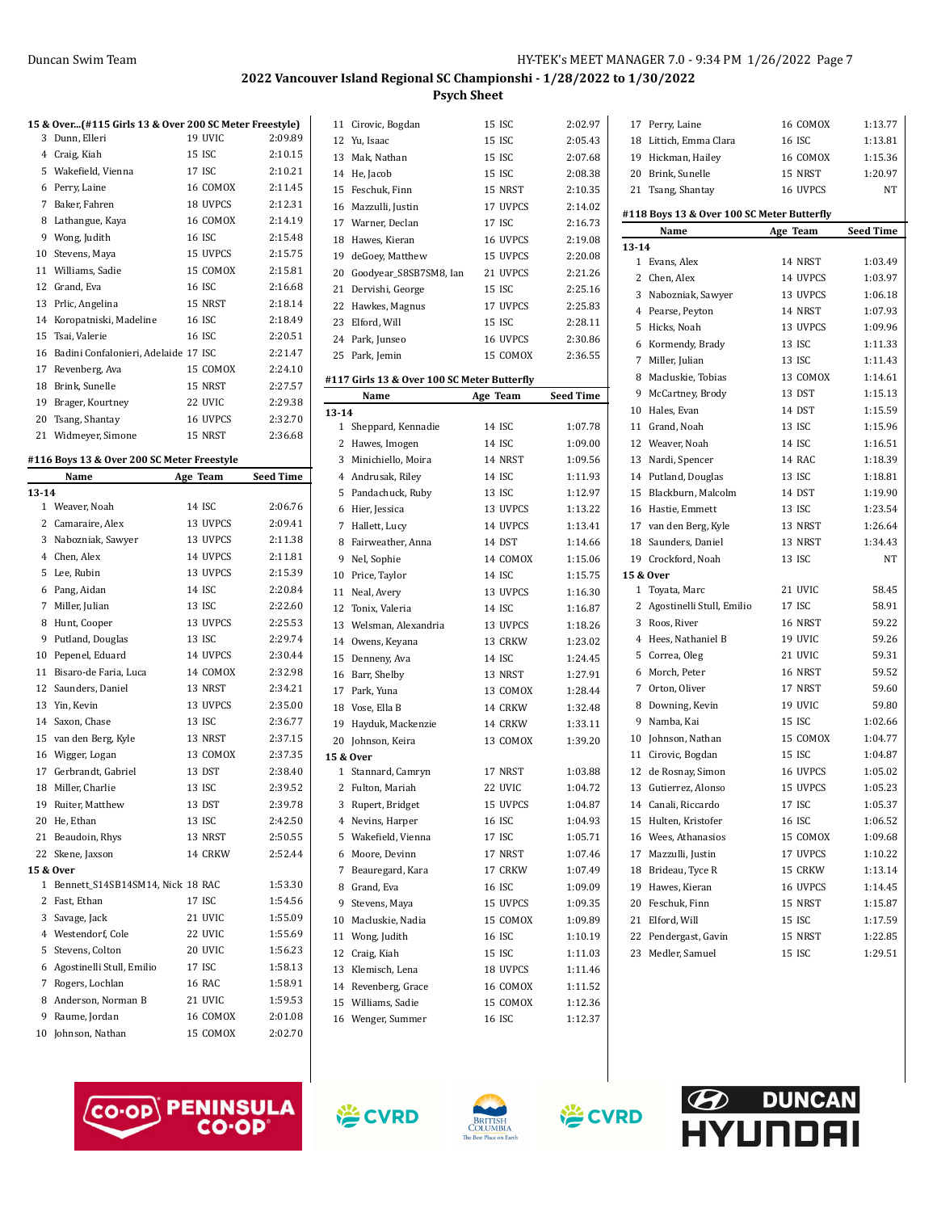## 2022 Vancouver Island Regional SC Championshi - 1/28/2022 to 1/30/2022

### Psych Sheet

### 15 & Over...(#115 Girls 13 & Over 200 SC Meter Freestyle)

| | Name | Age | Team | Seed Time |
|---|---|---|---|---|
| 3 | Dunn, Elleri | 19 | UVIC | 2:09.89 |
| 4 | Craig, Kiah | 15 | ISC | 2:10.15 |
| 5 | Wakefield, Vienna | 17 | ISC | 2:10.21 |
| 6 | Perry, Laine | 16 | COMOX | 2:11.45 |
| 7 | Baker, Fahren | 18 | UVPCS | 2:12.31 |
| 8 | Lathangue, Kaya | 16 | COMOX | 2:14.19 |
| 9 | Wong, Judith | 16 | ISC | 2:15.48 |
| 10 | Stevens, Maya | 15 | UVPCS | 2:15.75 |
| 11 | Williams, Sadie | 15 | COMOX | 2:15.81 |
| 12 | Grand, Eva | 16 | ISC | 2:16.68 |
| 13 | Prlic, Angelina | 15 | NRST | 2:18.14 |
| 14 | Koropatniski, Madeline | 16 | ISC | 2:18.49 |
| 15 | Tsai, Valerie | 16 | ISC | 2:20.51 |
| 16 | Badini Confalonieri, Adelaide | 17 | ISC | 2:21.47 |
| 17 | Revenberg, Ava | 15 | COMOX | 2:24.10 |
| 18 | Brink, Sunelle | 15 | NRST | 2:27.57 |
| 19 | Brager, Kourtney | 22 | UVIC | 2:29.38 |
| 20 | Tsang, Shantay | 16 | UVPCS | 2:32.70 |
| 21 | Widmeyer, Simone | 15 | NRST | 2:36.68 |

### #116 Boys 13 & Over 200 SC Meter Freestyle

| | Name | Age | Team | Seed Time |
|---|---|---|---|---|
| **13-14** | | | | |
| 1 | Weaver, Noah | 14 | ISC | 2:06.76 |
| 2 | Camaraire, Alex | 13 | UVPCS | 2:09.41 |
| 3 | Nabozniak, Sawyer | 13 | UVPCS | 2:11.38 |
| 4 | Chen, Alex | 14 | UVPCS | 2:11.81 |
| 5 | Lee, Rubin | 13 | UVPCS | 2:15.39 |
| 6 | Pang, Aidan | 14 | ISC | 2:20.84 |
| 7 | Miller, Julian | 13 | ISC | 2:22.60 |
| 8 | Hunt, Cooper | 13 | UVPCS | 2:25.53 |
| 9 | Putland, Douglas | 13 | ISC | 2:29.74 |
| 10 | Pepenel, Eduard | 14 | UVPCS | 2:30.44 |
| 11 | Bisaro-de Faria, Luca | 14 | COMOX | 2:32.98 |
| 12 | Saunders, Daniel | 13 | NRST | 2:34.21 |
| 13 | Yin, Kevin | 13 | UVPCS | 2:35.00 |
| 14 | Saxon, Chase | 13 | ISC | 2:36.77 |
| 15 | van den Berg, Kyle | 13 | NRST | 2:37.15 |
| 16 | Wigger, Logan | 13 | COMOX | 2:37.35 |
| 17 | Gerbrandt, Gabriel | 13 | DST | 2:38.40 |
| 18 | Miller, Charlie | 13 | ISC | 2:39.52 |
| 19 | Ruiter, Matthew | 13 | DST | 2:39.78 |
| 20 | He, Ethan | 13 | ISC | 2:42.50 |
| 21 | Beaudoin, Rhys | 13 | NRST | 2:50.55 |
| 22 | Skene, Jaxson | 14 | CRKW | 2:52.44 |
| **15 & Over** | | | | |
| 1 | Bennett_S14SB14SM14, Nick | 18 | RAC | 1:53.30 |
| 2 | Fast, Ethan | 17 | ISC | 1:54.56 |
| 3 | Savage, Jack | 21 | UVIC | 1:55.09 |
| 4 | Westendorf, Cole | 22 | UVIC | 1:55.69 |
| 5 | Stevens, Colton | 20 | UVIC | 1:56.23 |
| 6 | Agostinelli Stull, Emilio | 17 | ISC | 1:58.13 |
| 7 | Rogers, Lochlan | 16 | RAC | 1:58.91 |
| 8 | Anderson, Norman B | 21 | UVIC | 1:59.53 |
| 9 | Raume, Jordan | 16 | COMOX | 2:01.08 |
| 10 | Johnson, Nathan | 15 | COMOX | 2:02.70 |
| 11 | Cirovic, Bogdan | 15 | ISC | 2:02.97 |
| 12 | Yu, Isaac | 15 | ISC | 2:05.43 |
| 13 | Mak, Nathan | 15 | ISC | 2:07.68 |
| 14 | He, Jacob | 15 | ISC | 2:08.38 |
| 15 | Feschuk, Finn | 15 | NRST | 2:10.35 |
| 16 | Mazzulli, Justin | 17 | UVPCS | 2:14.02 |
| 17 | Warner, Declan | 17 | ISC | 2:16.73 |
| 18 | Hawes, Kieran | 16 | UVPCS | 2:19.08 |
| 19 | deGoey, Matthew | 15 | UVPCS | 2:20.08 |
| 20 | Goodyear_S8SB7SM8, Ian | 21 | UVPCS | 2:21.26 |
| 21 | Dervishi, George | 15 | ISC | 2:25.16 |
| 22 | Hawkes, Magnus | 17 | UVPCS | 2:25.83 |
| 23 | Elford, Will | 15 | ISC | 2:28.11 |
| 24 | Park, Junseo | 16 | UVPCS | 2:30.86 |
| 25 | Park, Jemin | 15 | COMOX | 2:36.55 |

### #117 Girls 13 & Over 100 SC Meter Butterfly

| | Name | Age | Team | Seed Time |
|---|---|---|---|---|
| **13-14** | | | | |
| 1 | Sheppard, Kennadie | 14 | ISC | 1:07.78 |
| 2 | Hawes, Imogen | 14 | ISC | 1:09.00 |
| 3 | Minichiello, Moira | 14 | NRST | 1:09.56 |
| 4 | Andrusak, Riley | 14 | ISC | 1:11.93 |
| 5 | Pandachuck, Ruby | 13 | ISC | 1:12.97 |
| 6 | Hier, Jessica | 13 | UVPCS | 1:13.22 |
| 7 | Hallett, Lucy | 14 | UVPCS | 1:13.41 |
| 8 | Fairweather, Anna | 14 | DST | 1:14.66 |
| 9 | Nel, Sophie | 14 | COMOX | 1:15.06 |
| 10 | Price, Taylor | 14 | ISC | 1:15.75 |
| 11 | Neal, Avery | 13 | UVPCS | 1:16.30 |
| 12 | Tonix, Valeria | 14 | ISC | 1:16.87 |
| 13 | Welsman, Alexandria | 13 | UVPCS | 1:18.26 |
| 14 | Owens, Keyana | 13 | CRKW | 1:23.02 |
| 15 | Denneny, Ava | 14 | ISC | 1:24.45 |
| 16 | Barr, Shelby | 13 | NRST | 1:27.91 |
| 17 | Park, Yuna | 13 | COMOX | 1:28.44 |
| 18 | Vose, Ella B | 14 | CRKW | 1:32.48 |
| 19 | Hayduk, Mackenzie | 14 | CRKW | 1:33.11 |
| 20 | Johnson, Keira | 13 | COMOX | 1:39.20 |
| **15 & Over** | | | | |
| 1 | Stannard, Camryn | 17 | NRST | 1:03.88 |
| 2 | Fulton, Mariah | 22 | UVIC | 1:04.72 |
| 3 | Rupert, Bridget | 15 | UVPCS | 1:04.87 |
| 4 | Nevins, Harper | 16 | ISC | 1:04.93 |
| 5 | Wakefield, Vienna | 17 | ISC | 1:05.71 |
| 6 | Moore, Devinn | 17 | NRST | 1:07.46 |
| 7 | Beauregard, Kara | 17 | CRKW | 1:07.49 |
| 8 | Grand, Eva | 16 | ISC | 1:09.09 |
| 9 | Stevens, Maya | 15 | UVPCS | 1:09.35 |
| 10 | Macluskie, Nadia | 15 | COMOX | 1:09.89 |
| 11 | Wong, Judith | 16 | ISC | 1:10.19 |
| 12 | Craig, Kiah | 15 | ISC | 1:11.03 |
| 13 | Klemisch, Lena | 18 | UVPCS | 1:11.46 |
| 14 | Revenberg, Grace | 16 | COMOX | 1:11.52 |
| 15 | Williams, Sadie | 15 | COMOX | 1:12.36 |
| 16 | Wenger, Summer | 16 | ISC | 1:12.37 |
| 17 | Perry, Laine | 16 | COMOX | 1:13.77 |
| 18 | Littich, Emma Clara | 16 | ISC | 1:13.81 |
| 19 | Hickman, Hailey | 16 | COMOX | 1:15.36 |
| 20 | Brink, Sunelle | 15 | NRST | 1:20.97 |
| 21 | Tsang, Shantay | 16 | UVPCS | NT |

### #118 Boys 13 & Over 100 SC Meter Butterfly

| | Name | Age | Team | Seed Time |
|---|---|---|---|---|
| **13-14** | | | | |
| 1 | Evans, Alex | 14 | NRST | 1:03.49 |
| 2 | Chen, Alex | 14 | UVPCS | 1:03.97 |
| 3 | Nabozniak, Sawyer | 13 | UVPCS | 1:06.18 |
| 4 | Pearse, Peyton | 14 | NRST | 1:07.93 |
| 5 | Hicks, Noah | 13 | UVPCS | 1:09.96 |
| 6 | Kormendy, Brady | 13 | ISC | 1:11.33 |
| 7 | Miller, Julian | 13 | ISC | 1:11.43 |
| 8 | Macluskie, Tobias | 13 | COMOX | 1:14.61 |
| 9 | McCartney, Brody | 13 | DST | 1:15.13 |
| 10 | Hales, Evan | 14 | DST | 1:15.59 |
| 11 | Grand, Noah | 13 | ISC | 1:15.96 |
| 12 | Weaver, Noah | 14 | ISC | 1:16.51 |
| 13 | Nardi, Spencer | 14 | RAC | 1:18.39 |
| 14 | Putland, Douglas | 13 | ISC | 1:18.81 |
| 15 | Blackburn, Malcolm | 14 | DST | 1:19.90 |
| 16 | Hastie, Emmett | 13 | ISC | 1:23.54 |
| 17 | van den Berg, Kyle | 13 | NRST | 1:26.64 |
| 18 | Saunders, Daniel | 13 | NRST | 1:34.43 |
| 19 | Crockford, Noah | 13 | ISC | NT |
| **15 & Over** | | | | |
| 1 | Toyata, Marc | 21 | UVIC | 58.45 |
| 2 | Agostinelli Stull, Emilio | 17 | ISC | 58.91 |
| 3 | Roos, River | 16 | NRST | 59.22 |
| 4 | Hees, Nathaniel B | 19 | UVIC | 59.26 |
| 5 | Correa, Oleg | 21 | UVIC | 59.31 |
| 6 | Morch, Peter | 16 | NRST | 59.52 |
| 7 | Orton, Oliver | 17 | NRST | 59.60 |
| 8 | Downing, Kevin | 19 | UVIC | 59.80 |
| 9 | Namba, Kai | 15 | ISC | 1:02.66 |
| 10 | Johnson, Nathan | 15 | COMOX | 1:04.77 |
| 11 | Cirovic, Bogdan | 15 | ISC | 1:04.87 |
| 12 | de Rosnay, Simon | 16 | UVPCS | 1:05.02 |
| 13 | Gutierrez, Alonso | 15 | UVPCS | 1:05.23 |
| 14 | Canali, Riccardo | 17 | ISC | 1:05.37 |
| 15 | Hulten, Kristofer | 16 | ISC | 1:06.52 |
| 16 | Wees, Athanasios | 15 | COMOX | 1:09.68 |
| 17 | Mazzulli, Justin | 17 | UVPCS | 1:10.22 |
| 18 | Brideau, Tyce R | 15 | CRKW | 1:13.14 |
| 19 | Hawes, Kieran | 16 | UVPCS | 1:14.45 |
| 20 | Feschuk, Finn | 15 | NRST | 1:15.87 |
| 21 | Elford, Will | 15 | ISC | 1:17.59 |
| 22 | Pendergast, Gavin | 15 | NRST | 1:22.85 |
| 23 | Medler, Samuel | 15 | ISC | 1:29.51 |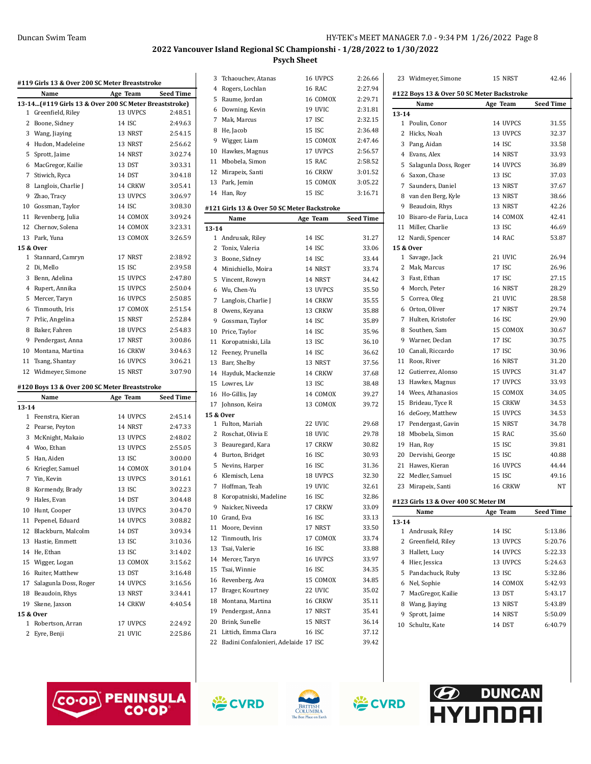## 2022 Vancouver Island Regional SC Championshi - 1/28/2022 to 1/30/2022

### Psych Sheet

#### #119 Girls 13 & Over 200 SC Meter Breaststroke

| | Name | Age | Team | Seed Time |
|---|---|---|---|---|
| **13-14...(#119 Girls 13 & Over 200 SC Meter Breaststroke)** | | | | |
| 1 | Greenfield, Riley | 13 | UVPCS | 2:48.51 |
| 2 | Boone, Sidney | 14 | ISC | 2:49.63 |
| 3 | Wang, Jiaying | 13 | NRST | 2:54.15 |
| 4 | Hudon, Madeleine | 13 | NRST | 2:56.62 |
| 5 | Sprott, Jaime | 14 | NRST | 3:02.74 |
| 6 | MacGregor, Kailie | 13 | DST | 3:03.31 |
| 7 | Stiwich, Ryca | 14 | DST | 3:04.18 |
| 8 | Langlois, Charlie J | 14 | CRKW | 3:05.41 |
| 9 | Zhao, Tracy | 13 | UVPCS | 3:06.97 |
| 10 | Gossman, Taylor | 14 | ISC | 3:08.30 |
| 11 | Revenberg, Julia | 14 | COMOX | 3:09.24 |
| 12 | Chernov, Solena | 14 | COMOX | 3:23.31 |
| 13 | Park, Yuna | 13 | COMOX | 3:26.59 |
| **15 & Over** | | | | |
| 1 | Stannard, Camryn | 17 | NRST | 2:38.92 |
| 2 | Di, Mello | 15 | ISC | 2:39.58 |
| 3 | Benn, Adelina | 15 | UVPCS | 2:47.80 |
| 4 | Rupert, Annika | 15 | UVPCS | 2:50.04 |
| 5 | Mercer, Taryn | 16 | UVPCS | 2:50.85 |
| 6 | Tinmouth, Iris | 17 | COMOX | 2:51.54 |
| 7 | Prlic, Angelina | 15 | NRST | 2:52.84 |
| 8 | Baker, Fahren | 18 | UVPCS | 2:54.83 |
| 9 | Pendergast, Anna | 17 | NRST | 3:00.86 |
| 10 | Montana, Martina | 16 | CRKW | 3:04.63 |
| 11 | Tsang, Shantay | 16 | UVPCS | 3:06.21 |
| 12 | Widmeyer, Simone | 15 | NRST | 3:07.90 |

#### #120 Boys 13 & Over 200 SC Meter Breaststroke

| | Name | Age | Team | Seed Time |
|---|---|---|---|---|
| **13-14** | | | | |
| 1 | Feenstra, Kieran | 14 | UVPCS | 2:45.14 |
| 2 | Pearse, Peyton | 14 | NRST | 2:47.33 |
| 3 | McKnight, Makaio | 13 | UVPCS | 2:48.02 |
| 4 | Woo, Ethan | 13 | UVPCS | 2:55.05 |
| 5 | Han, Aiden | 13 | ISC | 3:00.00 |
| 6 | Kriegler, Samuel | 14 | COMOX | 3:01.04 |
| 7 | Yin, Kevin | 13 | UVPCS | 3:01.61 |
| 8 | Kormendy, Brady | 13 | ISC | 3:02.23 |
| 9 | Hales, Evan | 14 | DST | 3:04.48 |
| 10 | Hunt, Cooper | 13 | UVPCS | 3:04.70 |
| 11 | Pepenel, Eduard | 14 | UVPCS | 3:08.82 |
| 12 | Blackburn, Malcolm | 14 | DST | 3:09.34 |
| 13 | Hastie, Emmett | 13 | ISC | 3:10.36 |
| 14 | He, Ethan | 13 | ISC | 3:14.02 |
| 15 | Wigger, Logan | 13 | COMOX | 3:15.62 |
| 16 | Ruiter, Matthew | 13 | DST | 3:16.48 |
| 17 | Salagunla Doss, Roger | 14 | UVPCS | 3:16.56 |
| 18 | Beaudoin, Rhys | 13 | NRST | 3:34.41 |
| 19 | Skene, Jaxson | 14 | CRKW | 4:40.54 |
| **15 & Over** | | | | |
| 1 | Robertson, Arran | 17 | UVPCS | 2:24.92 |
| 2 | Eyre, Benji | 21 | UVIC | 2:25.86 |
| 3 | Tchaouchev, Atanas | 16 | UVPCS | 2:26.66 |
| 4 | Rogers, Lochlan | 16 | RAC | 2:27.94 |
| 5 | Raume, Jordan | 16 | COMOX | 2:29.71 |
| 6 | Downing, Kevin | 19 | UVIC | 2:31.81 |
| 7 | Mak, Marcus | 17 | ISC | 2:32.15 |
| 8 | He, Jacob | 15 | ISC | 2:36.48 |
| 9 | Wigger, Liam | 15 | COMOX | 2:47.46 |
| 10 | Hawkes, Magnus | 17 | UVPCS | 2:56.57 |
| 11 | Mbobela, Simon | 15 | RAC | 2:58.52 |
| 12 | Mirapeix, Santi | 16 | CRKW | 3:01.52 |
| 13 | Park, Jemin | 15 | COMOX | 3:05.22 |
| 14 | Han, Roy | 15 | ISC | 3:16.71 |

#### #121 Girls 13 & Over 50 SC Meter Backstroke

| | Name | Age | Team | Seed Time |
|---|---|---|---|---|
| **13-14** | | | | |
| 1 | Andrusak, Riley | 14 | ISC | 31.27 |
| 2 | Tonix, Valeria | 14 | ISC | 33.06 |
| 3 | Boone, Sidney | 14 | ISC | 33.44 |
| 4 | Minichiello, Moira | 14 | NRST | 33.74 |
| 5 | Vincent, Rowyn | 14 | NRST | 34.42 |
| 6 | Wu, Chen-Yu | 13 | UVPCS | 35.50 |
| 7 | Langlois, Charlie J | 14 | CRKW | 35.55 |
| 8 | Owens, Keyana | 13 | CRKW | 35.88 |
| 9 | Gossman, Taylor | 14 | ISC | 35.89 |
| 10 | Price, Taylor | 14 | ISC | 35.96 |
| 11 | Koropatniski, Lila | 13 | ISC | 36.10 |
| 12 | Feeney, Prunella | 14 | ISC | 36.62 |
| 13 | Barr, Shelby | 13 | NRST | 37.56 |
| 14 | Hayduk, Mackenzie | 14 | CRKW | 37.68 |
| 15 | Lowres, Liv | 13 | ISC | 38.48 |
| 16 | Ho-Gillis, Jay | 14 | COMOX | 39.27 |
| 17 | Johnson, Keira | 13 | COMOX | 39.72 |
| **15 & Over** | | | | |
| 1 | Fulton, Mariah | 22 | UVIC | 29.68 |
| 2 | Roschat, Olivia E | 18 | UVIC | 29.78 |
| 3 | Beauregard, Kara | 17 | CRKW | 30.82 |
| 4 | Burton, Bridget | 16 | ISC | 30.93 |
| 5 | Nevins, Harper | 16 | ISC | 31.36 |
| 6 | Klemisch, Lena | 18 | UVPCS | 32.30 |
| 7 | Hoffman, Teah | 19 | UVIC | 32.61 |
| 8 | Koropatniski, Madeline | 16 | ISC | 32.86 |
| 9 | Naicker, Niveeda | 17 | CRKW | 33.09 |
| 10 | Grand, Eva | 16 | ISC | 33.13 |
| 11 | Moore, Devinn | 17 | NRST | 33.50 |
| 12 | Tinmouth, Iris | 17 | COMOX | 33.74 |
| 13 | Tsai, Valerie | 16 | ISC | 33.88 |
| 14 | Mercer, Taryn | 16 | UVPCS | 33.97 |
| 15 | Tsai, Winnie | 16 | ISC | 34.35 |
| 16 | Revenberg, Ava | 15 | COMOX | 34.85 |
| 17 | Brager, Kourtney | 22 | UVIC | 35.02 |
| 18 | Montana, Martina | 16 | CRKW | 35.11 |
| 19 | Pendergast, Anna | 17 | NRST | 35.41 |
| 20 | Brink, Sunelle | 15 | NRST | 36.14 |
| 21 | Littich, Emma Clara | 16 | ISC | 37.12 |
| 22 | Badini Confalonieri, Adelaide | 17 | ISC | 39.42 |
| 23 | Widmeyer, Simone | 15 | NRST | 42.46 |

#### #122 Boys 13 & Over 50 SC Meter Backstroke

| | Name | Age | Team | Seed Time |
|---|---|---|---|---|
| **13-14** | | | | |
| 1 | Poulin, Conor | 14 | UVPCS | 31.55 |
| 2 | Hicks, Noah | 13 | UVPCS | 32.37 |
| 3 | Pang, Aidan | 14 | ISC | 33.58 |
| 4 | Evans, Alex | 14 | NRST | 33.93 |
| 5 | Salagunla Doss, Roger | 14 | UVPCS | 36.89 |
| 6 | Saxon, Chase | 13 | ISC | 37.03 |
| 7 | Saunders, Daniel | 13 | NRST | 37.67 |
| 8 | van den Berg, Kyle | 13 | NRST | 38.66 |
| 9 | Beaudoin, Rhys | 13 | NRST | 42.26 |
| 10 | Bisaro-de Faria, Luca | 14 | COMOX | 42.41 |
| 11 | Miller, Charlie | 13 | ISC | 46.69 |
| 12 | Nardi, Spencer | 14 | RAC | 53.87 |
| **15 & Over** | | | | |
| 1 | Savage, Jack | 21 | UVIC | 26.94 |
| 2 | Mak, Marcus | 17 | ISC | 26.96 |
| 3 | Fast, Ethan | 17 | ISC | 27.15 |
| 4 | Morch, Peter | 16 | NRST | 28.29 |
| 5 | Correa, Oleg | 21 | UVIC | 28.58 |
| 6 | Orton, Oliver | 17 | NRST | 29.74 |
| 7 | Hulten, Kristofer | 16 | ISC | 29.90 |
| 8 | Southen, Sam | 15 | COMOX | 30.67 |
| 9 | Warner, Declan | 17 | ISC | 30.75 |
| 10 | Canali, Riccardo | 17 | ISC | 30.96 |
| 11 | Roos, River | 16 | NRST | 31.20 |
| 12 | Gutierrez, Alonso | 15 | UVPCS | 31.47 |
| 13 | Hawkes, Magnus | 17 | UVPCS | 33.93 |
| 14 | Wees, Athanasios | 15 | COMOX | 34.05 |
| 15 | Brideau, Tyce R | 15 | CRKW | 34.53 |
| 16 | deGoey, Matthew | 15 | UVPCS | 34.53 |
| 17 | Pendergast, Gavin | 15 | NRST | 34.78 |
| 18 | Mbobela, Simon | 15 | RAC | 35.60 |
| 19 | Han, Roy | 15 | ISC | 39.81 |
| 20 | Dervishi, George | 15 | ISC | 40.88 |
| 21 | Hawes, Kieran | 16 | UVPCS | 44.44 |
| 22 | Medler, Samuel | 15 | ISC | 49.16 |
| 23 | Mirapeix, Santi | 16 | CRKW | NT |

#### #123 Girls 13 & Over 400 SC Meter IM

| | Name | Age | Team | Seed Time |
|---|---|---|---|---|
| **13-14** | | | | |
| 1 | Andrusak, Riley | 14 | ISC | 5:13.86 |
| 2 | Greenfield, Riley | 13 | UVPCS | 5:20.76 |
| 3 | Hallett, Lucy | 14 | UVPCS | 5:22.33 |
| 4 | Hier, Jessica | 13 | UVPCS | 5:24.63 |
| 5 | Pandachuck, Ruby | 13 | ISC | 5:32.86 |
| 6 | Nel, Sophie | 14 | COMOX | 5:42.93 |
| 7 | MacGregor, Kailie | 13 | DST | 5:43.17 |
| 8 | Wang, Jiaying | 13 | NRST | 5:43.89 |
| 9 | Sprott, Jaime | 14 | NRST | 5:50.09 |
| 10 | Schultz, Kate | 14 | DST | 6:40.79 |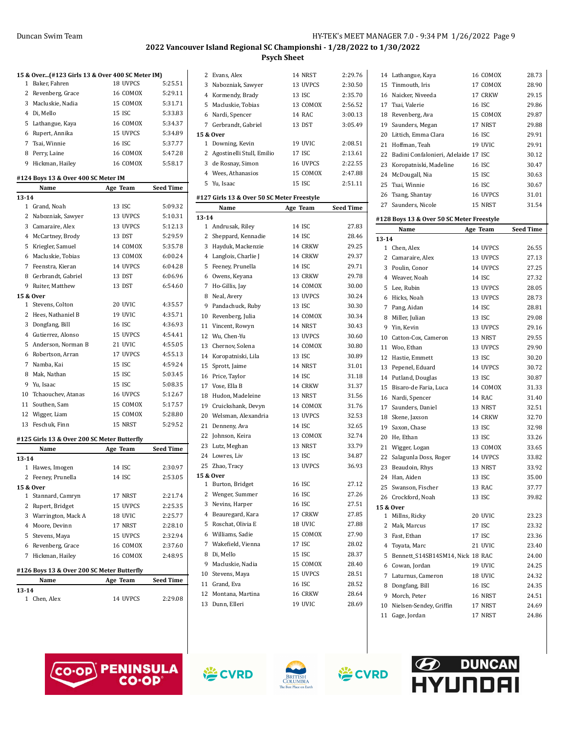Duncan Swim Team

## 2022 Vancouver Island Regional SC Championshi - 1/28/2022 to 1/30/2022

### Psych Sheet

#### 15 & Over...(#123 Girls 13 & Over 400 SC Meter IM)

| | Name | Age | Team | Seed Time |
|---|---|---|---|---|
| 1 | Baker, Fahren | 18 | UVPCS | 5:25.51 |
| 2 | Revenberg, Grace | 16 | COMOX | 5:29.11 |
| 3 | Macluskie, Nadia | 15 | COMOX | 5:31.71 |
| 4 | Di, Mello | 15 | ISC | 5:33.83 |
| 5 | Lathangue, Kaya | 16 | COMOX | 5:34.37 |
| 6 | Rupert, Annika | 15 | UVPCS | 5:34.89 |
| 7 | Tsai, Winnie | 16 | ISC | 5:37.77 |
| 8 | Perry, Laine | 16 | COMOX | 5:47.28 |
| 9 | Hickman, Hailey | 16 | COMOX | 5:58.17 |

#### #124 Boys 13 & Over 400 SC Meter IM

| | Name | Age | Team | Seed Time |
|---|---|---|---|---|
| **13-14** | | | | |
| 1 | Grand, Noah | 13 | ISC | 5:09.32 |
| 2 | Nabozniak, Sawyer | 13 | UVPCS | 5:10.31 |
| 3 | Camaraire, Alex | 13 | UVPCS | 5:12.13 |
| 4 | McCartney, Brody | 13 | DST | 5:29.59 |
| 5 | Kriegler, Samuel | 14 | COMOX | 5:35.78 |
| 6 | Macluskie, Tobias | 13 | COMOX | 6:00.24 |
| 7 | Feenstra, Kieran | 14 | UVPCS | 6:04.28 |
| 8 | Gerbrandt, Gabriel | 13 | DST | 6:06.96 |
| 9 | Ruiter, Matthew | 13 | DST | 6:54.60 |
| **15 & Over** | | | | |
| 1 | Stevens, Colton | 20 | UVIC | 4:35.57 |
| 2 | Hees, Nathaniel B | 19 | UVIC | 4:35.71 |
| 3 | Dongfang, Bill | 16 | ISC | 4:36.93 |
| 4 | Gutierrez, Alonso | 15 | UVPCS | 4:54.41 |
| 5 | Anderson, Norman B | 21 | UVIC | 4:55.05 |
| 6 | Robertson, Arran | 17 | UVPCS | 4:55.13 |
| 7 | Namba, Kai | 15 | ISC | 4:59.24 |
| 8 | Mak, Nathan | 15 | ISC | 5:03.45 |
| 9 | Yu, Isaac | 15 | ISC | 5:08.35 |
| 10 | Tchaouchev, Atanas | 16 | UVPCS | 5:12.67 |
| 11 | Southen, Sam | 15 | COMOX | 5:17.57 |
| 12 | Wigger, Liam | 15 | COMOX | 5:28.80 |
| 13 | Fleschuk, Finn | 15 | NRST | 5:29.52 |

#### #125 Girls 13 & Over 200 SC Meter Butterfly

| | Name | Age | Team | Seed Time |
|---|---|---|---|---|
| **13-14** | | | | |
| 1 | Hawes, Imogen | 14 | ISC | 2:30.97 |
| 2 | Feeney, Prunella | 14 | ISC | 2:53.05 |
| **15 & Over** | | | | |
| 1 | Stannard, Camryn | 17 | NRST | 2:21.74 |
| 2 | Rupert, Bridget | 15 | UVPCS | 2:25.35 |
| 3 | Warrington, Mack A | 18 | UVIC | 2:25.77 |
| 4 | Moore, Devinn | 17 | NRST | 2:28.10 |
| 5 | Stevens, Maya | 15 | UVPCS | 2:32.94 |
| 6 | Revenberg, Grace | 16 | COMOX | 2:37.60 |
| 7 | Hickman, Hailey | 16 | COMOX | 2:48.95 |

#### #126 Boys 13 & Over 200 SC Meter Butterfly

| | Name | Age | Team | Seed Time |
|---|---|---|---|---|
| **13-14** | | | | |
| 1 | Chen, Alex | 14 | UVPCS | 2:29.08 |
| 2 | Evans, Alex | 14 | NRST | 2:29.76 |
| 3 | Nabozniak, Sawyer | 13 | UVPCS | 2:30.50 |
| 4 | Kormendy, Brady | 13 | ISC | 2:35.70 |
| 5 | Macluskie, Tobias | 13 | COMOX | 2:56.52 |
| 6 | Nardi, Spencer | 14 | RAC | 3:00.13 |
| 7 | Gerbrandt, Gabriel | 13 | DST | 3:05.49 |
| **15 & Over** | | | | |
| 1 | Downing, Kevin | 19 | UVIC | 2:08.51 |
| 2 | Agostinelli Stull, Emilio | 17 | ISC | 2:13.61 |
| 3 | de Rosnay, Simon | 16 | UVPCS | 2:22.55 |
| 4 | Wees, Athanasios | 15 | COMOX | 2:47.88 |
| 5 | Yu, Isaac | 15 | ISC | 2:51.11 |

#### #127 Girls 13 & Over 50 SC Meter Freestyle

| | Name | Age | Team | Seed Time |
|---|---|---|---|---|
| **13-14** | | | | |
| 1 | Andrusak, Riley | 14 | ISC | 27.83 |
| 2 | Sheppard, Kennadie | 14 | ISC | 28.46 |
| 3 | Hayduk, Mackenzie | 14 | CRKW | 29.25 |
| 4 | Langlois, Charlie J | 14 | CRKW | 29.37 |
| 5 | Feeney, Prunella | 14 | ISC | 29.71 |
| 6 | Owens, Keyana | 13 | CRKW | 29.78 |
| 7 | Ho-Gillis, Jay | 14 | COMOX | 30.00 |
| 8 | Neal, Avery | 13 | UVPCS | 30.24 |
| 9 | Pandachuck, Ruby | 13 | ISC | 30.30 |
| 10 | Revenberg, Julia | 14 | COMOX | 30.34 |
| 11 | Vincent, Rowyn | 14 | NRST | 30.43 |
| 12 | Wu, Chen-Yu | 13 | UVPCS | 30.60 |
| 13 | Chernov, Solena | 14 | COMOX | 30.80 |
| 14 | Koropatniski, Lila | 13 | ISC | 30.89 |
| 15 | Sprott, Jaime | 14 | NRST | 31.01 |
| 16 | Price, Taylor | 14 | ISC | 31.18 |
| 17 | Vose, Ella B | 14 | CRKW | 31.37 |
| 18 | Hudon, Madeleine | 13 | NRST | 31.56 |
| 19 | Cruickshank, Devyn | 14 | COMOX | 31.76 |
| 20 | Welsman, Alexandria | 13 | UVPCS | 32.53 |
| 21 | Denneny, Ava | 14 | ISC | 32.65 |
| 22 | Johnson, Keira | 13 | COMOX | 32.74 |
| 23 | Lutz, Meghan | 13 | NRST | 33.79 |
| 24 | Lowres, Liv | 13 | ISC | 34.87 |
| 25 | Zhao, Tracy | 13 | UVPCS | 36.93 |
| **15 & Over** | | | | |
| 1 | Burton, Bridget | 16 | ISC | 27.12 |
| 2 | Wenger, Summer | 16 | ISC | 27.26 |
| 3 | Nevins, Harper | 16 | ISC | 27.51 |
| 4 | Beauregard, Kara | 17 | CRKW | 27.85 |
| 5 | Roschat, Olivia E | 18 | UVIC | 27.88 |
| 6 | Williams, Sadie | 15 | COMOX | 27.90 |
| 7 | Wakefield, Vienna | 17 | ISC | 28.02 |
| 8 | Di, Mello | 15 | ISC | 28.37 |
| 9 | Macluskie, Nadia | 15 | COMOX | 28.40 |
| 10 | Stevens, Maya | 15 | UVPCS | 28.51 |
| 11 | Grand, Eva | 16 | ISC | 28.52 |
| 12 | Montana, Martina | 16 | CRKW | 28.64 |
| 13 | Dunn, Elleri | 19 | UVIC | 28.69 |
| 14 | Lathangue, Kaya | 16 | COMOX | 28.73 |
| 15 | Tinmouth, Iris | 17 | COMOX | 28.90 |
| 16 | Naicker, Niveeda | 17 | CRKW | 29.15 |
| 17 | Tsai, Valerie | 16 | ISC | 29.86 |
| 18 | Revenberg, Ava | 15 | COMOX | 29.87 |
| 19 | Saunders, Megan | 17 | NRST | 29.88 |
| 20 | Littich, Emma Clara | 16 | ISC | 29.91 |
| 21 | Hoffman, Teah | 19 | UVIC | 29.91 |
| 22 | Badini Confalonieri, Adelaide | 17 | ISC | 30.12 |
| 23 | Koropatniski, Madeline | 16 | ISC | 30.47 |
| 24 | McDougall, Nia | 15 | ISC | 30.63 |
| 25 | Tsai, Winnie | 16 | ISC | 30.67 |
| 26 | Tsang, Shantay | 16 | UVPCS | 31.01 |
| 27 | Saunders, Nicole | 15 | NRST | 31.54 |

#### #128 Boys 13 & Over 50 SC Meter Freestyle

| | Name | Age | Team | Seed Time |
|---|---|---|---|---|
| **13-14** | | | | |
| 1 | Chen, Alex | 14 | UVPCS | 26.55 |
| 2 | Camaraire, Alex | 13 | UVPCS | 27.13 |
| 3 | Poulin, Conor | 14 | UVPCS | 27.25 |
| 4 | Weaver, Noah | 14 | ISC | 27.32 |
| 5 | Lee, Rubin | 13 | UVPCS | 28.05 |
| 6 | Hicks, Noah | 13 | UVPCS | 28.73 |
| 7 | Pang, Aidan | 14 | ISC | 28.81 |
| 8 | Miller, Julian | 13 | ISC | 29.08 |
| 9 | Yin, Kevin | 13 | UVPCS | 29.16 |
| 10 | Catton-Cox, Cameron | 13 | NRST | 29.55 |
| 11 | Woo, Ethan | 13 | UVPCS | 29.90 |
| 12 | Hastie, Emmett | 13 | ISC | 30.20 |
| 13 | Pepenel, Eduard | 14 | UVPCS | 30.72 |
| 14 | Putland, Douglas | 13 | ISC | 30.87 |
| 15 | Bisaro-de Faria, Luca | 14 | COMOX | 31.33 |
| 16 | Nardi, Spencer | 14 | RAC | 31.40 |
| 17 | Saunders, Daniel | 13 | NRST | 32.51 |
| 18 | Skene, Jaxson | 14 | CRKW | 32.70 |
| 19 | Saxon, Chase | 13 | ISC | 32.98 |
| 20 | He, Ethan | 13 | ISC | 33.26 |
| 21 | Wigger, Logan | 13 | COMOX | 33.65 |
| 22 | Salagunla Doss, Roger | 14 | UVPCS | 33.82 |
| 23 | Beaudoin, Rhys | 13 | NRST | 33.92 |
| 24 | Han, Aiden | 13 | ISC | 35.00 |
| 25 | Swanson, Fischer | 13 | RAC | 37.77 |
| 26 | Crockford, Noah | 13 | ISC | 39.82 |
| **15 & Over** | | | | |
| 1 | Millns, Ricky | 20 | UVIC | 23.23 |
| 2 | Mak, Marcus | 17 | ISC | 23.32 |
| 3 | Fast, Ethan | 17 | ISC | 23.36 |
| 4 | Toyata, Marc | 21 | UVIC | 23.40 |
| 5 | Bennett_S14SB14SM14, Nick | 18 | RAC | 24.00 |
| 6 | Cowan, Jordan | 19 | UVIC | 24.25 |
| 7 | Laturnus, Cameron | 18 | UVIC | 24.32 |
| 8 | Dongfang, Bill | 16 | ISC | 24.35 |
| 9 | Morch, Peter | 16 | NRST | 24.51 |
| 10 | Nielsen-Sendey, Griffin | 17 | NRST | 24.69 |
| 11 | Gage, Jordan | 17 | NRST | 24.86 |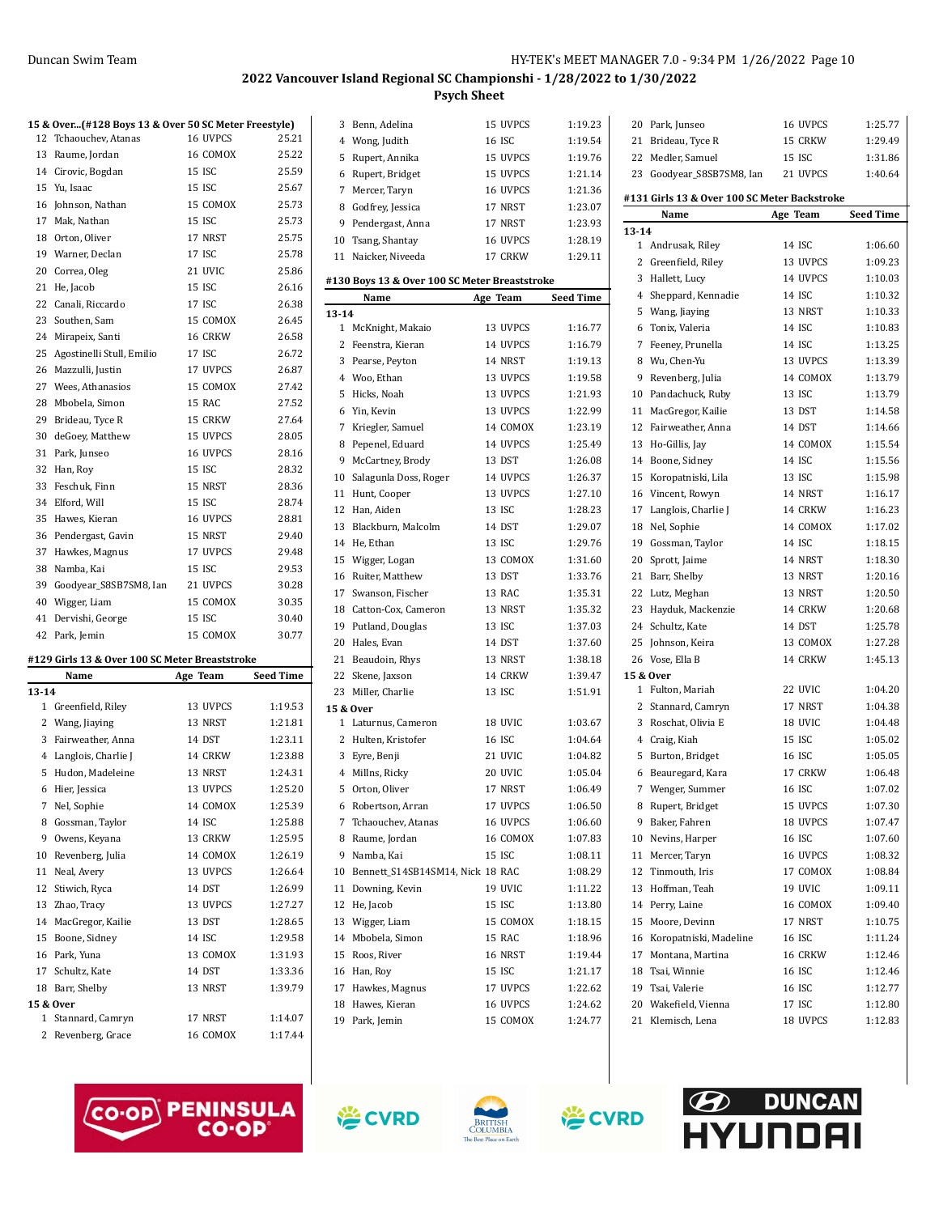## 2022 Vancouver Island Regional SC Championshi - 1/28/2022 to 1/30/2022

### Psych Sheet

**15 & Over...(#128 Boys 13 & Over 50 SC Meter Freestyle)**

| | Name | Age Team | Seed Time |
|---|---|---|---|
| 12 | Tchaouchev, Atanas | 16 UVPCS | 25.21 |
| 13 | Raume, Jordan | 16 COMOX | 25.22 |
| 14 | Cirovic, Bogdan | 15 ISC | 25.59 |
| 15 | Yu, Isaac | 15 ISC | 25.67 |
| 16 | Johnson, Nathan | 15 COMOX | 25.73 |
| 17 | Mak, Nathan | 15 ISC | 25.73 |
| 18 | Orton, Oliver | 17 NRST | 25.75 |
| 19 | Warner, Declan | 17 ISC | 25.78 |
| 20 | Correa, Oleg | 21 UVIC | 25.86 |
| 21 | He, Jacob | 15 ISC | 26.16 |
| 22 | Canali, Riccardo | 17 ISC | 26.38 |
| 23 | Southen, Sam | 15 COMOX | 26.45 |
| 24 | Mirapeix, Santi | 16 CRKW | 26.58 |
| 25 | Agostinelli Stull, Emilio | 17 ISC | 26.72 |
| 26 | Mazzulli, Justin | 17 UVPCS | 26.87 |
| 27 | Wees, Athanasios | 15 COMOX | 27.42 |
| 28 | Mbobela, Simon | 15 RAC | 27.52 |
| 29 | Brideau, Tyce R | 15 CRKW | 27.64 |
| 30 | deGoey, Matthew | 15 UVPCS | 28.05 |
| 31 | Park, Junseo | 16 UVPCS | 28.16 |
| 32 | Han, Roy | 15 ISC | 28.32 |
| 33 | Feschuk, Finn | 15 NRST | 28.36 |
| 34 | Elford, Will | 15 ISC | 28.74 |
| 35 | Hawes, Kieran | 16 UVPCS | 28.81 |
| 36 | Pendergast, Gavin | 15 NRST | 29.40 |
| 37 | Hawkes, Magnus | 17 UVPCS | 29.48 |
| 38 | Namba, Kai | 15 ISC | 29.53 |
| 39 | Goodyear_S8SB7SM8, Ian | 21 UVPCS | 30.28 |
| 40 | Wigger, Liam | 15 COMOX | 30.35 |
| 41 | Dervishi, George | 15 ISC | 30.40 |
| 42 | Park, Jemin | 15 COMOX | 30.77 |

**#129 Girls 13 & Over 100 SC Meter Breaststroke**

| | Name | Age Team | Seed Time |
|---|---|---|---|
| **13-14** | | | |
| 1 | Greenfield, Riley | 13 UVPCS | 1:19.53 |
| 2 | Wang, Jiaying | 13 NRST | 1:21.81 |
| 3 | Fairweather, Anna | 14 DST | 1:23.11 |
| 4 | Langlois, Charlie J | 14 CRKW | 1:23.88 |
| 5 | Hudon, Madeleine | 13 NRST | 1:24.31 |
| 6 | Hier, Jessica | 13 UVPCS | 1:25.20 |
| 7 | Nel, Sophie | 14 COMOX | 1:25.39 |
| 8 | Gossman, Taylor | 14 ISC | 1:25.88 |
| 9 | Owens, Keyana | 13 CRKW | 1:25.95 |
| 10 | Revenberg, Julia | 14 COMOX | 1:26.19 |
| 11 | Neal, Avery | 13 UVPCS | 1:26.64 |
| 12 | Stiwich, Ryca | 14 DST | 1:26.99 |
| 13 | Zhao, Tracy | 13 UVPCS | 1:27.27 |
| 14 | MacGregor, Kailie | 13 DST | 1:28.65 |
| 15 | Boone, Sidney | 14 ISC | 1:29.58 |
| 16 | Park, Yuna | 13 COMOX | 1:31.93 |
| 17 | Schultz, Kate | 14 DST | 1:33.36 |
| 18 | Barr, Shelby | 13 NRST | 1:39.79 |
| **15 & Over** | | | |
| 1 | Stannard, Camryn | 17 NRST | 1:14.07 |
| 2 | Revenberg, Grace | 16 COMOX | 1:17.44 |
| 3 | Benn, Adelina | 15 UVPCS | 1:19.23 |
| 4 | Wong, Judith | 16 ISC | 1:19.54 |
| 5 | Rupert, Annika | 15 UVPCS | 1:19.76 |
| 6 | Rupert, Bridget | 15 UVPCS | 1:21.14 |
| 7 | Mercer, Taryn | 16 UVPCS | 1:21.36 |
| 8 | Godfrey, Jessica | 17 NRST | 1:23.07 |
| 9 | Pendergast, Anna | 17 NRST | 1:23.93 |
| 10 | Tsang, Shantay | 16 UVPCS | 1:28.19 |
| 11 | Naicker, Niveeda | 17 CRKW | 1:29.11 |

**#130 Boys 13 & Over 100 SC Meter Breaststroke**

| | Name | Age Team | Seed Time |
|---|---|---|---|
| **13-14** | | | |
| 1 | McKnight, Makaio | 13 UVPCS | 1:16.77 |
| 2 | Feenstra, Kieran | 14 UVPCS | 1:16.79 |
| 3 | Pearse, Peyton | 14 NRST | 1:19.13 |
| 4 | Woo, Ethan | 13 UVPCS | 1:19.58 |
| 5 | Hicks, Noah | 13 UVPCS | 1:21.93 |
| 6 | Yin, Kevin | 13 UVPCS | 1:22.99 |
| 7 | Kriegler, Samuel | 14 COMOX | 1:23.19 |
| 8 | Pepenel, Eduard | 14 UVPCS | 1:25.49 |
| 9 | McCartney, Brody | 13 DST | 1:26.08 |
| 10 | Salagunla Doss, Roger | 14 UVPCS | 1:26.37 |
| 11 | Hunt, Cooper | 13 UVPCS | 1:27.10 |
| 12 | Han, Aiden | 13 ISC | 1:28.23 |
| 13 | Blackburn, Malcolm | 14 DST | 1:29.07 |
| 14 | He, Ethan | 13 ISC | 1:29.76 |
| 15 | Wigger, Logan | 13 COMOX | 1:31.60 |
| 16 | Ruiter, Matthew | 13 DST | 1:33.76 |
| 17 | Swanson, Fischer | 13 RAC | 1:35.31 |
| 18 | Catton-Cox, Cameron | 13 NRST | 1:35.32 |
| 19 | Putland, Douglas | 13 ISC | 1:37.03 |
| 20 | Hales, Evan | 14 DST | 1:37.60 |
| 21 | Beaudoin, Rhys | 13 NRST | 1:38.18 |
| 22 | Skene, Jaxson | 14 CRKW | 1:39.47 |
| 23 | Miller, Charlie | 13 ISC | 1:51.91 |
| **15 & Over** | | | |
| 1 | Laturnus, Cameron | 18 UVIC | 1:03.67 |
| 2 | Hulten, Kristofer | 16 ISC | 1:04.64 |
| 3 | Eyre, Benji | 21 UVIC | 1:04.82 |
| 4 | Millns, Ricky | 20 UVIC | 1:05.04 |
| 5 | Orton, Oliver | 17 NRST | 1:06.49 |
| 6 | Robertson, Arran | 17 UVPCS | 1:06.50 |
| 7 | Tchaouchev, Atanas | 16 UVPCS | 1:06.60 |
| 8 | Raume, Jordan | 16 COMOX | 1:07.83 |
| 9 | Namba, Kai | 15 ISC | 1:08.11 |
| 10 | Bennett_S14SB14SM14, Nick | 18 RAC | 1:08.29 |
| 11 | Downing, Kevin | 19 UVIC | 1:11.22 |
| 12 | He, Jacob | 15 ISC | 1:13.80 |
| 13 | Wigger, Liam | 15 COMOX | 1:18.15 |
| 14 | Mbobela, Simon | 15 RAC | 1:18.96 |
| 15 | Roos, River | 16 NRST | 1:19.44 |
| 16 | Han, Roy | 15 ISC | 1:21.17 |
| 17 | Hawkes, Magnus | 17 UVPCS | 1:22.62 |
| 18 | Hawes, Kieran | 16 UVPCS | 1:24.62 |
| 19 | Park, Jemin | 15 COMOX | 1:24.77 |
| 20 | Park, Junseo | 16 UVPCS | 1:25.77 |
| 21 | Brideau, Tyce R | 15 CRKW | 1:29.49 |
| 22 | Medler, Samuel | 15 ISC | 1:31.86 |
| 23 | Goodyear_S8SB7SM8, Ian | 21 UVPCS | 1:40.64 |

**#131 Girls 13 & Over 100 SC Meter Backstroke**

| | Name | Age Team | Seed Time |
|---|---|---|---|
| **13-14** | | | |
| 1 | Andrusak, Riley | 14 ISC | 1:06.60 |
| 2 | Greenfield, Riley | 13 UVPCS | 1:09.23 |
| 3 | Hallett, Lucy | 14 UVPCS | 1:10.03 |
| 4 | Sheppard, Kennadie | 14 ISC | 1:10.32 |
| 5 | Wang, Jiaying | 13 NRST | 1:10.33 |
| 6 | Tonix, Valeria | 14 ISC | 1:10.83 |
| 7 | Feeney, Prunella | 14 ISC | 1:13.25 |
| 8 | Wu, Chen-Yu | 13 UVPCS | 1:13.39 |
| 9 | Revenberg, Julia | 14 COMOX | 1:13.79 |
| 10 | Pandachuck, Ruby | 13 ISC | 1:13.79 |
| 11 | MacGregor, Kailie | 13 DST | 1:14.58 |
| 12 | Fairweather, Anna | 14 DST | 1:14.66 |
| 13 | Ho-Gillis, Jay | 14 COMOX | 1:15.54 |
| 14 | Boone, Sidney | 14 ISC | 1:15.56 |
| 15 | Koropatniski, Lila | 13 ISC | 1:15.98 |
| 16 | Vincent, Rowyn | 14 NRST | 1:16.17 |
| 17 | Langlois, Charlie J | 14 CRKW | 1:16.23 |
| 18 | Nel, Sophie | 14 COMOX | 1:17.02 |
| 19 | Gossman, Taylor | 14 ISC | 1:18.15 |
| 20 | Sprott, Jaime | 14 NRST | 1:18.30 |
| 21 | Barr, Shelby | 13 NRST | 1:20.16 |
| 22 | Lutz, Meghan | 13 NRST | 1:20.50 |
| 23 | Hayduk, Mackenzie | 14 CRKW | 1:20.68 |
| 24 | Schultz, Kate | 14 DST | 1:25.78 |
| 25 | Johnson, Keira | 13 COMOX | 1:27.28 |
| 26 | Vose, Ella B | 14 CRKW | 1:45.13 |
| **15 & Over** | | | |
| 1 | Fulton, Mariah | 22 UVIC | 1:04.20 |
| 2 | Stannard, Camryn | 17 NRST | 1:04.38 |
| 3 | Roschat, Olivia E | 18 UVIC | 1:04.48 |
| 4 | Craig, Kiah | 15 ISC | 1:05.02 |
| 5 | Burton, Bridget | 16 ISC | 1:05.05 |
| 6 | Beauregard, Kara | 17 CRKW | 1:06.48 |
| 7 | Wenger, Summer | 16 ISC | 1:07.02 |
| 8 | Rupert, Bridget | 15 UVPCS | 1:07.30 |
| 9 | Baker, Fahren | 18 UVPCS | 1:07.47 |
| 10 | Nevins, Harper | 16 ISC | 1:07.60 |
| 11 | Mercer, Taryn | 16 UVPCS | 1:08.32 |
| 12 | Tinmouth, Iris | 17 COMOX | 1:08.84 |
| 13 | Hoffman, Teah | 19 UVIC | 1:09.11 |
| 14 | Perry, Laine | 16 COMOX | 1:09.40 |
| 15 | Moore, Devinn | 17 NRST | 1:10.75 |
| 16 | Koropatniski, Madeline | 16 ISC | 1:11.24 |
| 17 | Montana, Martina | 16 CRKW | 1:12.46 |
| 18 | Tsai, Winnie | 16 ISC | 1:12.46 |
| 19 | Tsai, Valerie | 16 ISC | 1:12.77 |
| 20 | Wakefield, Vienna | 17 ISC | 1:12.80 |
| 21 | Klemisch, Lena | 18 UVPCS | 1:12.83 |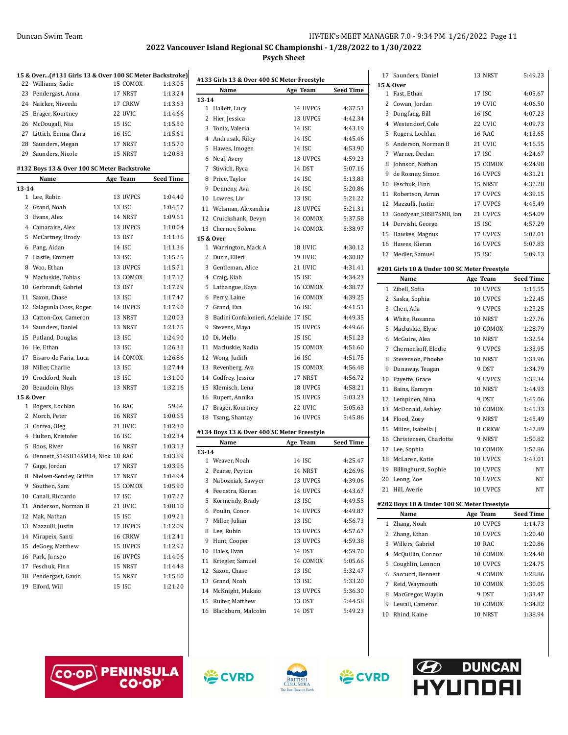## 2022 Vancouver Island Regional SC Championshi - 1/28/2022 to 1/30/2022

### Psych Sheet

**15 & Over...(#131 Girls 13 & Over 100 SC Meter Backstroke)**

| | Name | Age | Team | Seed Time |
|---|---|---|---|---|
| 22 | Williams, Sadie | 15 | COMOX | 1:13.05 |
| 23 | Pendergast, Anna | 17 | NRST | 1:13.24 |
| 24 | Naicker, Niveeda | 17 | CRKW | 1:13.63 |
| 25 | Brager, Kourtney | 22 | UVIC | 1:14.66 |
| 26 | McDougall, Nia | 15 | ISC | 1:15.50 |
| 27 | Littich, Emma Clara | 16 | ISC | 1:15.61 |
| 28 | Saunders, Megan | 17 | NRST | 1:15.70 |
| 29 | Saunders, Nicole | 15 | NRST | 1:20.83 |

**#132 Boys 13 & Over 100 SC Meter Backstroke**

| | Name | Age | Team | Seed Time |
|---|---|---|---|---|
| **13-14** | | | | |
| 1 | Lee, Rubin | 13 | UVPCS | 1:04.40 |
| 2 | Grand, Noah | 13 | ISC | 1:04.57 |
| 3 | Evans, Alex | 14 | NRST | 1:09.61 |
| 4 | Camaraire, Alex | 13 | UVPCS | 1:10.04 |
| 5 | McCartney, Brody | 13 | DST | 1:11.36 |
| 6 | Pang, Aidan | 14 | ISC | 1:11.36 |
| 7 | Hastie, Emmett | 13 | ISC | 1:15.25 |
| 8 | Woo, Ethan | 13 | UVPCS | 1:15.71 |
| 9 | Macluskie, Tobias | 13 | COMOX | 1:17.17 |
| 10 | Gerbrandt, Gabriel | 13 | DST | 1:17.29 |
| 11 | Saxon, Chase | 13 | ISC | 1:17.47 |
| 12 | Salagunla Doss, Roger | 14 | UVPCS | 1:17.90 |
| 13 | Catton-Cox, Cameron | 13 | NRST | 1:20.03 |
| 14 | Saunders, Daniel | 13 | NRST | 1:21.75 |
| 15 | Putland, Douglas | 13 | ISC | 1:24.90 |
| 16 | He, Ethan | 13 | ISC | 1:26.31 |
| 17 | Bisaro-de Faria, Luca | 14 | COMOX | 1:26.86 |
| 18 | Miller, Charlie | 13 | ISC | 1:27.44 |
| 19 | Crockford, Noah | 13 | ISC | 1:31.00 |
| 20 | Beaudoin, Rhys | 13 | NRST | 1:32.16 |
| **15 & Over** | | | | |
| 1 | Rogers, Lochlan | 16 | RAC | 59.64 |
| 2 | Morch, Peter | 16 | NRST | 1:00.65 |
| 3 | Correa, Oleg | 21 | UVIC | 1:02.30 |
| 4 | Hulten, Kristofer | 16 | ISC | 1:02.34 |
| 5 | Roos, River | 16 | NRST | 1:03.13 |
| 6 | Bennett_S14SB14SM14, Nick | 18 | RAC | 1:03.89 |
| 7 | Gage, Jordan | 17 | NRST | 1:03.96 |
| 8 | Nielsen-Sendey, Griffin | 17 | NRST | 1:04.94 |
| 9 | Southen, Sam | 15 | COMOX | 1:05.90 |
| 10 | Canali, Riccardo | 17 | ISC | 1:07.27 |
| 11 | Anderson, Norman B | 21 | UVIC | 1:08.10 |
| 12 | Mak, Nathan | 15 | ISC | 1:09.21 |
| 13 | Mazzulli, Justin | 17 | UVPCS | 1:12.09 |
| 14 | Mirapeix, Santi | 16 | CRKW | 1:12.41 |
| 15 | deGoey, Matthew | 15 | UVPCS | 1:12.92 |
| 16 | Park, Junseo | 16 | UVPCS | 1:14.06 |
| 17 | Feschuk, Finn | 15 | NRST | 1:14.48 |
| 18 | Pendergast, Gavin | 15 | NRST | 1:15.60 |
| 19 | Elford, Will | 15 | ISC | 1:21.20 |

**#133 Girls 13 & Over 400 SC Meter Freestyle**

| | Name | Age | Team | Seed Time |
|---|---|---|---|---|
| **13-14** | | | | |
| 1 | Hallett, Lucy | 14 | UVPCS | 4:37.51 |
| 2 | Hier, Jessica | 13 | UVPCS | 4:42.34 |
| 3 | Tonix, Valeria | 14 | ISC | 4:43.19 |
| 4 | Andrusak, Riley | 14 | ISC | 4:45.46 |
| 5 | Hawes, Imogen | 14 | ISC | 4:53.90 |
| 6 | Neal, Avery | 13 | UVPCS | 4:59.23 |
| 7 | Stiwich, Ryca | 14 | DST | 5:07.16 |
| 8 | Price, Taylor | 14 | ISC | 5:13.83 |
| 9 | Denneny, Ava | 14 | ISC | 5:20.86 |
| 10 | Lowres, Liv | 13 | ISC | 5:21.22 |
| 11 | Welsman, Alexandria | 13 | UVPCS | 5:21.31 |
| 12 | Cruickshank, Devyn | 14 | COMOX | 5:37.58 |
| 13 | Chernov, Solena | 14 | COMOX | 5:38.97 |
| **15 & Over** | | | | |
| 1 | Warrington, Mack A | 18 | UVIC | 4:30.12 |
| 2 | Dunn, Elleri | 19 | UVIC | 4:30.87 |
| 3 | Gentleman, Alice | 21 | UVIC | 4:31.41 |
| 4 | Craig, Kiah | 15 | ISC | 4:34.23 |
| 5 | Lathangue, Kaya | 16 | COMOX | 4:38.77 |
| 6 | Perry, Laine | 16 | COMOX | 4:39.25 |
| 7 | Grand, Eva | 16 | ISC | 4:41.51 |
| 8 | Badini Confalonieri, Adelaide | 17 | ISC | 4:49.35 |
| 9 | Stevens, Maya | 15 | UVPCS | 4:49.66 |
| 10 | Di, Mello | 15 | ISC | 4:51.23 |
| 11 | Macluskie, Nadia | 15 | COMOX | 4:51.60 |
| 12 | Wong, Judith | 16 | ISC | 4:51.75 |
| 13 | Revenberg, Ava | 15 | COMOX | 4:56.48 |
| 14 | Godfrey, Jessica | 17 | NRST | 4:56.72 |
| 15 | Klemisch, Lena | 18 | UVPCS | 4:58.21 |
| 16 | Rupert, Annika | 15 | UVPCS | 5:03.23 |
| 17 | Brager, Kourtney | 22 | UVIC | 5:05.63 |
| 18 | Tsang, Shantay | 16 | UVPCS | 5:45.86 |

**#134 Boys 13 & Over 400 SC Meter Freestyle**

| | Name | Age | Team | Seed Time |
|---|---|---|---|---|
| **13-14** | | | | |
| 1 | Weaver, Noah | 14 | ISC | 4:25.47 |
| 2 | Pearse, Peyton | 14 | NRST | 4:26.96 |
| 3 | Nabozniak, Sawyer | 13 | UVPCS | 4:39.06 |
| 4 | Feenstra, Kieran | 14 | UVPCS | 4:43.67 |
| 5 | Kormendy, Brady | 13 | ISC | 4:49.55 |
| 6 | Poulin, Conor | 14 | UVPCS | 4:49.87 |
| 7 | Miller, Julian | 13 | ISC | 4:56.73 |
| 8 | Lee, Rubin | 13 | UVPCS | 4:57.67 |
| 9 | Hunt, Cooper | 13 | UVPCS | 4:59.38 |
| 10 | Hales, Evan | 14 | DST | 4:59.70 |
| 11 | Kriegler, Samuel | 14 | COMOX | 5:05.66 |
| 12 | Saxon, Chase | 13 | ISC | 5:32.47 |
| 13 | Grand, Noah | 13 | ISC | 5:33.20 |
| 14 | McKnight, Makaio | 13 | UVPCS | 5:36.30 |
| 15 | Ruiter, Matthew | 13 | DST | 5:44.58 |
| 16 | Blackburn, Malcolm | 14 | DST | 5:49.23 |
| 17 | Saunders, Daniel | 13 | NRST | 5:49.23 |
| **15 & Over** | | | | |
| 1 | Fast, Ethan | 17 | ISC | 4:05.67 |
| 2 | Cowan, Jordan | 19 | UVIC | 4:06.50 |
| 3 | Dongfang, Bill | 16 | ISC | 4:07.23 |
| 4 | Westendorf, Cole | 22 | UVIC | 4:09.73 |
| 5 | Rogers, Lochlan | 16 | RAC | 4:13.65 |
| 6 | Anderson, Norman B | 21 | UVIC | 4:16.55 |
| 7 | Warner, Declan | 17 | ISC | 4:24.67 |
| 8 | Johnson, Nathan | 15 | COMOX | 4:24.98 |
| 9 | de Rosnay, Simon | 16 | UVPCS | 4:31.21 |
| 10 | Feschuk, Finn | 15 | NRST | 4:32.28 |
| 11 | Robertson, Arran | 17 | UVPCS | 4:39.15 |
| 12 | Mazzulli, Justin | 17 | UVPCS | 4:45.49 |
| 13 | Goodyear_S8SB7SM8, Ian | 21 | UVPCS | 4:54.09 |
| 14 | Dervishi, George | 15 | ISC | 4:57.29 |
| 15 | Hawkes, Magnus | 17 | UVPCS | 5:02.01 |
| 16 | Hawes, Kieran | 16 | UVPCS | 5:07.83 |
| 17 | Medler, Samuel | 15 | ISC | 5:09.13 |

**#201 Girls 10 & Under 100 SC Meter Freestyle**

| | Name | Age | Team | Seed Time |
|---|---|---|---|---|
| 1 | Zibell, Sofia | 10 | UVPCS | 1:15.55 |
| 2 | Saska, Sophia | 10 | UVPCS | 1:22.45 |
| 3 | Chen, Ada | 9 | UVPCS | 1:23.25 |
| 4 | White, Rosanna | 10 | NRST | 1:27.76 |
| 5 | Macluskie, Elyse | 10 | COMOX | 1:28.79 |
| 6 | McGuire, Alea | 10 | NRST | 1:32.54 |
| 7 | Chernenkoff, Elodie | 9 | UVPCS | 1:33.95 |
| 8 | Stevenson, Phoebe | 10 | NRST | 1:33.96 |
| 9 | Dunaway, Teagan | 9 | DST | 1:34.79 |
| 10 | Payette, Grace | 9 | UVPCS | 1:38.34 |
| 11 | Bains, Kamryn | 10 | NRST | 1:44.93 |
| 12 | Lempinen, Nina | 9 | DST | 1:45.06 |
| 13 | McDonald, Ashley | 10 | COMOX | 1:45.33 |
| 14 | Flood, Zoey | 9 | NRST | 1:45.49 |
| 15 | Millns, Isabella J | 8 | CRKW | 1:47.89 |
| 16 | Christensen, Charlotte | 9 | NRST | 1:50.82 |
| 17 | Lee, Sophia | 10 | COMOX | 1:52.86 |
| 18 | McLaren, Katie | 10 | UVPCS | 1:43.01 |
| 19 | Billinghurst, Sophie | 10 | UVPCS | NT |
| 20 | Leong, Zoe | 10 | UVPCS | NT |
| 21 | Hill, Averie | 10 | UVPCS | NT |

**#202 Boys 10 & Under 100 SC Meter Freestyle**

| | Name | Age | Team | Seed Time |
|---|---|---|---|---|
| 1 | Zhang, Noah | 10 | UVPCS | 1:14.73 |
| 2 | Zhang, Ethan | 10 | UVPCS | 1:20.40 |
| 3 | Willers, Gabriel | 10 | RAC | 1:20.86 |
| 4 | McQuillin, Connor | 10 | COMOX | 1:24.40 |
| 5 | Coughlin, Lennon | 10 | UVPCS | 1:24.75 |
| 6 | Saccucci, Bennett | 9 | COMOX | 1:28.86 |
| 7 | Reid, Waymouth | 10 | COMOX | 1:30.05 |
| 8 | MacGregor, Waylin | 9 | DST | 1:33.47 |
| 9 | Lewall, Cameron | 10 | COMOX | 1:34.82 |
| 10 | Rhind, Kaine | 10 | NRST | 1:38.94 |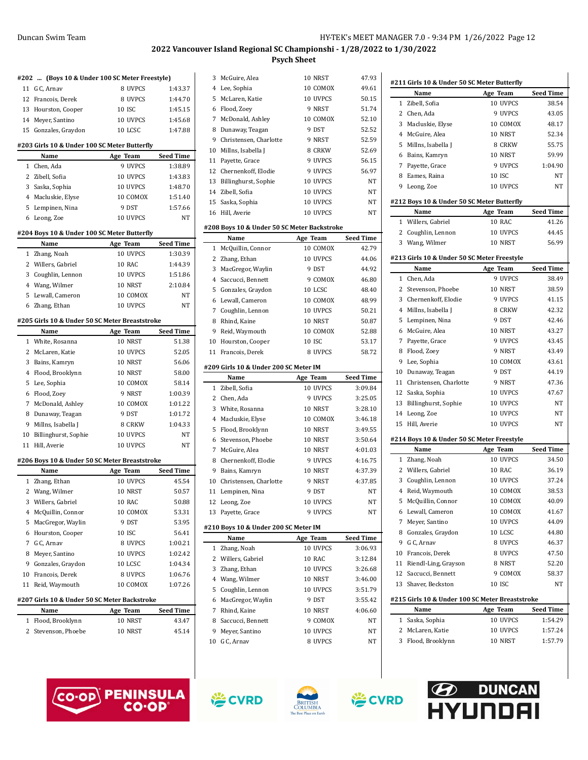Duncan Swim Team

## 2022 Vancouver Island Regional SC Championshi - 1/28/2022 to 1/30/2022
### Psych Sheet

#### #202 ... (Boys 10 & Under 100 SC Meter Freestyle)

| | Name | Age | Team | Seed Time |
|---|---|---|---|---|
| 11 | G C, Arnav | 8 | UVPCS | 1:43.37 |
| 12 | Francois, Derek | 8 | UVPCS | 1:44.70 |
| 13 | Hourston, Cooper | 10 | ISC | 1:45.15 |
| 14 | Meyer, Santino | 10 | UVPCS | 1:45.68 |
| 15 | Gonzales, Graydon | 10 | LCSC | 1:47.88 |

#### #203 Girls 10 & Under 100 SC Meter Butterfly

| | Name | Age | Team | Seed Time |
|---|---|---|---|---|
| 1 | Chen, Ada | 9 | UVPCS | 1:38.89 |
| 2 | Zibell, Sofia | 10 | UVPCS | 1:43.83 |
| 3 | Saska, Sophia | 10 | UVPCS | 1:48.70 |
| 4 | Macluskie, Elyse | 10 | COMOX | 1:51.40 |
| 5 | Lempinen, Nina | 9 | DST | 1:57.66 |
| 6 | Leong, Zoe | 10 | UVPCS | NT |

#### #204 Boys 10 & Under 100 SC Meter Butterfly

| | Name | Age | Team | Seed Time |
|---|---|---|---|---|
| 1 | Zhang, Noah | 10 | UVPCS | 1:30.39 |
| 2 | Willers, Gabriel | 10 | RAC | 1:44.39 |
| 3 | Coughlin, Lennon | 10 | UVPCS | 1:51.86 |
| 4 | Wang, Wilmer | 10 | NRST | 2:10.84 |
| 5 | Lewall, Cameron | 10 | COMOX | NT |
| 6 | Zhang, Ethan | 10 | UVPCS | NT |

#### #205 Girls 10 & Under 50 SC Meter Breaststroke

| | Name | Age | Team | Seed Time |
|---|---|---|---|---|
| 1 | White, Rosanna | 10 | NRST | 51.38 |
| 2 | McLaren, Katie | 10 | UVPCS | 52.05 |
| 3 | Bains, Kamryn | 10 | NRST | 56.06 |
| 4 | Flood, Brooklynn | 10 | NRST | 58.00 |
| 5 | Lee, Sophia | 10 | COMOX | 58.14 |
| 6 | Flood, Zoey | 9 | NRST | 1:00.39 |
| 7 | McDonald, Ashley | 10 | COMOX | 1:01.22 |
| 8 | Dunaway, Teagan | 9 | DST | 1:01.72 |
| 9 | Millns, Isabella J | 8 | CRKW | 1:04.33 |
| 10 | Billinghurst, Sophie | 10 | UVPCS | NT |
| 11 | Hill, Averie | 10 | UVPCS | NT |

#### #206 Boys 10 & Under 50 SC Meter Breaststroke

| | Name | Age | Team | Seed Time |
|---|---|---|---|---|
| 1 | Zhang, Ethan | 10 | UVPCS | 45.54 |
| 2 | Wang, Wilmer | 10 | NRST | 50.57 |
| 3 | Willers, Gabriel | 10 | RAC | 50.88 |
| 4 | McQuillin, Connor | 10 | COMOX | 53.31 |
| 5 | MacGregor, Waylin | 9 | DST | 53.95 |
| 6 | Hourston, Cooper | 10 | ISC | 56.41 |
| 7 | G C, Arnav | 8 | UVPCS | 1:00.21 |
| 8 | Meyer, Santino | 10 | UVPCS | 1:02.42 |
| 9 | Gonzales, Graydon | 10 | LCSC | 1:04.34 |
| 10 | Francois, Derek | 8 | UVPCS | 1:06.76 |
| 11 | Reid, Waymouth | 10 | COMOX | 1:07.26 |

#### #207 Girls 10 & Under 50 SC Meter Backstroke

| | Name | Age | Team | Seed Time |
|---|---|---|---|---|
| 1 | Flood, Brooklynn | 10 | NRST | 43.47 |
| 2 | Stevenson, Phoebe | 10 | NRST | 45.14 |
| 3 | McGuire, Alea | 10 | NRST | 47.93 |
| 4 | Lee, Sophia | 10 | COMOX | 49.61 |
| 5 | McLaren, Katie | 10 | UVPCS | 50.15 |
| 6 | Flood, Zoey | 9 | NRST | 51.74 |
| 7 | McDonald, Ashley | 10 | COMOX | 52.10 |
| 8 | Dunaway, Teagan | 9 | DST | 52.52 |
| 9 | Christensen, Charlotte | 9 | NRST | 52.59 |
| 10 | Millns, Isabella J | 8 | CRKW | 52.69 |
| 11 | Payette, Grace | 9 | UVPCS | 56.15 |
| 12 | Chernenkoff, Elodie | 9 | UVPCS | 56.97 |
| 13 | Billinghurst, Sophie | 10 | UVPCS | NT |
| 14 | Zibell, Sofia | 10 | UVPCS | NT |
| 15 | Saska, Sophia | 10 | UVPCS | NT |
| 16 | Hill, Averie | 10 | UVPCS | NT |

#### #208 Boys 10 & Under 50 SC Meter Backstroke

| | Name | Age | Team | Seed Time |
|---|---|---|---|---|
| 1 | McQuillin, Connor | 10 | COMOX | 42.79 |
| 2 | Zhang, Ethan | 10 | UVPCS | 44.06 |
| 3 | MacGregor, Waylin | 9 | DST | 44.92 |
| 4 | Saccucci, Bennett | 9 | COMOX | 46.80 |
| 5 | Gonzales, Graydon | 10 | LCSC | 48.40 |
| 6 | Lewall, Cameron | 10 | COMOX | 48.99 |
| 7 | Coughlin, Lennon | 10 | UVPCS | 50.21 |
| 8 | Rhind, Kaine | 10 | NRST | 50.87 |
| 9 | Reid, Waymouth | 10 | COMOX | 52.88 |
| 10 | Hourston, Cooper | 10 | ISC | 53.17 |
| 11 | Francois, Derek | 8 | UVPCS | 58.72 |

#### #209 Girls 10 & Under 200 SC Meter IM

| | Name | Age | Team | Seed Time |
|---|---|---|---|---|
| 1 | Zibell, Sofia | 10 | UVPCS | 3:09.84 |
| 2 | Chen, Ada | 9 | UVPCS | 3:25.05 |
| 3 | White, Rosanna | 10 | NRST | 3:28.10 |
| 4 | Macluskie, Elyse | 10 | COMOX | 3:46.18 |
| 5 | Flood, Brooklynn | 10 | NRST | 3:49.55 |
| 6 | Stevenson, Phoebe | 10 | NRST | 3:50.64 |
| 7 | McGuire, Alea | 10 | NRST | 4:01.03 |
| 8 | Chernenkoff, Elodie | 9 | UVPCS | 4:16.75 |
| 9 | Bains, Kamryn | 10 | NRST | 4:37.39 |
| 10 | Christensen, Charlotte | 9 | NRST | 4:37.85 |
| 11 | Lempinen, Nina | 9 | DST | NT |
| 12 | Leong, Zoe | 10 | UVPCS | NT |
| 13 | Payette, Grace | 9 | UVPCS | NT |

#### #210 Boys 10 & Under 200 SC Meter IM

| | Name | Age | Team | Seed Time |
|---|---|---|---|---|
| 1 | Zhang, Noah | 10 | UVPCS | 3:06.93 |
| 2 | Willers, Gabriel | 10 | RAC | 3:12.84 |
| 3 | Zhang, Ethan | 10 | UVPCS | 3:26.68 |
| 4 | Wang, Wilmer | 10 | NRST | 3:46.00 |
| 5 | Coughlin, Lennon | 10 | UVPCS | 3:51.79 |
| 6 | MacGregor, Waylin | 9 | DST | 3:55.42 |
| 7 | Rhind, Kaine | 10 | NRST | 4:06.60 |
| 8 | Saccucci, Bennett | 9 | COMOX | NT |
| 9 | Meyer, Santino | 10 | UVPCS | NT |
| 10 | G C, Arnav | 8 | UVPCS | NT |

#### #211 Girls 10 & Under 50 SC Meter Butterfly

| | Name | Age | Team | Seed Time |
|---|---|---|---|---|
| 1 | Zibell, Sofia | 10 | UVPCS | 38.54 |
| 2 | Chen, Ada | 9 | UVPCS | 43.05 |
| 3 | Macluskie, Elyse | 10 | COMOX | 48.17 |
| 4 | McGuire, Alea | 10 | NRST | 52.34 |
| 5 | Millns, Isabella J | 8 | CRKW | 55.75 |
| 6 | Bains, Kamryn | 10 | NRST | 59.99 |
| 7 | Payette, Grace | 9 | UVPCS | 1:04.90 |
| 8 | Eames, Raina | 10 | ISC | NT |
| 9 | Leong, Zoe | 10 | UVPCS | NT |

#### #212 Boys 10 & Under 50 SC Meter Butterfly

| | Name | Age | Team | Seed Time |
|---|---|---|---|---|
| 1 | Willers, Gabriel | 10 | RAC | 41.26 |
| 2 | Coughlin, Lennon | 10 | UVPCS | 44.45 |
| 3 | Wang, Wilmer | 10 | NRST | 56.99 |

#### #213 Girls 10 & Under 50 SC Meter Freestyle

| | Name | Age | Team | Seed Time |
|---|---|---|---|---|
| 1 | Chen, Ada | 9 | UVPCS | 38.49 |
| 2 | Stevenson, Phoebe | 10 | NRST | 38.59 |
| 3 | Chernenkoff, Elodie | 9 | UVPCS | 41.15 |
| 4 | Millns, Isabella J | 8 | CRKW | 42.32 |
| 5 | Lempinen, Nina | 9 | DST | 42.46 |
| 6 | McGuire, Alea | 10 | NRST | 43.27 |
| 7 | Payette, Grace | 9 | UVPCS | 43.45 |
| 8 | Flood, Zoey | 9 | NRST | 43.49 |
| 9 | Lee, Sophia | 10 | COMOX | 43.61 |
| 10 | Dunaway, Teagan | 9 | DST | 44.19 |
| 11 | Christensen, Charlotte | 9 | NRST | 47.36 |
| 12 | Saska, Sophia | 10 | UVPCS | 47.67 |
| 13 | Billinghurst, Sophie | 10 | UVPCS | NT |
| 14 | Leong, Zoe | 10 | UVPCS | NT |
| 15 | Hill, Averie | 10 | UVPCS | NT |

#### #214 Boys 10 & Under 50 SC Meter Freestyle

| | Name | Age | Team | Seed Time |
|---|---|---|---|---|
| 1 | Zhang, Noah | 10 | UVPCS | 34.50 |
| 2 | Willers, Gabriel | 10 | RAC | 36.19 |
| 3 | Coughlin, Lennon | 10 | UVPCS | 37.24 |
| 4 | Reid, Waymouth | 10 | COMOX | 38.53 |
| 5 | McQuillin, Connor | 10 | COMOX | 40.09 |
| 6 | Lewall, Cameron | 10 | COMOX | 41.67 |
| 7 | Meyer, Santino | 10 | UVPCS | 44.09 |
| 8 | Gonzales, Graydon | 10 | LCSC | 44.80 |
| 9 | G C, Arnav | 8 | UVPCS | 46.37 |
| 10 | Francois, Derek | 8 | UVPCS | 47.50 |
| 11 | Riendl-Ling, Grayson | 8 | NRST | 52.20 |
| 12 | Saccucci, Bennett | 9 | COMOX | 58.37 |
| 13 | Shaver, Beckston | 10 | ISC | NT |

#### #215 Girls 10 & Under 100 SC Meter Breaststroke

| | Name | Age | Team | Seed Time |
|---|---|---|---|---|
| 1 | Saska, Sophia | 10 | UVPCS | 1:54.29 |
| 2 | McLaren, Katie | 10 | UVPCS | 1:57.24 |
| 3 | Flood, Brooklynn | 10 | NRST | 1:57.79 |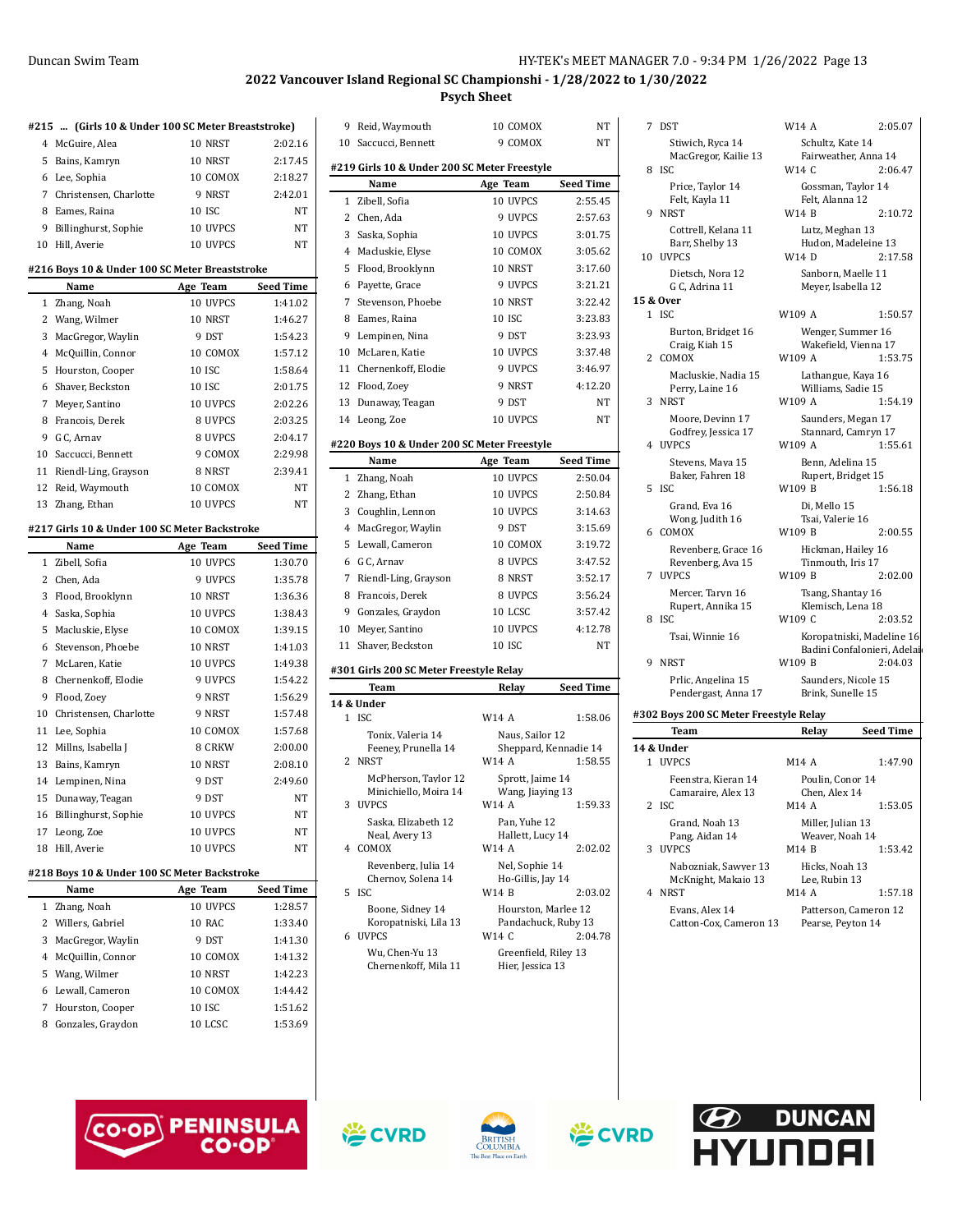Duncan Swim Team — HY-TEK's MEET MANAGER 7.0 - 9:34 PM 1/26/2022

## 2022 Vancouver Island Regional SC Championshi - 1/28/2022 to 1/30/2022

### Psych Sheet

#### #215 ... (Girls 10 & Under 100 SC Meter Breaststroke)

| | Name | Age | Team | Seed Time |
|---|---|---|---|---|
| 4 | McGuire, Alea | 10 | NRST | 2:02.16 |
| 5 | Bains, Kamryn | 10 | NRST | 2:17.45 |
| 6 | Lee, Sophia | 10 | COMOX | 2:18.27 |
| 7 | Christensen, Charlotte | 9 | NRST | 2:42.01 |
| 8 | Eames, Raina | 10 | ISC | NT |
| 9 | Billinghurst, Sophie | 10 | UVPCS | NT |
| 10 | Hill, Averie | 10 | UVPCS | NT |

#### #216 Boys 10 & Under 100 SC Meter Breaststroke

| | Name | Age | Team | Seed Time |
|---|---|---|---|---|
| 1 | Zhang, Noah | 10 | UVPCS | 1:41.02 |
| 2 | Wang, Wilmer | 10 | NRST | 1:46.27 |
| 3 | MacGregor, Waylin | 9 | DST | 1:54.23 |
| 4 | McQuillin, Connor | 10 | COMOX | 1:57.12 |
| 5 | Hourston, Cooper | 10 | ISC | 1:58.64 |
| 6 | Shaver, Beckston | 10 | ISC | 2:01.75 |
| 7 | Meyer, Santino | 10 | UVPCS | 2:02.26 |
| 8 | Francois, Derek | 8 | UVPCS | 2:03.25 |
| 9 | G C, Arnav | 8 | UVPCS | 2:04.17 |
| 10 | Saccucci, Bennett | 9 | COMOX | 2:29.98 |
| 11 | Riendl-Ling, Grayson | 8 | NRST | 2:39.41 |
| 12 | Reid, Waymouth | 10 | COMOX | NT |
| 13 | Zhang, Ethan | 10 | UVPCS | NT |

#### #217 Girls 10 & Under 100 SC Meter Backstroke

| | Name | Age | Team | Seed Time |
|---|---|---|---|---|
| 1 | Zibell, Sofia | 10 | UVPCS | 1:30.70 |
| 2 | Chen, Ada | 9 | UVPCS | 1:35.78 |
| 3 | Flood, Brooklynn | 10 | NRST | 1:36.36 |
| 4 | Saska, Sophia | 10 | UVPCS | 1:38.43 |
| 5 | Macluskie, Elyse | 10 | COMOX | 1:39.15 |
| 6 | Stevenson, Phoebe | 10 | NRST | 1:41.03 |
| 7 | McLaren, Katie | 10 | UVPCS | 1:49.38 |
| 8 | Chernenkoff, Elodie | 9 | UVPCS | 1:54.22 |
| 9 | Flood, Zoey | 9 | NRST | 1:56.29 |
| 10 | Christensen, Charlotte | 9 | NRST | 1:57.48 |
| 11 | Lee, Sophia | 10 | COMOX | 1:57.68 |
| 12 | Millns, Isabella J | 8 | CRKW | 2:00.00 |
| 13 | Bains, Kamryn | 10 | NRST | 2:08.10 |
| 14 | Lempinen, Nina | 9 | DST | 2:49.60 |
| 15 | Dunaway, Teagan | 9 | DST | NT |
| 16 | Billinghurst, Sophie | 10 | UVPCS | NT |
| 17 | Leong, Zoe | 10 | UVPCS | NT |
| 18 | Hill, Averie | 10 | UVPCS | NT |

#### #218 Boys 10 & Under 100 SC Meter Backstroke

| | Name | Age | Team | Seed Time |
|---|---|---|---|---|
| 1 | Zhang, Noah | 10 | UVPCS | 1:28.57 |
| 2 | Willers, Gabriel | 10 | RAC | 1:33.40 |
| 3 | MacGregor, Waylin | 9 | DST | 1:41.30 |
| 4 | McQuillin, Connor | 10 | COMOX | 1:41.32 |
| 5 | Wang, Wilmer | 10 | NRST | 1:42.23 |
| 6 | Lewall, Cameron | 10 | COMOX | 1:44.42 |
| 7 | Hourston, Cooper | 10 | ISC | 1:51.62 |
| 8 | Gonzales, Graydon | 10 | LCSC | 1:53.69 |
| 9 | Reid, Waymouth | 10 | COMOX | NT |
| 10 | Saccucci, Bennett | 9 | COMOX | NT |

#### #219 Girls 10 & Under 200 SC Meter Freestyle

| | Name | Age | Team | Seed Time |
|---|---|---|---|---|
| 1 | Zibell, Sofia | 10 | UVPCS | 2:55.45 |
| 2 | Chen, Ada | 9 | UVPCS | 2:57.63 |
| 3 | Saska, Sophia | 10 | UVPCS | 3:01.75 |
| 4 | Macluskie, Elyse | 10 | COMOX | 3:05.62 |
| 5 | Flood, Brooklynn | 10 | NRST | 3:17.60 |
| 6 | Payette, Grace | 9 | UVPCS | 3:21.21 |
| 7 | Stevenson, Phoebe | 10 | NRST | 3:22.42 |
| 8 | Eames, Raina | 10 | ISC | 3:23.83 |
| 9 | Lempinen, Nina | 9 | DST | 3:23.93 |
| 10 | McLaren, Katie | 10 | UVPCS | 3:37.48 |
| 11 | Chernenkoff, Elodie | 9 | UVPCS | 3:46.97 |
| 12 | Flood, Zoey | 9 | NRST | 4:12.20 |
| 13 | Dunaway, Teagan | 9 | DST | NT |
| 14 | Leong, Zoe | 10 | UVPCS | NT |

#### #220 Boys 10 & Under 200 SC Meter Freestyle

| | Name | Age | Team | Seed Time |
|---|---|---|---|---|
| 1 | Zhang, Noah | 10 | UVPCS | 2:50.04 |
| 2 | Zhang, Ethan | 10 | UVPCS | 2:50.84 |
| 3 | Coughlin, Lennon | 10 | UVPCS | 3:14.63 |
| 4 | MacGregor, Waylin | 9 | DST | 3:15.69 |
| 5 | Lewall, Cameron | 10 | COMOX | 3:19.72 |
| 6 | G C, Arnav | 8 | UVPCS | 3:47.52 |
| 7 | Riendl-Ling, Grayson | 8 | NRST | 3:52.17 |
| 8 | Francois, Derek | 8 | UVPCS | 3:56.24 |
| 9 | Gonzales, Graydon | 10 | LCSC | 3:57.42 |
| 10 | Meyer, Santino | 10 | UVPCS | 4:12.78 |
| 11 | Shaver, Beckston | 10 | ISC | NT |

#### #301 Girls 200 SC Meter Freestyle Relay

| | Team | Relay | Seed Time |
|---|---|---|---|
| **14 & Under** | | | |
| 1 | ISC | W14 A | 1:58.06 |
| | Tonix, Valeria 14; Naus, Sailor 12; Feeney, Prunella 14; Sheppard, Kennadie 14 | | |
| 2 | NRST | W14 A | 1:58.55 |
| | McPherson, Taylor 12; Sprott, Jaime 14; Minichiello, Moira 14; Wang, Jiaying 13 | | |
| 3 | UVPCS | W14 A | 1:59.33 |
| | Saska, Elizabeth 12; Pan, Yuhe 12; Neal, Avery 13; Hallett, Lucy 14 | | |
| 4 | COMOX | W14 A | 2:02.02 |
| | Revenberg, Julia 14; Nel, Sophie 14; Chernov, Solena 14; Ho-Gillis, Jay 14 | | |
| 5 | ISC | W14 B | 2:03.02 |
| | Boone, Sidney 14; Hourston, Marlee 12; Koropatniski, Lila 13; Pandachuck, Ruby 13 | | |
| 6 | UVPCS | W14 C | 2:04.78 |
| | Wu, Chen-Yu 13; Greenfield, Riley 13; Chernenkoff, Mila 11; Hier, Jessica 13 | | |
| 7 | DST | W14 A | 2:05.07 |
| | Stiwich, Ryca 14; Schultz, Kate 14; MacGregor, Kailie 13; Fairweather, Anna 14 | | |
| 8 | ISC | W14 C | 2:06.47 |
| | Price, Taylor 14; Gossman, Taylor 14; Felt, Kayla 11; Felt, Alanna 12 | | |
| 9 | NRST | W14 B | 2:10.72 |
| | Cottrell, Kelana 11; Lutz, Meghan 13; Barr, Shelby 13; Hudon, Madeleine 13 | | |
| 10 | UVPCS | W14 D | 2:17.58 |
| | Dietsch, Nora 12; Sanborn, Maelle 11; G C, Adrina 11; Meyer, Isabella 12 | | |
| **15 & Over** | | | |
| 1 | ISC | W109 A | 1:50.57 |
| | Burton, Bridget 16; Wenger, Summer 16; Craig, Kiah 15; Wakefield, Vienna 17 | | |
| 2 | COMOX | W109 A | 1:53.75 |
| | Macluskie, Nadia 15; Lathangue, Kaya 16; Perry, Laine 16; Williams, Sadie 15 | | |
| 3 | NRST | W109 A | 1:54.19 |
| | Moore, Devinn 17; Saunders, Megan 17; Godfrey, Jessica 17; Stannard, Camryn 17 | | |
| 4 | UVPCS | W109 A | 1:55.61 |
| | Stevens, Maya 15; Benn, Adelina 15; Baker, Fahren 18; Rupert, Bridget 15 | | |
| 5 | ISC | W109 B | 1:56.18 |
| | Grand, Eva 16; Di, Mello 15; Wong, Judith 16; Tsai, Valerie 16 | | |
| 6 | COMOX | W109 B | 2:00.55 |
| | Revenberg, Grace 16; Hickman, Hailey 16; Revenberg, Ava 15; Tinmouth, Iris 17 | | |
| 7 | UVPCS | W109 B | 2:02.00 |
| | Mercer, Taryn 16; Tsang, Shantay 16; Rupert, Annika 15; Klemisch, Lena 18 | | |
| 8 | ISC | W109 C | 2:03.52 |
| | Tsai, Winnie 16; Koropatniski, Madeline 16; Badini Confalonieri, Adelai | | |
| 9 | NRST | W109 B | 2:04.03 |
| | Prlic, Angelina 15; Saunders, Nicole 15; Pendergast, Anna 17; Brink, Sunelle 15 | | |

#### #302 Boys 200 SC Meter Freestyle Relay

| | Team | Relay | Seed Time |
|---|---|---|---|
| **14 & Under** | | | |
| 1 | UVPCS | M14 A | 1:47.90 |
| | Feenstra, Kieran 14; Poulin, Conor 14; Camaraire, Alex 13; Chen, Alex 14 | | |
| 2 | ISC | M14 A | 1:53.05 |
| | Grand, Noah 13; Miller, Julian 13; Pang, Aidan 14; Weaver, Noah 14 | | |
| 3 | UVPCS | M14 B | 1:53.42 |
| | Nabozniak, Sawyer 13; Hicks, Noah 13; McKnight, Makaio 13; Lee, Rubin 13 | | |
| 4 | NRST | M14 A | 1:57.18 |
| | Evans, Alex 14; Patterson, Cameron 12; Catton-Cox, Cameron 13; Pearse, Peyton 14 | | |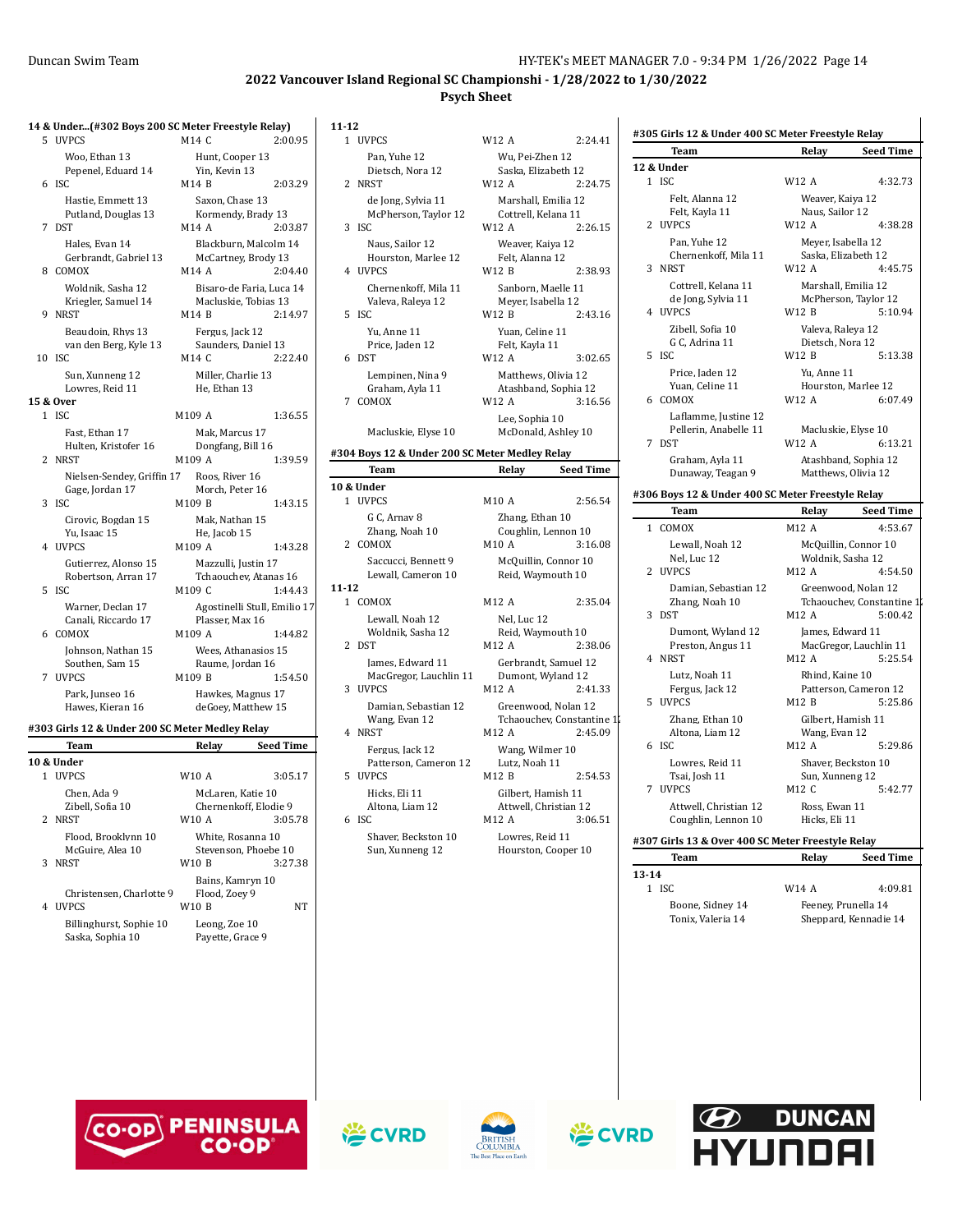# 2022 Vancouver Island Regional SC Championshi - 1/28/2022 to 1/30/2022

## Psych Sheet

### 14 & Under...(#302 Boys 200 SC Meter Freestyle Relay)

| | Team | Relay | Seed Time |
|---|---|---|---|
| 5 | UVPCS | M14 C | 2:00.95 |
| | Woo, Ethan 13 | Hunt, Cooper 13 | |
| | Pepenel, Eduard 14 | Yin, Kevin 13 | |
| 6 | ISC | M14 B | 2:03.29 |
| | Hastie, Emmett 13 | Saxon, Chase 13 | |
| | Putland, Douglas 13 | Kormendy, Brady 13 | |
| 7 | DST | M14 A | 2:03.87 |
| | Hales, Evan 14 | Blackburn, Malcolm 14 | |
| | Gerbrandt, Gabriel 13 | McCartney, Brody 13 | |
| 8 | COMOX | M14 A | 2:04.40 |
| | Woldnik, Sasha 12 | Bisaro-de Faria, Luca 14 | |
| | Kriegler, Samuel 14 | Macluskie, Tobias 13 | |
| 9 | NRST | M14 B | 2:14.97 |
| | Beaudoin, Rhys 13 | Fergus, Jack 12 | |
| | van den Berg, Kyle 13 | Saunders, Daniel 13 | |
| 10 | ISC | M14 C | 2:22.40 |
| | Sun, Xunneng 12 | Miller, Charlie 13 | |
| | Lowres, Reid 11 | He, Ethan 13 | |

**15 & Over**

| | Team | Relay | Seed Time |
|---|---|---|---|
| 1 | ISC | M109 A | 1:36.55 |
| | Fast, Ethan 17 | Mak, Marcus 17 | |
| | Hulten, Kristofer 16 | Dongfang, Bill 16 | |
| 2 | NRST | M109 A | 1:39.59 |
| | Nielsen-Sendey, Griffin 17 | Roos, River 16 | |
| | Gage, Jordan 17 | Morch, Peter 16 | |
| 3 | ISC | M109 B | 1:43.15 |
| | Cirovic, Bogdan 15 | Mak, Nathan 15 | |
| | Yu, Isaac 15 | He, Jacob 15 | |
| 4 | UVPCS | M109 A | 1:43.28 |
| | Gutierrez, Alonso 15 | Mazzulli, Justin 17 | |
| | Robertson, Arran 17 | Tchaouchev, Atanas 16 | |
| 5 | ISC | M109 C | 1:44.43 |
| | Warner, Declan 17 | Agostinelli Stull, Emilio 17 | |
| | Canali, Riccardo 17 | Plasser, Max 16 | |
| 6 | COMOX | M109 A | 1:44.82 |
| | Johnson, Nathan 15 | Wees, Athanasios 15 | |
| | Southen, Sam 15 | Raume, Jordan 16 | |
| 7 | UVPCS | M109 B | 1:54.50 |
| | Park, Junseo 16 | Hawkes, Magnus 17 | |
| | Hawes, Kieran 16 | deGoey, Matthew 15 | |

### #303 Girls 12 & Under 200 SC Meter Medley Relay

| | Team | Relay | Seed Time |
|---|---|---|---|
| **10 & Under** | | | |
| 1 | UVPCS | W10 A | 3:05.17 |
| | Chen, Ada 9 | McLaren, Katie 10 | |
| | Zibell, Sofia 10 | Chernenkoff, Elodie 9 | |
| 2 | NRST | W10 A | 3:05.78 |
| | Flood, Brooklynn 10 | White, Rosanna 10 | |
| | McGuire, Alea 10 | Stevenson, Phoebe 10 | |
| 3 | NRST | W10 B | 3:27.38 |
| | | Bains, Kamryn 10 | |
| | Christensen, Charlotte 9 | Flood, Zoey 9 | |
| 4 | UVPCS | W10 B | NT |
| | Billinghurst, Sophie 10 | Leong, Zoe 10 | |
| | Saska, Sophia 10 | Payette, Grace 9 | |
| **11-12** | | | |
| 1 | UVPCS | W12 A | 2:24.41 |
| | Pan, Yuhe 12 | Wu, Pei-Zhen 12 | |
| | Dietsch, Nora 12 | Saska, Elizabeth 12 | |
| 2 | NRST | W12 A | 2:24.75 |
| | de Jong, Sylvia 11 | Marshall, Emilia 12 | |
| | McPherson, Taylor 12 | Cottrell, Kelana 11 | |
| 3 | ISC | W12 A | 2:26.15 |
| | Naus, Sailor 12 | Weaver, Kaiya 12 | |
| | Hourston, Marlee 12 | Felt, Alanna 12 | |
| 4 | UVPCS | W12 B | 2:38.93 |
| | Chernenkoff, Mila 11 | Sanborn, Maelle 11 | |
| | Valeva, Raleya 12 | Meyer, Isabella 12 | |
| 5 | ISC | W12 B | 2:43.16 |
| | Yu, Anne 11 | Yuan, Celine 11 | |
| | Price, Jaden 12 | Felt, Kayla 11 | |
| 6 | DST | W12 A | 3:02.65 |
| | Lempinen, Nina 9 | Matthews, Olivia 12 | |
| | Graham, Ayla 11 | Atashband, Sophia 12 | |
| 7 | COMOX | W12 A | 3:16.56 |
| | | Lee, Sophia 10 | |
| | Macluskie, Elyse 10 | McDonald, Ashley 10 | |

### #304 Boys 12 & Under 200 SC Meter Medley Relay

| | Team | Relay | Seed Time |
|---|---|---|---|
| **10 & Under** | | | |
| 1 | UVPCS | M10 A | 2:56.54 |
| | G C, Arnav 8 | Zhang, Ethan 10 | |
| | Zhang, Noah 10 | Coughlin, Lennon 10 | |
| 2 | COMOX | M10 A | 3:16.08 |
| | Saccucci, Bennett 9 | McQuillin, Connor 10 | |
| | Lewall, Cameron 10 | Reid, Waymouth 10 | |
| **11-12** | | | |
| 1 | COMOX | M12 A | 2:35.04 |
| | Lewall, Noah 12 | Nel, Luc 12 | |
| | Woldnik, Sasha 12 | Reid, Waymouth 10 | |
| 2 | DST | M12 A | 2:38.06 |
| | James, Edward 11 | Gerbrandt, Samuel 12 | |
| | MacGregor, Lauchlin 11 | Dumont, Wyland 12 | |
| 3 | UVPCS | M12 A | 2:41.33 |
| | Damian, Sebastian 12 | Greenwood, Nolan 12 | |
| | Wang, Evan 12 | Tchaouchev, Constantine 12 | |
| 4 | NRST | M12 A | 2:45.09 |
| | Fergus, Jack 12 | Wang, Wilmer 10 | |
| | Patterson, Cameron 12 | Lutz, Noah 11 | |
| 5 | UVPCS | M12 B | 2:54.53 |
| | Hicks, Eli 11 | Gilbert, Hamish 11 | |
| | Altona, Liam 12 | Attwell, Christian 12 | |
| 6 | ISC | M12 A | 3:06.51 |
| | Shaver, Beckston 10 | Lowres, Reid 11 | |
| | Sun, Xunneng 12 | Hourston, Cooper 10 | |

### #305 Girls 12 & Under 400 SC Meter Freestyle Relay

| | Team | Relay | Seed Time |
|---|---|---|---|
| **12 & Under** | | | |
| 1 | ISC | W12 A | 4:32.73 |
| | Felt, Alanna 12 | Weaver, Kaiya 12 | |
| | Felt, Kayla 11 | Naus, Sailor 12 | |
| 2 | UVPCS | W12 A | 4:38.28 |
| | Pan, Yuhe 12 | Meyer, Isabella 12 | |
| | Chernenkoff, Mila 11 | Saska, Elizabeth 12 | |
| 3 | NRST | W12 A | 4:45.75 |
| | Cottrell, Kelana 11 | Marshall, Emilia 12 | |
| | de Jong, Sylvia 11 | McPherson, Taylor 12 | |
| 4 | UVPCS | W12 B | 5:10.94 |
| | Zibell, Sofia 10 | Valeva, Raleya 12 | |
| | G C, Adrina 11 | Dietsch, Nora 12 | |
| 5 | ISC | W12 B | 5:13.38 |
| | Price, Jaden 12 | Yu, Anne 11 | |
| | Yuan, Celine 11 | Hourston, Marlee 12 | |
| 6 | COMOX | W12 A | 6:07.49 |
| | Laflamme, Justine 12 | | |
| | Pellerin, Anabelle 11 | Macluskie, Elyse 10 | |
| 7 | DST | W12 A | 6:13.21 |
| | Graham, Ayla 11 | Atashband, Sophia 12 | |
| | Dunaway, Teagan 9 | Matthews, Olivia 12 | |

### #306 Boys 12 & Under 400 SC Meter Freestyle Relay

| | Team | Relay | Seed Time |
|---|---|---|---|
| 1 | COMOX | M12 A | 4:53.67 |
| | Lewall, Noah 12 | McQuillin, Connor 10 | |
| | Nel, Luc 12 | Woldnik, Sasha 12 | |
| 2 | UVPCS | M12 A | 4:54.50 |
| | Damian, Sebastian 12 | Greenwood, Nolan 12 | |
| | Zhang, Noah 10 | Tchaouchev, Constantine 12 | |
| 3 | DST | M12 A | 5:00.42 |
| | Dumont, Wyland 12 | James, Edward 11 | |
| | Preston, Angus 11 | MacGregor, Lauchlin 11 | |
| 4 | NRST | M12 A | 5:25.54 |
| | Lutz, Noah 11 | Rhind, Kaine 10 | |
| | Fergus, Jack 12 | Patterson, Cameron 12 | |
| 5 | UVPCS | M12 B | 5:25.86 |
| | Zhang, Ethan 10 | Gilbert, Hamish 11 | |
| | Altona, Liam 12 | Wang, Evan 12 | |
| 6 | ISC | M12 A | 5:29.86 |
| | Lowres, Reid 11 | Shaver, Beckston 10 | |
| | Tsai, Josh 11 | Sun, Xunneng 12 | |
| 7 | UVPCS | M12 C | 5:42.77 |
| | Attwell, Christian 12 | Ross, Ewan 11 | |
| | Coughlin, Lennon 10 | Hicks, Eli 11 | |

### #307 Girls 13 & Over 400 SC Meter Freestyle Relay

| | Team | Relay | Seed Time |
|---|---|---|---|
| **13-14** | | | |
| 1 | ISC | W14 A | 4:09.81 |
| | Boone, Sidney 14 | Feeney, Prunella 14 | |
| | Tonix, Valeria 14 | Sheppard, Kennadie 14 | |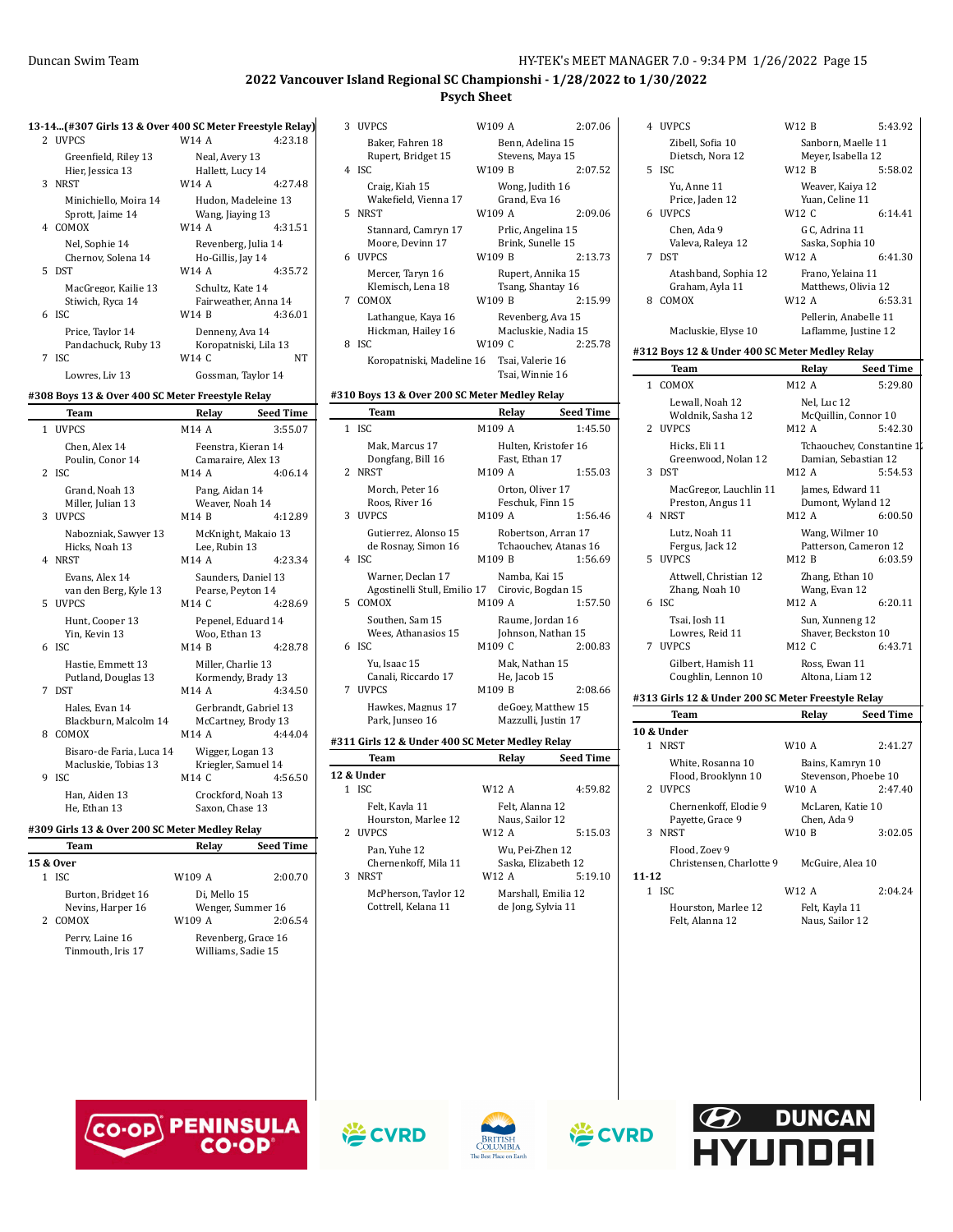## 2022 Vancouver Island Regional SC Championshi - 1/28/2022 to 1/30/2022

### Psych Sheet

**13-14...(#307 Girls 13 & Over 400 SC Meter Freestyle Relay)**

| | Team | Relay | Seed Time |
|---|---|---|---|
| 2 | UVPCS | W14 A | 4:23.18 |
| | Greenfield, Riley 13; Neal, Avery 13; Hier, Jessica 13; Hallett, Lucy 14 | | |
| 3 | NRST | W14 A | 4:27.48 |
| | Minichiello, Moira 14; Hudon, Madeleine 13; Sprott, Jaime 14; Wang, Jiaying 13 | | |
| 4 | COMOX | W14 A | 4:31.51 |
| | Nel, Sophie 14; Revenberg, Julia 14; Chernov, Solena 14; Ho-Gillis, Jay 14 | | |
| 5 | DST | W14 A | 4:35.72 |
| | MacGregor, Kailie 13; Schultz, Kate 14; Stiwich, Ryca 14; Fairweather, Anna 14 | | |
| 6 | ISC | W14 B | 4:36.01 |
| | Price, Taylor 14; Denneny, Ava 14; Pandachuck, Ruby 13; Koropatniski, Lila 13 | | |
| 7 | ISC | W14 C | NT |
| | Lowres, Liv 13; Gossman, Taylor 14 | | |

**#308 Boys 13 & Over 400 SC Meter Freestyle Relay**

| | Team | Relay | Seed Time |
|---|---|---|---|
| 1 | UVPCS | M14 A | 3:55.07 |
| | Chen, Alex 14; Feenstra, Kieran 14; Poulin, Conor 14; Camaraire, Alex 13 | | |
| 2 | ISC | M14 A | 4:06.14 |
| | Grand, Noah 13; Pang, Aidan 14; Miller, Julian 13; Weaver, Noah 14 | | |
| 3 | UVPCS | M14 B | 4:12.89 |
| | Nabozniak, Sawyer 13; McKnight, Makaio 13; Hicks, Noah 13; Lee, Rubin 13 | | |
| 4 | NRST | M14 A | 4:23.34 |
| | Evans, Alex 14; Saunders, Daniel 13; van den Berg, Kyle 13; Pearse, Peyton 14 | | |
| 5 | UVPCS | M14 C | 4:28.69 |
| | Hunt, Cooper 13; Pepenel, Eduard 14; Yin, Kevin 13; Woo, Ethan 13 | | |
| 6 | ISC | M14 B | 4:28.78 |
| | Hastie, Emmett 13; Miller, Charlie 13; Putland, Douglas 13; Kormendy, Brady 13 | | |
| 7 | DST | M14 A | 4:34.50 |
| | Hales, Evan 14; Gerbrandt, Gabriel 13; Blackburn, Malcolm 14; McCartney, Brody 13 | | |
| 8 | COMOX | M14 A | 4:44.04 |
| | Bisaro-de Faria, Luca 14; Wigger, Logan 13; Macluskie, Tobias 13; Kriegler, Samuel 14 | | |
| 9 | ISC | M14 C | 4:56.50 |
| | Han, Aiden 13; Crockford, Noah 13; He, Ethan 13; Saxon, Chase 13 | | |

**#309 Girls 13 & Over 200 SC Meter Medley Relay**

| | Team | Relay | Seed Time |
|---|---|---|---|
| **15 & Over** | | | |
| 1 | ISC | W109 A | 2:00.70 |
| | Burton, Bridget 16; Di, Mello 15; Nevins, Harper 16; Wenger, Summer 16 | | |
| 2 | COMOX | W109 A | 2:06.54 |
| | Perry, Laine 16; Revenberg, Grace 16; Tinmouth, Iris 17; Williams, Sadie 15 | | |
| 3 | UVPCS | W109 A | 2:07.06 |
| | Baker, Fahren 18; Benn, Adelina 15; Rupert, Bridget 15; Stevens, Maya 15 | | |
| 4 | ISC | W109 B | 2:07.52 |
| | Craig, Kiah 15; Wong, Judith 16; Wakefield, Vienna 17; Grand, Eva 16 | | |
| 5 | NRST | W109 A | 2:09.06 |
| | Stannard, Camryn 17; Prlic, Angelina 15; Moore, Devinn 17; Brink, Sunelle 15 | | |
| 6 | UVPCS | W109 B | 2:13.73 |
| | Mercer, Taryn 16; Rupert, Annika 15; Klemisch, Lena 18; Tsang, Shantay 16 | | |
| 7 | COMOX | W109 B | 2:15.99 |
| | Lathangue, Kaya 16; Revenberg, Ava 15; Hickman, Hailey 16; Macluskie, Nadia 15 | | |
| 8 | ISC | W109 C | 2:25.78 |
| | Koropatniski, Madeline 16; Tsai, Valerie 16; Tsai, Winnie 16 | | |

**#310 Boys 13 & Over 200 SC Meter Medley Relay**

| | Team | Relay | Seed Time |
|---|---|---|---|
| 1 | ISC | M109 A | 1:45.50 |
| | Mak, Marcus 17; Hulten, Kristofer 16; Dongfang, Bill 16; Fast, Ethan 17 | | |
| 2 | NRST | M109 A | 1:55.03 |
| | Morch, Peter 16; Orton, Oliver 17; Roos, River 16; Feschuk, Finn 15 | | |
| 3 | UVPCS | M109 A | 1:56.46 |
| | Gutierrez, Alonso 15; Robertson, Arran 17; de Rosnay, Simon 16; Tchaouchev, Atanas 16 | | |
| 4 | ISC | M109 B | 1:56.69 |
| | Warner, Declan 17; Namba, Kai 15; Agostinelli Stull, Emilio 17; Cirovic, Bogdan 15 | | |
| 5 | COMOX | M109 A | 1:57.50 |
| | Southen, Sam 15; Raume, Jordan 16; Wees, Athanasios 15; Johnson, Nathan 15 | | |
| 6 | ISC | M109 C | 2:00.83 |
| | Yu, Isaac 15; Mak, Nathan 15; Canali, Riccardo 17; He, Jacob 15 | | |
| 7 | UVPCS | M109 B | 2:08.66 |
| | Hawkes, Magnus 17; deGoey, Matthew 15; Park, Junseo 16; Mazzulli, Justin 17 | | |

**#311 Girls 12 & Under 400 SC Meter Medley Relay**

| | Team | Relay | Seed Time |
|---|---|---|---|
| **12 & Under** | | | |
| 1 | ISC | W12 A | 4:59.82 |
| | Felt, Kayla 11; Felt, Alanna 12; Hourston, Marlee 12; Naus, Sailor 12 | | |
| 2 | UVPCS | W12 A | 5:15.03 |
| | Pan, Yuhe 12; Wu, Pei-Zhen 12; Chernenkoff, Mila 11; Saska, Elizabeth 12 | | |
| 3 | NRST | W12 A | 5:19.10 |
| | McPherson, Taylor 12; Marshall, Emilia 12; Cottrell, Kelana 11; de Jong, Sylvia 11 | | |
| 4 | UVPCS | W12 B | 5:43.92 |
| | Zibell, Sofia 10; Sanborn, Maelle 11; Dietsch, Nora 12; Meyer, Isabella 12 | | |
| 5 | ISC | W12 B | 5:58.02 |
| | Yu, Anne 11; Weaver, Kaiya 12; Price, Jaden 12; Yuan, Celine 11 | | |
| 6 | UVPCS | W12 C | 6:14.41 |
| | Chen, Ada 9; G C, Adrina 11; Valeva, Raleya 12; Saska, Sophia 10 | | |
| 7 | DST | W12 A | 6:41.30 |
| | Atashband, Sophia 12; Frano, Yelaina 11; Graham, Ayla 11; Matthews, Olivia 12 | | |
| 8 | COMOX | W12 A | 6:53.31 |
| | Pellerin, Anabelle 11; Macluskie, Elyse 10; Laflamme, Justine 12 | | |

**#312 Boys 12 & Under 400 SC Meter Medley Relay**

| | Team | Relay | Seed Time |
|---|---|---|---|
| 1 | COMOX | M12 A | 5:29.80 |
| | Lewall, Noah 12; Nel, Luc 12; Woldnik, Sasha 12; McQuillin, Connor 10 | | |
| 2 | UVPCS | M12 A | 5:42.30 |
| | Hicks, Eli 11; Tchaouchev, Constantine 1; Greenwood, Nolan 12; Damian, Sebastian 12 | | |
| 3 | DST | M12 A | 5:54.53 |
| | MacGregor, Lauchlin 11; James, Edward 11; Preston, Angus 11; Dumont, Wyland 12 | | |
| 4 | NRST | M12 A | 6:00.50 |
| | Lutz, Noah 11; Wang, Wilmer 10; Fergus, Jack 12; Patterson, Cameron 12 | | |
| 5 | UVPCS | M12 B | 6:03.59 |
| | Attwell, Christian 12; Zhang, Ethan 10; Zhang, Noah 10; Wang, Evan 12 | | |
| 6 | ISC | M12 A | 6:20.11 |
| | Tsai, Josh 11; Sun, Xunneng 12; Lowres, Reid 11; Shaver, Beckston 10 | | |
| 7 | UVPCS | M12 C | 6:43.71 |
| | Gilbert, Hamish 11; Ross, Ewan 11; Coughlin, Lennon 10; Altona, Liam 12 | | |

**#313 Girls 12 & Under 200 SC Meter Freestyle Relay**

| | Team | Relay | Seed Time |
|---|---|---|---|
| **10 & Under** | | | |
| 1 | NRST | W10 A | 2:41.27 |
| | White, Rosanna 10; Bains, Kamryn 10; Flood, Brooklynn 10; Stevenson, Phoebe 10 | | |
| 2 | UVPCS | W10 A | 2:47.40 |
| | Chernenkoff, Elodie 9; McLaren, Katie 10; Payette, Grace 9; Chen, Ada 9 | | |
| 3 | NRST | W10 B | 3:02.05 |
| | Flood, Zoey 9; Christensen, Charlotte 9; McGuire, Alea 10 | | |
| **11-12** | | | |
| 1 | ISC | W12 A | 2:04.24 |
| | Hourston, Marlee 12; Felt, Kayla 11; Felt, Alanna 12; Naus, Sailor 12 | | |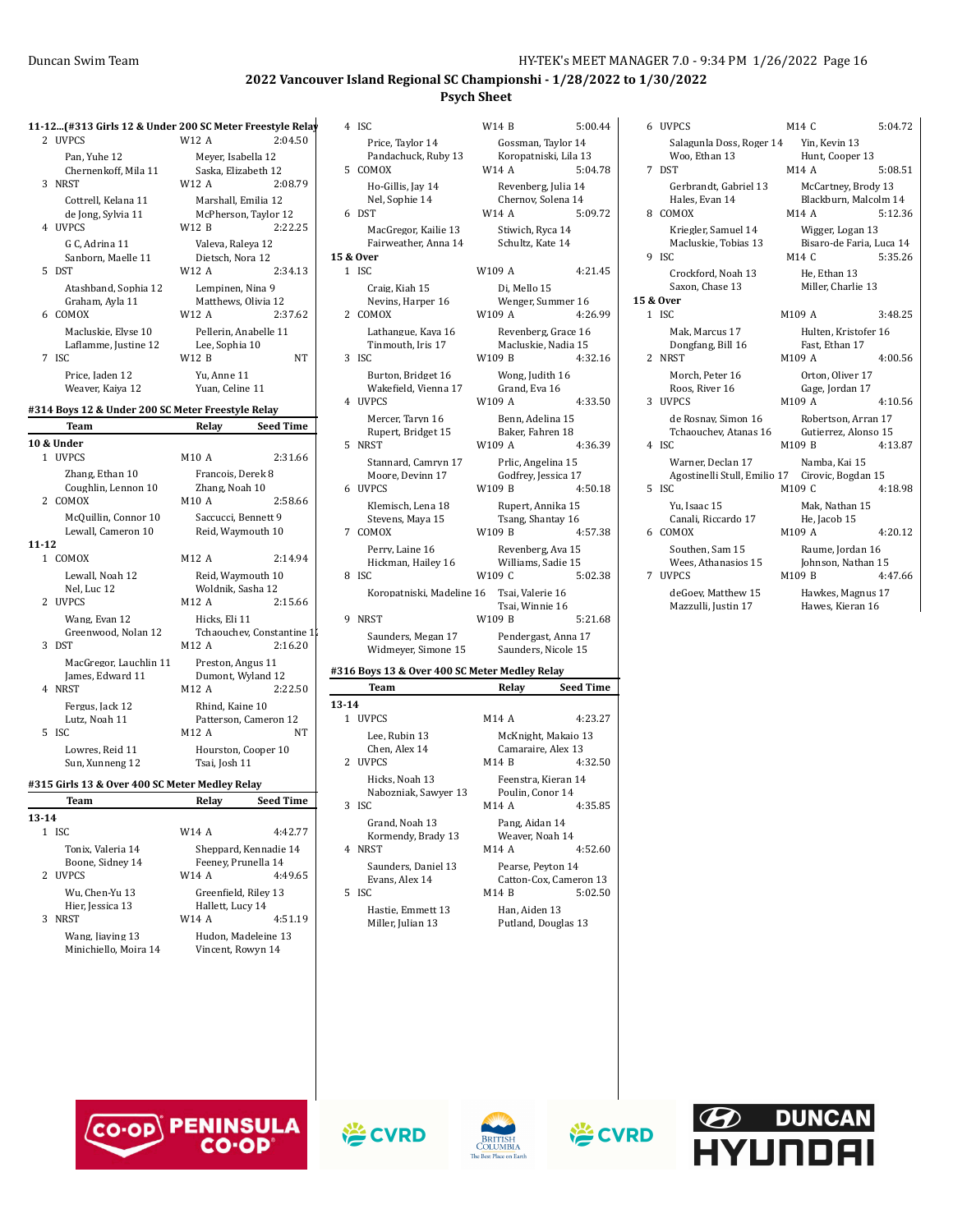## 2022 Vancouver Island Regional SC Championshi - 1/28/2022 to 1/30/2022

### Psych Sheet

#### 11-12...(#313 Girls 12 & Under 200 SC Meter Freestyle Relay

| | Team | Relay | Seed Time |
|---|---|---|---|
| 2 | UVPCS | W12 A | 2:04.50 |
| | Pan, Yuhe 12 | Meyer, Isabella 12 | |
| | Chernenkoff, Mila 11 | Saska, Elizabeth 12 | |
| 3 | NRST | W12 A | 2:08.79 |
| | Cottrell, Kelana 11 | Marshall, Emilia 12 | |
| | de Jong, Sylvia 11 | McPherson, Taylor 12 | |
| 4 | UVPCS | W12 B | 2:22.25 |
| | G C, Adrina 11 | Valeva, Raleya 12 | |
| | Sanborn, Maelle 11 | Dietsch, Nora 12 | |
| 5 | DST | W12 A | 2:34.13 |
| | Atashband, Sophia 12 | Lempinen, Nina 9 | |
| | Graham, Ayla 11 | Matthews, Olivia 12 | |
| 6 | COMOX | W12 A | 2:37.62 |
| | Macluskie, Elyse 10 | Pellerin, Anabelle 11 | |
| | Laflamme, Justine 12 | Lee, Sophia 10 | |
| 7 | ISC | W12 B | NT |
| | Price, Jaden 12 | Yu, Anne 11 | |
| | Weaver, Kaiya 12 | Yuan, Celine 11 | |

#### #314 Boys 12 & Under 200 SC Meter Freestyle Relay

| | Team | Relay | Seed Time |
|---|---|---|---|
| **10 & Under** | | | |
| 1 | UVPCS | M10 A | 2:31.66 |
| | Zhang, Ethan 10 | Francois, Derek 8 | |
| | Coughlin, Lennon 10 | Zhang, Noah 10 | |
| 2 | COMOX | M10 A | 2:58.66 |
| | McQuillin, Connor 10 | Saccucci, Bennett 9 | |
| | Lewall, Cameron 10 | Reid, Waymouth 10 | |
| **11-12** | | | |
| 1 | COMOX | M12 A | 2:14.94 |
| | Lewall, Noah 12 | Reid, Waymouth 10 | |
| | Nel, Luc 12 | Woldnik, Sasha 12 | |
| 2 | UVPCS | M12 A | 2:15.66 |
| | Wang, Evan 12 | Hicks, Eli 11 | |
| | Greenwood, Nolan 12 | Tchaouchev, Constantine 12 | |
| 3 | DST | M12 A | 2:16.20 |
| | MacGregor, Lauchlin 11 | Preston, Angus 11 | |
| | James, Edward 11 | Dumont, Wyland 12 | |
| 4 | NRST | M12 A | 2:22.50 |
| | Fergus, Jack 12 | Rhind, Kaine 10 | |
| | Lutz, Noah 11 | Patterson, Cameron 12 | |
| 5 | ISC | M12 A | NT |
| | Lowres, Reid 11 | Hourston, Cooper 10 | |
| | Sun, Xunneng 12 | Tsai, Josh 11 | |

#### #315 Girls 13 & Over 400 SC Meter Medley Relay

| | Team | Relay | Seed Time |
|---|---|---|---|
| **13-14** | | | |
| 1 | ISC | W14 A | 4:42.77 |
| | Tonix, Valeria 14 | Sheppard, Kennadie 14 | |
| | Boone, Sidney 14 | Feeney, Prunella 14 | |
| 2 | UVPCS | W14 A | 4:49.65 |
| | Wu, Chen-Yu 13 | Greenfield, Riley 13 | |
| | Hier, Jessica 13 | Hallett, Lucy 14 | |
| 3 | NRST | W14 A | 4:51.19 |
| | Wang, Jiaying 13 | Hudon, Madeleine 13 | |
| | Minichiello, Moira 14 | Vincent, Rowyn 14 | |
| 4 | ISC | W14 B | 5:00.44 |
| | Price, Taylor 14 | Gossman, Taylor 14 | |
| | Pandachuck, Ruby 13 | Koropatniski, Lila 13 | |
| 5 | COMOX | W14 A | 5:04.78 |
| | Ho-Gillis, Jay 14 | Revenberg, Julia 14 | |
| | Nel, Sophie 14 | Chernov, Solena 14 | |
| 6 | DST | W14 A | 5:09.72 |
| | MacGregor, Kailie 13 | Stiwich, Ryca 14 | |
| | Fairweather, Anna 14 | Schultz, Kate 14 | |
| **15 & Over** | | | |
| 1 | ISC | W109 A | 4:21.45 |
| | Craig, Kiah 15 | Di, Mello 15 | |
| | Nevins, Harper 16 | Wenger, Summer 16 | |
| 2 | COMOX | W109 A | 4:26.99 |
| | Lathangue, Kaya 16 | Revenberg, Grace 16 | |
| | Tinmouth, Iris 17 | Macluskie, Nadia 15 | |
| 3 | ISC | W109 B | 4:32.16 |
| | Burton, Bridget 16 | Wong, Judith 16 | |
| | Wakefield, Vienna 17 | Grand, Eva 16 | |
| 4 | UVPCS | W109 A | 4:33.50 |
| | Mercer, Taryn 16 | Benn, Adelina 15 | |
| | Rupert, Bridget 15 | Baker, Fahren 18 | |
| 5 | NRST | W109 A | 4:36.39 |
| | Stannard, Camryn 17 | Prlic, Angelina 15 | |
| | Moore, Devinn 17 | Godfrey, Jessica 17 | |
| 6 | UVPCS | W109 B | 4:50.18 |
| | Klemisch, Lena 18 | Rupert, Annika 15 | |
| | Stevens, Maya 15 | Tsang, Shantay 16 | |
| 7 | COMOX | W109 B | 4:57.38 |
| | Perry, Laine 16 | Revenberg, Ava 15 | |
| | Hickman, Hailey 16 | Williams, Sadie 15 | |
| 8 | ISC | W109 C | 5:02.38 |
| | Koropatniski, Madeline 16 | Tsai, Valerie 16 | |
| | | Tsai, Winnie 16 | |
| 9 | NRST | W109 B | 5:21.68 |
| | Saunders, Megan 17 | Pendergast, Anna 17 | |
| | Widmeyer, Simone 15 | Saunders, Nicole 15 | |

#### #316 Boys 13 & Over 400 SC Meter Medley Relay

| | Team | Relay | Seed Time |
|---|---|---|---|
| **13-14** | | | |
| 1 | UVPCS | M14 A | 4:23.27 |
| | Lee, Rubin 13 | McKnight, Makaio 13 | |
| | Chen, Alex 14 | Camaraire, Alex 13 | |
| 2 | UVPCS | M14 B | 4:32.50 |
| | Hicks, Noah 13 | Feenstra, Kieran 14 | |
| | Nabozniak, Sawyer 13 | Poulin, Conor 14 | |
| 3 | ISC | M14 A | 4:35.85 |
| | Grand, Noah 13 | Pang, Aidan 14 | |
| | Kormendy, Brady 13 | Weaver, Noah 14 | |
| 4 | NRST | M14 A | 4:52.60 |
| | Saunders, Daniel 13 | Pearse, Peyton 14 | |
| | Evans, Alex 14 | Catton-Cox, Cameron 13 | |
| 5 | ISC | M14 B | 5:02.50 |
| | Hastie, Emmett 13 | Han, Aiden 13 | |
| | Miller, Julian 13 | Putland, Douglas 13 | |
| 6 | UVPCS | M14 C | 5:04.72 |
| | Salagunla Doss, Roger 14 | Yin, Kevin 13 | |
| | Woo, Ethan 13 | Hunt, Cooper 13 | |
| 7 | DST | M14 A | 5:08.51 |
| | Gerbrandt, Gabriel 13 | McCartney, Brody 13 | |
| | Hales, Evan 14 | Blackburn, Malcolm 14 | |
| 8 | COMOX | M14 A | 5:12.36 |
| | Kriegler, Samuel 14 | Wigger, Logan 13 | |
| | Macluskie, Tobias 13 | Bisaro-de Faria, Luca 14 | |
| 9 | ISC | M14 C | 5:35.26 |
| | Crockford, Noah 13 | He, Ethan 13 | |
| | Saxon, Chase 13 | Miller, Charlie 13 | |
| **15 & Over** | | | |
| 1 | ISC | M109 A | 3:48.25 |
| | Mak, Marcus 17 | Hulten, Kristofer 16 | |
| | Dongfang, Bill 16 | Fast, Ethan 17 | |
| 2 | NRST | M109 A | 4:00.56 |
| | Morch, Peter 16 | Orton, Oliver 17 | |
| | Roos, River 16 | Gage, Jordan 17 | |
| 3 | UVPCS | M109 A | 4:10.56 |
| | de Rosnay, Simon 16 | Robertson, Arran 17 | |
| | Tchaouchev, Atanas 16 | Gutierrez, Alonso 15 | |
| 4 | ISC | M109 B | 4:13.87 |
| | Warner, Declan 17 | Namba, Kai 15 | |
| | Agostinelli Stull, Emilio 17 | Cirovic, Bogdan 15 | |
| 5 | ISC | M109 C | 4:18.98 |
| | Yu, Isaac 15 | Mak, Nathan 15 | |
| | Canali, Riccardo 17 | He, Jacob 15 | |
| 6 | COMOX | M109 A | 4:20.12 |
| | Southen, Sam 15 | Raume, Jordan 16 | |
| | Wees, Athanasios 15 | Johnson, Nathan 15 | |
| 7 | UVPCS | M109 B | 4:47.66 |
| | deGoey, Matthew 15 | Hawkes, Magnus 17 | |
| | Mazzulli, Justin 17 | Hawes, Kieran 16 | |